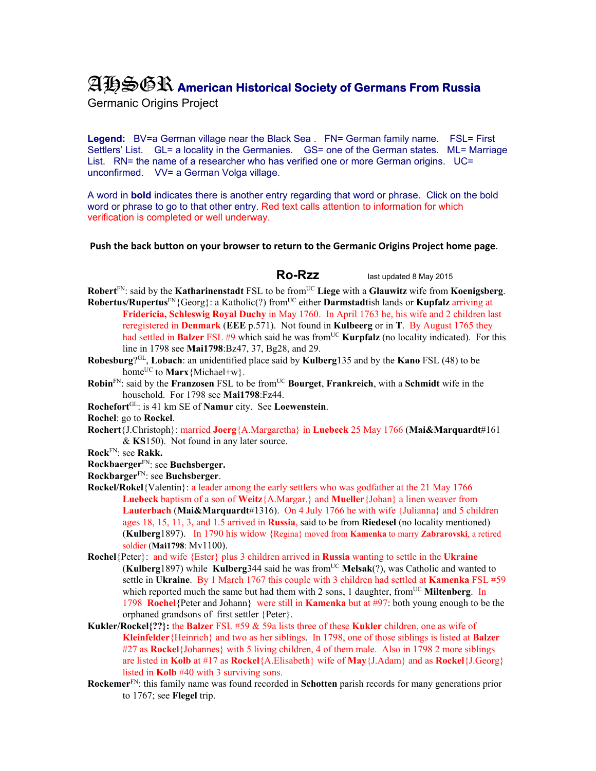# AHSGR American Historical Society of Germans From Russia

Germanic Origins Project

**Legend:** BV=a German village near the Black Sea . FN= German family name. FSL= First Settlers' List. GL= a locality in the Germanies. GS= one of the German states. ML= Marriage List. RN= the name of a researcher who has verified one or more German origins. UC= unconfirmed. VV= a German Volga village.

A word in **bold** indicates there is another entry regarding that word or phrase. Click on the bold word or phrase to go to that other entry. Red text calls attention to information for which verification is completed or well underway.

**Push the back button on your browser to return to the Germanic Origins Project home page**.

## Ro-Rzz

last updated 8 May 2015

**Robert**[FN]: said by the **Katharinenstadt** FSL to be from[UC] **Liege** with a **Glauwitz** wife from **Koenigsberg**.

**Robertus/Rupertus**[FN]{Georg}: a Katholic(?) from[UC] either **Darmstadt**ish lands or **Kupfalz** arriving at **Fridericia, Schleswig Royal Duchy** in May 1760. In April 1763 he, his wife and 2 children last reregistered in **Denmark** (**EEE** p.571). Not found in **Kulbeerg** or in **T**. By August 1765 they had settled in **Balzer** FSL #9 which said he was from[UC] **Kurpfalz** (no locality indicated). For this line in 1798 see **Mai1798**:Bz47, 37, Bg28, and 29.

**Robesburg**?[GL], **Lobach**: an unidentified place said by **Kulberg**135 and by the **Kano** FSL (48) to be home[UC] to **Marx**{Michael+w}.

**Robin**[FN]: said by the **Franzosen** FSL to be from[UC] **Bourget**, **Frankreich**, with a **Schmidt** wife in the household. For 1798 see **Mai1798**:Fz44.

**Rochefort**[GL]: is 41 km SE of **Namur** city. See **Loewenstein**.

**Rochel**: go to **Rockel**.

**Rochert**{J.Christoph}: married **Joerg**{A.Margaretha} in **Luebeck** 25 May 1766 (**Mai&Marquardt**#161 & **KS**150). Not found in any later source.

**Rock**[FN]: see **Rakk.**

**Rockbaerger**[FN]: see **Buchsberger.**

**Rockbarger**[FN]: see **Buchsberger**.

**Rockel/Rokel**{Valentin}: a leader among the early settlers who was godfather at the 21 May 1766 **Luebeck** baptism of a son of **Weitz**{A.Margar.} and **Mueller**{Johan} a linen weaver from **Lauterbach** (**Mai&Marquardt**#1316). On 4 July 1766 he with wife {Julianna} and 5 children ages 18, 15, 11, 3, and 1.5 arrived in **Russia**, said to be from **Riedesel** (no locality mentioned) (**Kulberg**1897). In 1790 his widow {Regina} moved from **Kamenka** to marry **Zabrarovski**, a retired soldier (**Mai1798**: Mv1100).

**Rochel**{Peter}: and wife {Ester} plus 3 children arrived in **Russia** wanting to settle in the **Ukraine** (**Kulberg**1897) while **Kulberg**344 said he was from[UC] **Melsak**(?), was Catholic and wanted to settle in **Ukraine**. By 1 March 1767 this couple with 3 children had settled at **Kamenka** FSL #59 which reported much the same but had them with 2 sons, 1 daughter, from[UC] **Miltenberg**. In 1798 **Rochel**{Peter and Johann} were still in **Kamenka** but at #97: both young enough to be the orphaned grandsons of first settler {Peter}.

**Kukler/Rockel{??}:** the **Balzer** FSL #59 & 59a lists three of these **Kukler** children, one as wife of **Kleinfelder**{Heinrich} and two as her siblings. In 1798, one of those siblings is listed at **Balzer** #27 as **Rockel**{Johannes} with 5 living children, 4 of them male. Also in 1798 2 more siblings are listed in **Kolb** at #17 as **Rockel**{A.Elisabeth} wife of **May**{J.Adam} and as **Rockel**{J.Georg} listed in **Kolb** #40 with 3 surviving sons.

**Rockemer**[FN]: this family name was found recorded in **Schotten** parish records for many generations prior to 1767; see **Flegel** trip.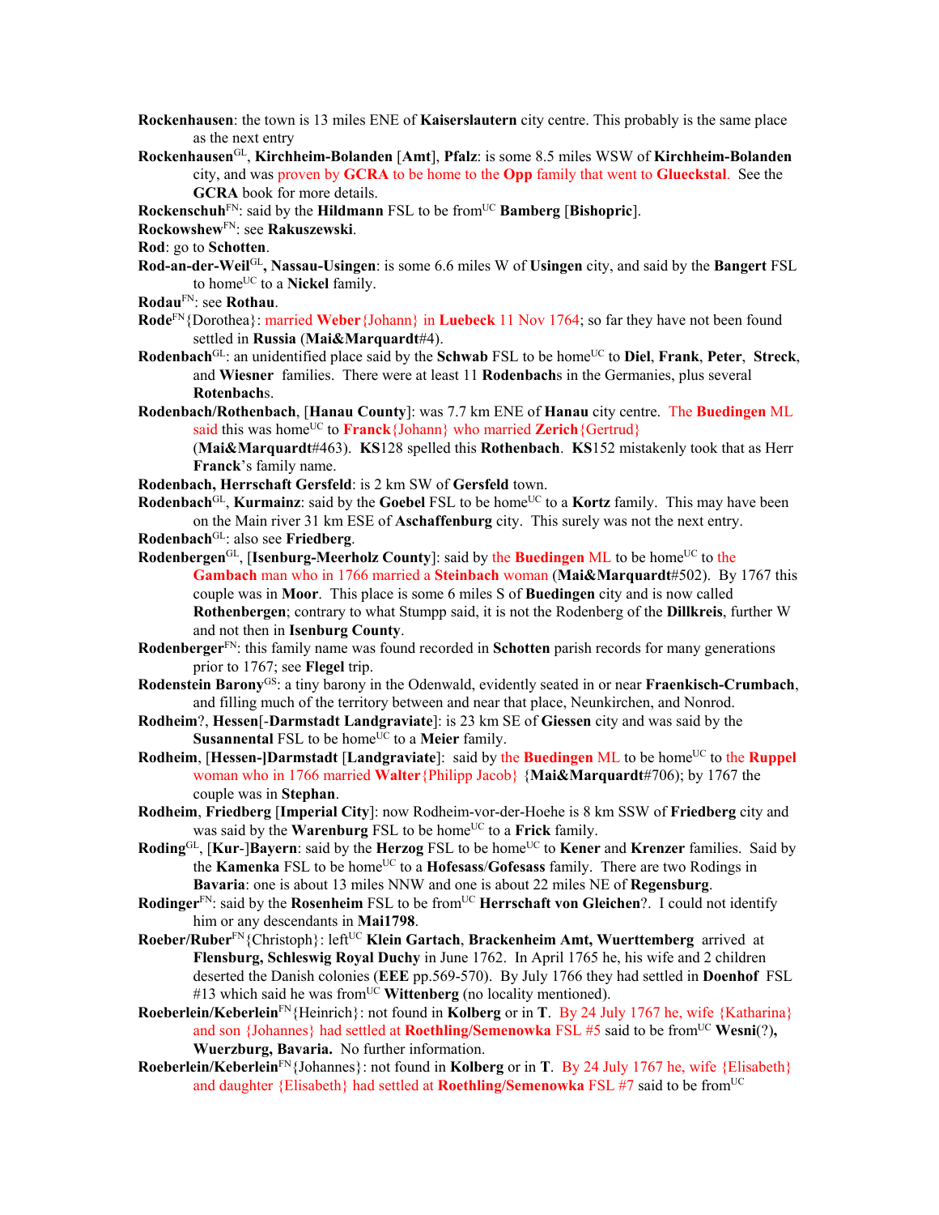**Rockenhausen**: the town is 13 miles ENE of **Kaiserslautern** city centre. This probably is the same place as the next entry

**Rockenhausen**[GL], **Kirchheim-Bolanden** [**Amt**], **Pfalz**: is some 8.5 miles WSW of **Kirchheim-Bolanden** city, and was proven by **GCRA** to be home to the **Opp** family that went to **Glueckstal**. See the **GCRA** book for more details.

**Rockenschuh**[FN]: said by the **Hildmann** FSL to be from[UC] **Bamberg** [**Bishopric**].

**Rockowshew**[FN]: see **Rakuszewski**.

**Rod**: go to **Schotten**.

**Rod-an-der-Weil**[GL], **Nassau-Usingen**: is some 6.6 miles W of **Usingen** city, and said by the **Bangert** FSL to home[UC] to a **Nickel** family.

**Rodau**[FN]: see **Rothau**.

**Rode**[FN]{Dorothea}: married **Weber**{Johann} in **Luebeck** 11 Nov 1764; so far they have not been found settled in **Russia** (**Mai&Marquardt**#4).

**Rodenbach**[GL]: an unidentified place said by the **Schwab** FSL to be home[UC] to **Diel**, **Frank**, **Peter**, **Streck**, and **Wiesner** families. There were at least 11 **Rodenbach**s in the Germanies, plus several **Rotenbach**s.

**Rodenbach/Rothenbach**, [**Hanau County**]: was 7.7 km ENE of **Hanau** city centre. The **Buedingen** ML said this was home[UC] to **Franck**{Johann} who married **Zerich**{Gertrud} (**Mai&Marquardt**#463). **KS**128 spelled this **Rothenbach**. **KS**152 mistakenly took that as Herr **Franck**'s family name.

**Rodenbach, Herrschaft Gersfeld**: is 2 km SW of **Gersfeld** town.

**Rodenbach**[GL], **Kurmainz**: said by the **Goebel** FSL to be home[UC] to a **Kortz** family. This may have been on the Main river 31 km ESE of **Aschaffenburg** city. This surely was not the next entry.

**Rodenbach**[GL]: also see **Friedberg**.

**Rodenbergen**[GL], [**Isenburg-Meerholz County**]: said by the **Buedingen** ML to be home[UC] to the **Gambach** man who in 1766 married a **Steinbach** woman (**Mai&Marquardt**#502). By 1767 this couple was in **Moor**. This place is some 6 miles S of **Buedingen** city and is now called **Rothenbergen**; contrary to what Stumpp said, it is not the Rodenberg of the **Dillkreis**, further W and not then in **Isenburg County**.

**Rodenberger**[FN]: this family name was found recorded in **Schotten** parish records for many generations prior to 1767; see **Flegel** trip.

**Rodenstein Barony**[GS]: a tiny barony in the Odenwald, evidently seated in or near **Fraenkisch-Crumbach**, and filling much of the territory between and near that place, Neunkirchen, and Nonrod.

**Rodheim**?, **Hessen**[-**Darmstadt Landgraviate**]: is 23 km SE of **Giessen** city and was said by the **Susannental** FSL to be home[UC] to a **Meier** family.

**Rodheim**, [**Hessen-**]**Darmstadt** [**Landgraviate**]: said by the **Buedingen** ML to be home[UC] to the **Ruppel** woman who in 1766 married **Walter**{Philipp Jacob} {**Mai&Marquardt**#706); by 1767 the couple was in **Stephan**.

**Rodheim**, **Friedberg** [**Imperial City**]: now Rodheim-vor-der-Hoehe is 8 km SSW of **Friedberg** city and was said by the **Warenburg** FSL to be home[UC] to a **Frick** family.

**Roding**[GL], [**Kur**-]**Bayern**: said by the **Herzog** FSL to be home[UC] to **Kener** and **Krenzer** families. Said by the **Kamenka** FSL to be home[UC] to a **Hofesass**/**Gofesass** family. There are two Rodings in **Bavaria**: one is about 13 miles NNW and one is about 22 miles NE of **Regensburg**.

**Rodinger**[FN]: said by the **Rosenheim** FSL to be from[UC] **Herrschaft von Gleichen**?. I could not identify him or any descendants in **Mai1798**.

**Roeber/Ruber**[FN]{Christoph}: left[UC] **Klein Gartach**, **Brackenheim Amt, Wuerttemberg** arrived at **Flensburg, Schleswig Royal Duchy** in June 1762. In April 1765 he, his wife and 2 children deserted the Danish colonies (**EEE** pp.569-570). By July 1766 they had settled in **Doenhof** FSL #13 which said he was from[UC] **Wittenberg** (no locality mentioned).

**Roeberlein/Keberlein**[FN]{Heinrich}: not found in **Kolberg** or in **T**. By 24 July 1767 he, wife {Katharina} and son {Johannes} had settled at **Roethling/Semenowka** FSL #5 said to be from[UC] **Wesni**(?)**, Wuerzburg, Bavaria.** No further information.

**Roeberlein/Keberlein**[FN]{Johannes}: not found in **Kolberg** or in **T**. By 24 July 1767 he, wife {Elisabeth} and daughter {Elisabeth} had settled at **Roethling/Semenowka** FSL #7 said to be from[UC]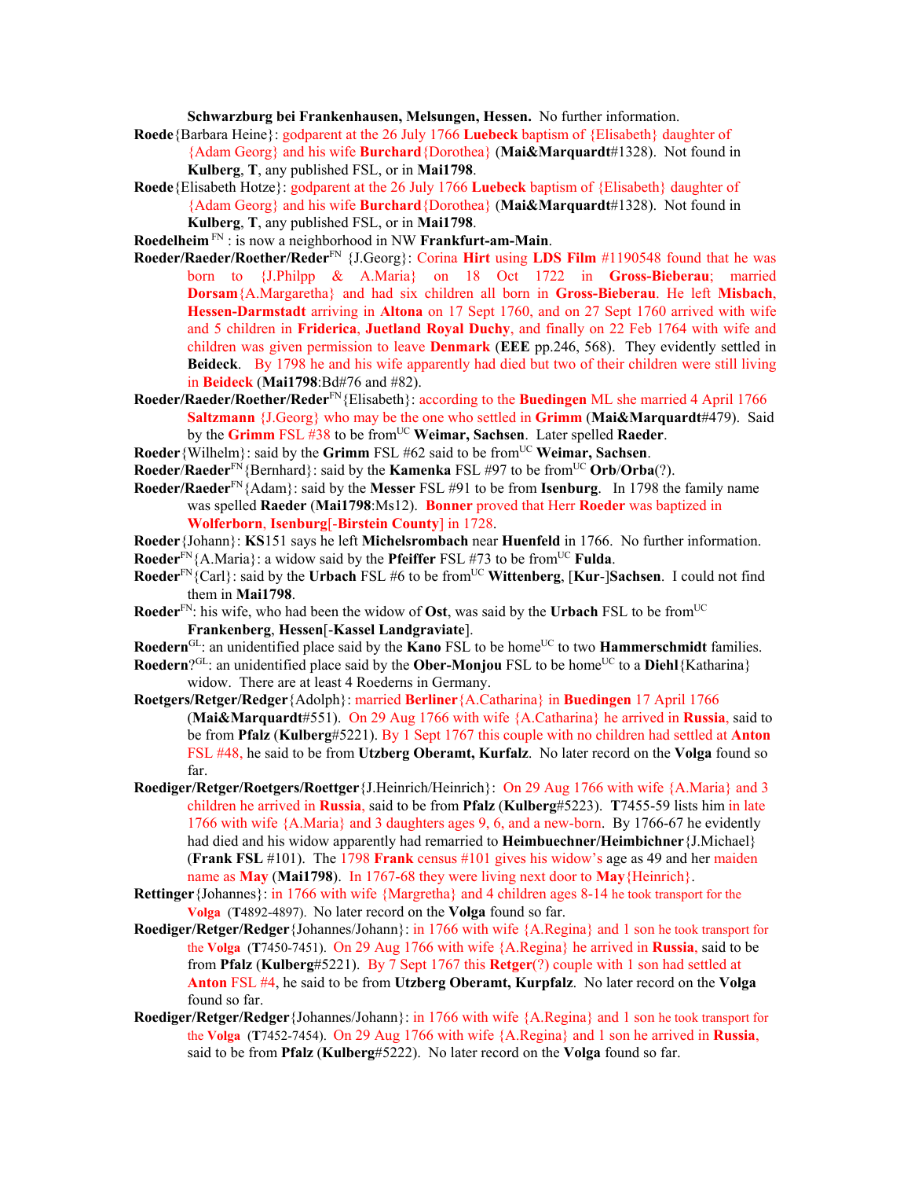**Schwarzburg bei Frankenhausen, Melsungen, Hessen.** No further information.

**Roede**{Barbara Heine}: godparent at the 26 July 1766 **Luebeck** baptism of {Elisabeth} daughter of {Adam Georg} and his wife **Burchard**{Dorothea} (**Mai&Marquardt**#1328). Not found in **Kulberg**, **T**, any published FSL, or in **Mai1798**.

**Roede**{Elisabeth Hotze}: godparent at the 26 July 1766 **Luebeck** baptism of {Elisabeth} daughter of {Adam Georg} and his wife **Burchard**{Dorothea} (**Mai&Marquardt**#1328). Not found in **Kulberg**, **T**, any published FSL, or in **Mai1798**.

**Roedelheim** [FN] : is now a neighborhood in NW **Frankfurt-am-Main**.

**Roeder/Raeder/Roether/Reder**[FN] {J.Georg}: Corina **Hirt** using **LDS Film** #1190548 found that he was born to {J.Philpp & A.Maria} on 18 Oct 1722 in **Gross-Bieberau**; married **Dorsam**{A.Margaretha} and had six children all born in **Gross-Bieberau**. He left **Misbach**, **Hessen-Darmstadt** arriving in **Altona** on 17 Sept 1760, and on 27 Sept 1760 arrived with wife and 5 children in **Friderica**, **Juetland Royal Duchy**, and finally on 22 Feb 1764 with wife and children was given permission to leave **Denmark** (**EEE** pp.246, 568). They evidently settled in **Beideck**. By 1798 he and his wife apparently had died but two of their children were still living in **Beideck** (**Mai1798**:Bd#76 and #82).

**Roeder/Raeder/Roether/Reder**[FN]{Elisabeth}: according to the **Buedingen** ML she married 4 April 1766 **Saltzmann** {J.Georg} who may be the one who settled in **Grimm** (**Mai&Marquardt**#479). Said by the **Grimm** FSL #38 to be from[UC] **Weimar, Sachsen**. Later spelled **Raeder**.

**Roeder**{Wilhelm}: said by the **Grimm** FSL #62 said to be from[UC] **Weimar, Sachsen**.

**Roeder**/**Raeder**[FN]{Bernhard}: said by the **Kamenka** FSL #97 to be from[UC] **Orb**/**Orba**(?).

**Roeder/Raeder**[FN]{Adam}: said by the **Messer** FSL #91 to be from **Isenburg**. In 1798 the family name was spelled **Raeder** (**Mai1798**:Ms12). **Bonner** proved that Herr **Roeder** was baptized in **Wolferborn**, **Isenburg**[-**Birstein County**] in 1728.

**Roeder**{Johann}: **KS**151 says he left **Michelsrombach** near **Huenfeld** in 1766. No further information.

**Roeder**[FN]{A.Maria}: a widow said by the **Pfeiffer** FSL #73 to be from[UC] **Fulda**.

**Roeder**[FN]{Carl}: said by the **Urbach** FSL #6 to be from[UC] **Wittenberg**, [**Kur**-]**Sachsen**. I could not find them in **Mai1798**.

**Roeder**[FN]: his wife, who had been the widow of **Ost**, was said by the **Urbach** FSL to be from[UC] **Frankenberg**, **Hessen**[-**Kassel Landgraviate**].

**Roedern**[GL]: an unidentified place said by the **Kano** FSL to be home[UC] to two **Hammerschmidt** families.

**Roedern**?[GL]: an unidentified place said by the **Ober-Monjou** FSL to be home[UC] to a **Diehl**{Katharina} widow. There are at least 4 Roederns in Germany.

**Roetgers/Retger/Redger**{Adolph}: married **Berliner**{A.Catharina} in **Buedingen** 17 April 1766 (**Mai&Marquardt**#551). On 29 Aug 1766 with wife {A.Catharina} he arrived in **Russia**, said to be from **Pfalz** (**Kulberg**#5221). By 1 Sept 1767 this couple with no children had settled at **Anton** FSL #48, he said to be from **Utzberg Oberamt, Kurfalz**. No later record on the **Volga** found so far.

**Roediger/Retger/Roetgers/Roettger**{J.Heinrich/Heinrich}: On 29 Aug 1766 with wife {A.Maria} and 3 children he arrived in **Russia**, said to be from **Pfalz** (**Kulberg**#5223). **T**7455-59 lists him in late 1766 with wife {A.Maria} and 3 daughters ages 9, 6, and a new-born. By 1766-67 he evidently had died and his widow apparently had remarried to **Heimbuechner/Heimbichner**{J.Michael} (**Frank FSL** #101). The 1798 **Frank** census #101 gives his widow's age as 49 and her maiden name as **May** (**Mai1798**). In 1767-68 they were living next door to **May**{Heinrich}.

**Rettinger**{Johannes}: in 1766 with wife {Margretha} and 4 children ages 8-14 he took transport for the **Volga** (**T**4892-4897). No later record on the **Volga** found so far.

**Roediger/Retger/Redger**{Johannes/Johann}: in 1766 with wife {A.Regina} and 1 son he took transport for the **Volga** (**T**7450-7451). On 29 Aug 1766 with wife {A.Regina} he arrived in **Russia**, said to be from **Pfalz** (**Kulberg**#5221). By 7 Sept 1767 this **Retger**(?) couple with 1 son had settled at **Anton** FSL #4, he said to be from **Utzberg Oberamt, Kurpfalz**. No later record on the **Volga** found so far.

**Roediger/Retger/Redger**{Johannes/Johann}: in 1766 with wife {A.Regina} and 1 son he took transport for the **Volga** (**T**7452-7454). On 29 Aug 1766 with wife {A.Regina} and 1 son he arrived in **Russia**, said to be from **Pfalz** (**Kulberg**#5222). No later record on the **Volga** found so far.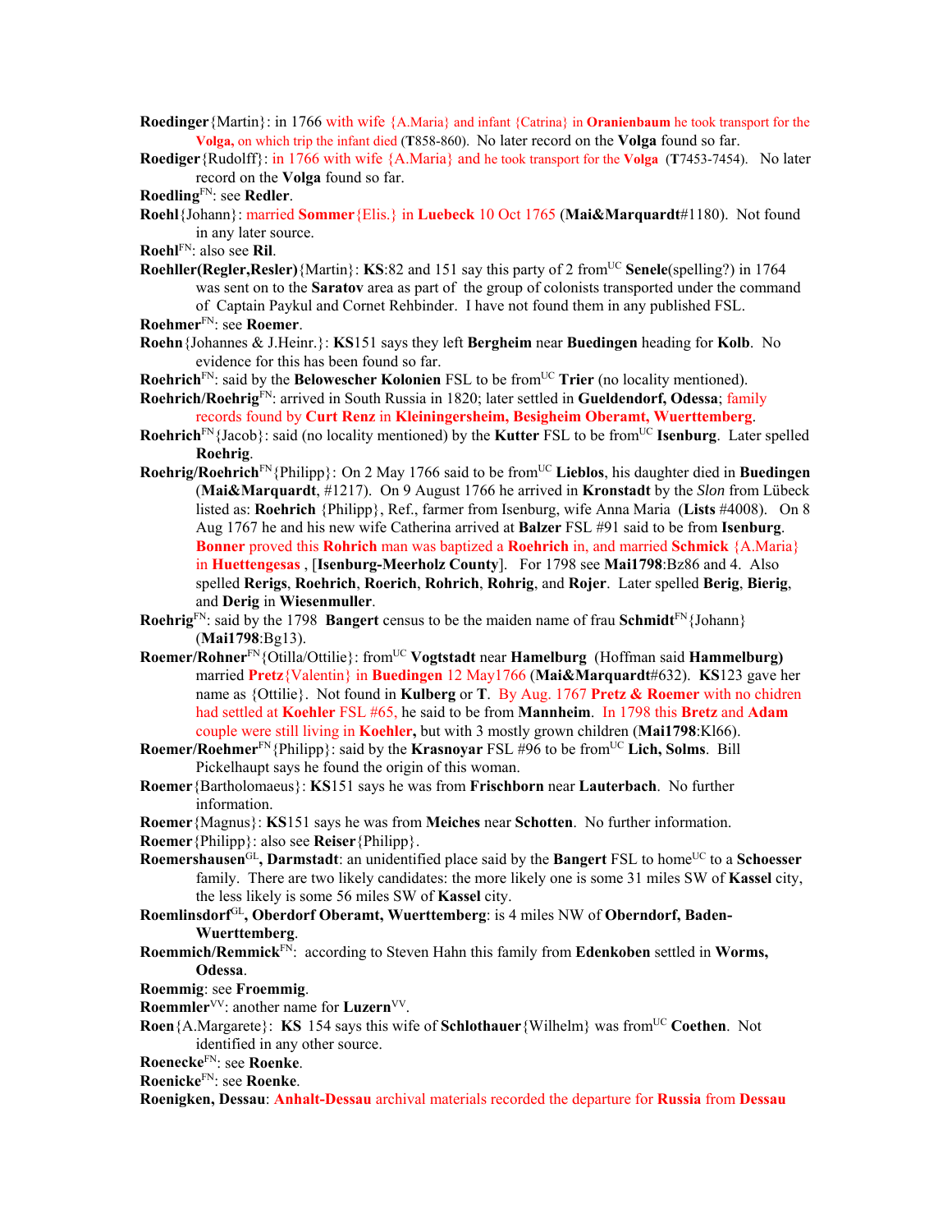**Roedinger**{Martin}: in 1766 with wife {A.Maria} and infant {Catrina} in **Oranienbaum** he took transport for the **Volga,** on which trip the infant died (**T**858-860). No later record on the **Volga** found so far.

**Roediger**{Rudolff}: in 1766 with wife {A.Maria} and he took transport for the **Volga** (**T**7453-7454). No later record on the **Volga** found so far.

**Roedling**FN: see **Redler**.

**Roehl**{Johann}: married **Sommer**{Elis.} in **Luebeck** 10 Oct 1765 (**Mai&Marquardt**#1180). Not found in any later source.

**Roehl**FN: also see **Ril**.

**Roehller(Regler,Resler)**{Martin}: **KS**:82 and 151 say this party of 2 fromUC **Senele**(spelling?) in 1764 was sent on to the **Saratov** area as part of the group of colonists transported under the command of Captain Paykul and Cornet Rehbinder. I have not found them in any published FSL.

**Roehmer**FN: see **Roemer**.

**Roehn**{Johannes & J.Heinr.}: **KS**151 says they left **Bergheim** near **Buedingen** heading for **Kolb**. No evidence for this has been found so far.

**Roehrich**FN: said by the **Belowescher Kolonien** FSL to be fromUC **Trier** (no locality mentioned).

**Roehrich/Roehrig**FN: arrived in South Russia in 1820; later settled in **Glueldendorf, Odessa**; family records found by **Curt Renz** in **Kleiningersheim, Besigheim Oberamt, Wuerttemberg**.

**Roehrich**FN{Jacob}: said (no locality mentioned) by the **Kutter** FSL to be fromUC **Isenburg**. Later spelled **Roehrig**.

**Roehrig/Roehrich**FN{Philipp}: On 2 May 1766 said to be fromUC **Lieblos**, his daughter died in **Buedingen** (**Mai&Marquardt**, #1217). On 9 August 1766 he arrived in **Kronstadt** by the *Slon* from Lübeck listed as: **Roehrich** {Philipp}, Ref., farmer from Isenburg, wife Anna Maria (**Lists** #4008). On 8 Aug 1767 he and his new wife Catherina arrived at **Balzer** FSL #91 said to be from **Isenburg**. **Bonner** proved this **Rohrich** man was baptized a **Roehrich** in, and married **Schmick** {A.Maria} in **Huettengesas** , [**Isenburg-Meerholz County**]. For 1798 see **Mai1798**:Bz86 and 4. Also spelled **Rerigs**, **Roehrich**, **Roerich**, **Rohrich**, **Rohrig**, and **Rojer**. Later spelled **Berig**, **Bierig**, and **Derig** in **Wiesenmuller**.

**Roehrig**FN: said by the 1798 **Bangert** census to be the maiden name of frau **Schmidt**FN{Johann} (**Mai1798**:Bg13).

**Roemer/Rohner**FN{Otilla/Ottilie}: fromUC **Vogtstadt** near **Hamelburg** (Hoffman said **Hammelburg)** married **Pretz**{Valentin} in **Buedingen** 12 May1766 (**Mai&Marquardt**#632). **KS**123 gave her name as {Ottilie}. Not found in **Kulberg** or **T**. By Aug. 1767 **Pretz & Roemer** with no chidren had settled at **Koehler** FSL #65, he said to be from **Mannheim**. In 1798 this **Bretz** and **Adam** couple were still living in **Koehler,** but with 3 mostly grown children (**Mai1798**:Kl66).

**Roemer/Roehmer**FN{Philipp}: said by the **Krasnoyar** FSL #96 to be fromUC **Lich, Solms**. Bill Pickelhaupt says he found the origin of this woman.

**Roemer**{Bartholomaeus}: **KS**151 says he was from **Frischborn** near **Lauterbach**. No further information.

**Roemer**{Magnus}: **KS**151 says he was from **Meiches** near **Schotten**. No further information.

**Roemer**{Philipp}: also see **Reiser**{Philipp}.

**Roemershausen**GL**, Darmstadt**: an unidentified place said by the **Bangert** FSL to homeUC to a **Schoesser** family. There are two likely candidates: the more likely one is some 31 miles SW of **Kassel** city, the less likely is some 56 miles SW of **Kassel** city.

**Roemlinsdorf**GL**, Oberdorf Oberamt, Wuerttemberg**: is 4 miles NW of **Oberndorf, Baden-Wuerttemberg**.

**Roemmich/Remmick**FN: according to Steven Hahn this family from **Edenkoben** settled in **Worms, Odessa**.

**Roemmig**: see **Froemmig**.

**Roemmler**VV: another name for **Luzern**VV.

**Roen**{A.Margarete}: **KS** 154 says this wife of **Schlothauer**{Wilhelm} was fromUC **Coethen**. Not identified in any other source.

**Roenecke**FN: see **Roenke**.

**Roenicke**FN: see **Roenke**.

**Roenigken, Dessau**: **Anhalt-Dessau** archival materials recorded the departure for **Russia** from **Dessau**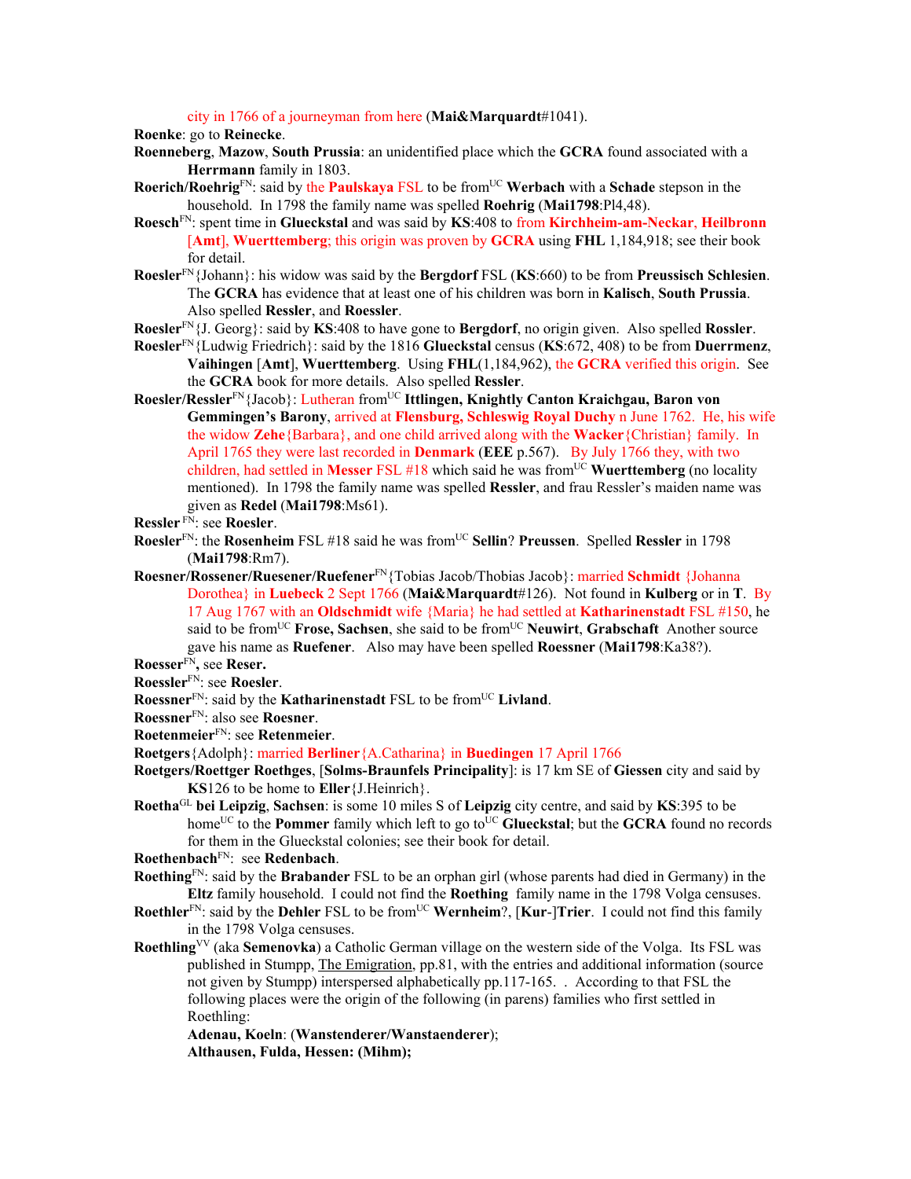city in 1766 of a journeyman from here (**Mai&Marquardt**#1041).

**Roenke**: go to **Reinecke**.

**Roenneberg**, **Mazow**, **South Prussia**: an unidentified place which the **GCRA** found associated with a **Herrmann** family in 1803.

**Roerich/Roehrig**[FN]: said by the **Paulskaya** FSL to be from[UC] **Werbach** with a **Schade** stepson in the household. In 1798 the family name was spelled **Roehrig** (**Mai1798**:Pl4,48).

**Roesch**[FN]: spent time in **Glueckstal** and was said by **KS**:408 to from **Kirchheim-am-Neckar**, **Heilbronn** [**Amt**], **Wuerttemberg**; this origin was proven by **GCRA** using **FHL** 1,184,918; see their book for detail.

**Roesler**[FN]{Johann}: his widow was said by the **Bergdorf** FSL (**KS**:660) to be from **Preussisch Schlesien**. The **GCRA** has evidence that at least one of his children was born in **Kalisch**, **South Prussia**. Also spelled **Ressler**, and **Roessler**.

**Roesler**[FN]{J. Georg}: said by **KS**:408 to have gone to **Bergdorf**, no origin given. Also spelled **Rossler**.

**Roesler**[FN]{Ludwig Friedrich}: said by the 1816 **Glueckstal** census (**KS**:672, 408) to be from **Duerrmenz**, **Vaihingen** [**Amt**], **Wuerttemberg**. Using **FHL**(1,184,962), the **GCRA** verified this origin. See the **GCRA** book for more details. Also spelled **Ressler**.

**Roesler/Ressler**[FN]{Jacob}: Lutheran from[UC] **Ittlingen, Knightly Canton Kraichgau, Baron von Gemmingen's Barony**, arrived at **Flensburg, Schleswig Royal Duchy** n June 1762. He, his wife the widow **Zehe**{Barbara}, and one child arrived along with the **Wacker**{Christian} family. In April 1765 they were last recorded in **Denmark** (**EEE** p.567). By July 1766 they, with two children, had settled in **Messer** FSL #18 which said he was from[UC] **Wuerttemberg** (no locality mentioned). In 1798 the family name was spelled **Ressler**, and frau Ressler's maiden name was given as **Redel** (**Mai1798**:Ms61).

**Ressler** [FN]: see **Roesler**.

**Roesler**[FN]: the **Rosenheim** FSL #18 said he was from[UC] **Sellin**? **Preussen**. Spelled **Ressler** in 1798 (**Mai1798**:Rm7).

**Roesner/Rossener/Ruesener/Ruefener**[FN]{Tobias Jacob/Thobias Jacob}: married **Schmidt** {Johanna Dorothea} in **Luebeck** 2 Sept 1766 (**Mai&Marquardt**#126). Not found in **Kulberg** or in **T**. By 17 Aug 1767 with an **Oldschmidt** wife {Maria} he had settled at **Katharinenstadt** FSL #150, he said to be from[UC] **Frose, Sachsen**, she said to be from[UC] **Neuwirt**, **Grabschaft** Another source gave his name as **Ruefener**. Also may have been spelled **Roessner** (**Mai1798**:Ka38?).

**Roesser**[FN], see **Reser.**

**Roessler**[FN]: see **Roesler**.

**Roessner**[FN]: said by the **Katharinenstadt** FSL to be from[UC] **Livland**.

**Roessner**[FN]: also see **Roesner**.

**Roetenmeier**[FN]: see **Retenmeier**.

**Roetgers**{Adolph}: married **Berliner**{A.Catharina} in **Buedingen** 17 April 1766

**Roetgers/Roettger Roethges**, [**Solms-Braunfels Principality**]: is 17 km SE of **Giessen** city and said by **KS**126 to be home to **Eller**{J.Heinrich}.

**Roetha**[GL] **bei Leipzig**, **Sachsen**: is some 10 miles S of **Leipzig** city centre, and said by **KS**:395 to be home[UC] to the **Pommer** family which left to go to[UC] **Glueckstal**; but the **GCRA** found no records for them in the Glueckstal colonies; see their book for detail.

**Roethenbach**[FN]: see **Redenbach**.

**Roething**[FN]: said by the **Brabander** FSL to be an orphan girl (whose parents had died in Germany) in the **Eltz** family household. I could not find the **Roething** family name in the 1798 Volga censuses.

**Roethler**[FN]: said by the **Dehler** FSL to be from[UC] **Wernheim**?, [**Kur**-]**Trier**. I could not find this family in the 1798 Volga censuses.

**Roethling**[VV] (aka **Semenovka**) a Catholic German village on the western side of the Volga. Its FSL was published in Stumpp, The Emigration, pp.81, with the entries and additional information (source not given by Stumpp) interspersed alphabetically pp.117-165. . According to that FSL the following places were the origin of the following (in parens) families who first settled in Roethling:

**Adenau, Koeln**: (**Wanstenderer/Wanstaenderer**);

**Althausen, Fulda, Hessen: (Mihm);**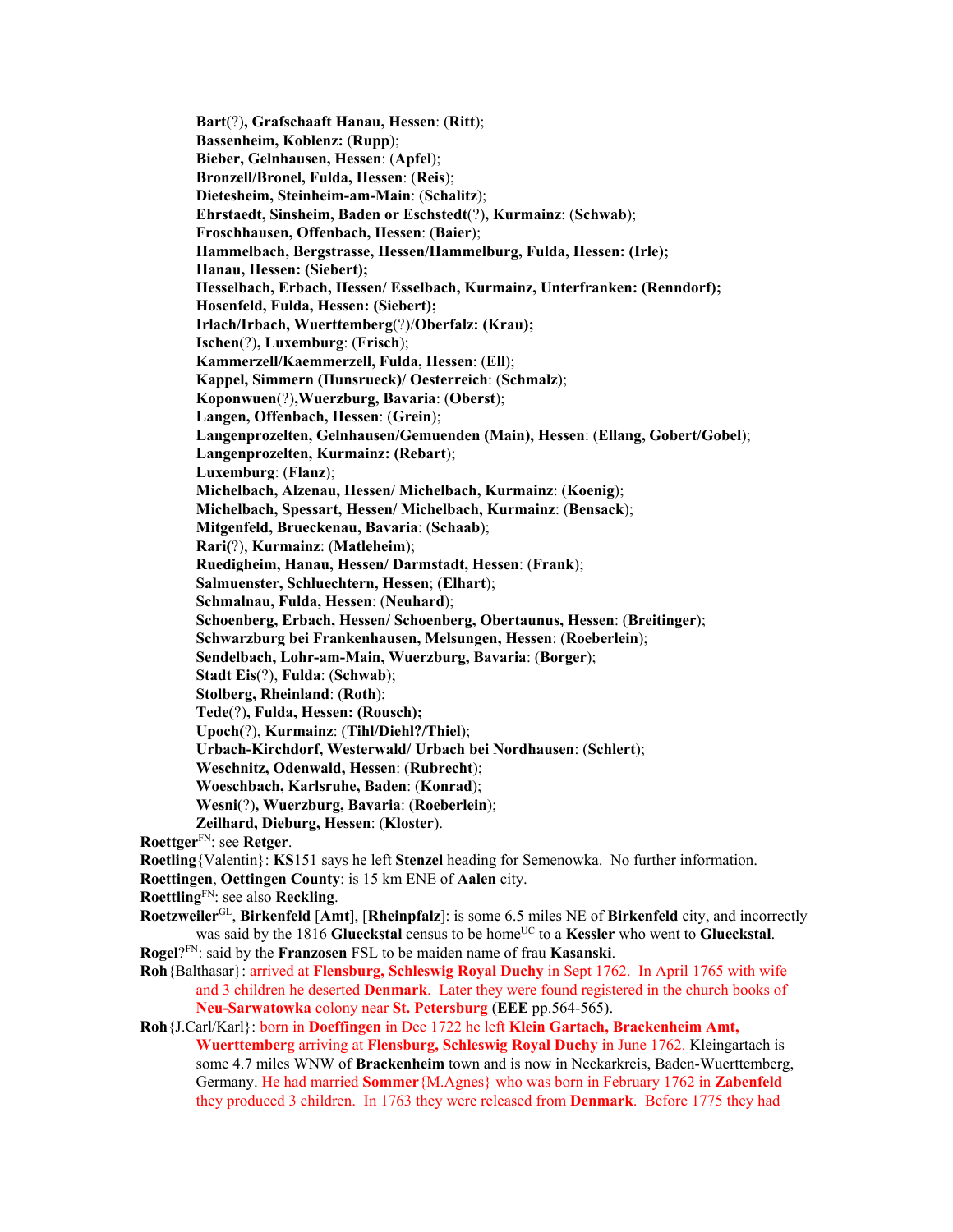**Bart**(?)**, Grafschaaft Hanau, Hessen**: (**Ritt**);
**Bassenheim, Koblenz:** (**Rupp**);
**Bieber, Gelnhausen, Hessen**: (**Apfel**);
**Bronzell/Bronel, Fulda, Hessen**: (**Reis**);
**Dietesheim, Steinheim-am-Main**: (**Schalitz**);
**Ehrstaedt, Sinsheim, Baden or Eschstedt**(?)**, Kurmainz**: (**Schwab**);
**Froschhausen, Offenbach, Hessen**: (**Baier**);
**Hammelbach, Bergstrasse, Hessen/Hammelburg, Fulda, Hessen: (Irle);**
**Hanau, Hessen: (Siebert);**
**Hesselbach, Erbach, Hessen/ Esselbach, Kurmainz, Unterfranken: (Renndorf);**
**Hosenfeld, Fulda, Hessen: (Siebert);**
**Irlach/Irbach, Wuerttemberg**(?)/**Oberfalz: (Krau);**
**Ischen**(?)**, Luxemburg**: (**Frisch**);
**Kammerzell/Kaemmerzell, Fulda, Hessen**: (**Ell**);
**Kappel, Simmern (Hunsrueck)/ Oesterreich**: (**Schmalz**);
**Koponwuen**(?)**,Wuerzburg, Bavaria**: (**Oberst**);
**Langen, Offenbach, Hessen**: (**Grein**);
**Langenprozelten, Gelnhausen/Gemuenden (Main), Hessen**: (**Ellang, Gobert/Gobel**);
**Langenprozelten, Kurmainz: (Rebart**);
**Luxemburg**: (**Flanz**);
**Michelbach, Alzenau, Hessen/ Michelbach, Kurmainz**: (**Koenig**);
**Michelbach, Spessart, Hessen/ Michelbach, Kurmainz**: (**Bensack**);
**Mitgenfeld, Brueckenau, Bavaria**: (**Schaab**);
**Rari**(?)**, Kurmainz**: (**Matleheim**);
**Ruedigheim, Hanau, Hessen/ Darmstadt, Hessen**: (**Frank**);
**Salmuenster, Schluechtern, Hessen**; (**Elhart**);
**Schmalnau, Fulda, Hessen**: (**Neuhard**);
**Schoenberg, Erbach, Hessen/ Schoenberg, Obertaunus, Hessen**: (**Breitinger**);
**Schwarzburg bei Frankenhausen, Melsungen, Hessen**: (**Roeberlein**);
**Sendelbach, Lohr-am-Main, Wuerzburg, Bavaria**: (**Borger**);
**Stadt Eis**(?), **Fulda**: (**Schwab**);
**Stolberg, Rheinland**: (**Roth**);
**Tede**(?)**, Fulda, Hessen: (Rousch);**
**Upoch**(?), **Kurmainz**: (**Tihl/Diehl?/Thiel**);
**Urbach-Kirchdorf, Westerwald/ Urbach bei Nordhausen**: (**Schlert**);
**Weschnitz, Odenwald, Hessen**: (**Rubrecht**);
**Woeschbach, Karlsruhe, Baden**: (**Konrad**);
**Wesni**(?)**, Wuerzburg, Bavaria**: (**Roeberlein**);
**Zeilhard, Dieburg, Hessen**: (**Kloster**).

**Roettger**[FN]: see **Retger**.

**Roetling**{Valentin}: **KS**151 says he left **Stenzel** heading for Semenowka. No further information.

**Roettingen**, **Oettingen County**: is 15 km ENE of **Aalen** city.

**Roettling**[FN]: see also **Reckling**.

**Roetzweiler**[GL], **Birkenfeld** [**Amt**], [**Rheinpfalz**]: is some 6.5 miles NE of **Birkenfeld** city, and incorrectly was said by the 1816 **Glueckstal** census to be home[UC] to a **Kessler** who went to **Glueckstal**.

**Rogel**?[FN]: said by the **Franzosen** FSL to be maiden name of frau **Kasanski**.

**Roh**{Balthasar}: arrived at **Flensburg, Schleswig Royal Duchy** in Sept 1762. In April 1765 with wife and 3 children he deserted **Denmark**. Later they were found registered in the church books of **Neu-Sarwatowka** colony near **St. Petersburg** (**EEE** pp.564-565).

**Roh**{J.Carl/Karl}: born in **Doeffingen** in Dec 1722 he left **Klein Gartach, Brackenheim Amt, Wuerttemberg** arriving at **Flensburg, Schleswig Royal Duchy** in June 1762. Kleingartach is some 4.7 miles WNW of **Brackenheim** town and is now in Neckarkreis, Baden-Wuerttemberg, Germany. He had married **Sommer**{M.Agnes} who was born in February 1762 in **Zabenfeld** – they produced 3 children. In 1763 they were released from **Denmark**. Before 1775 they had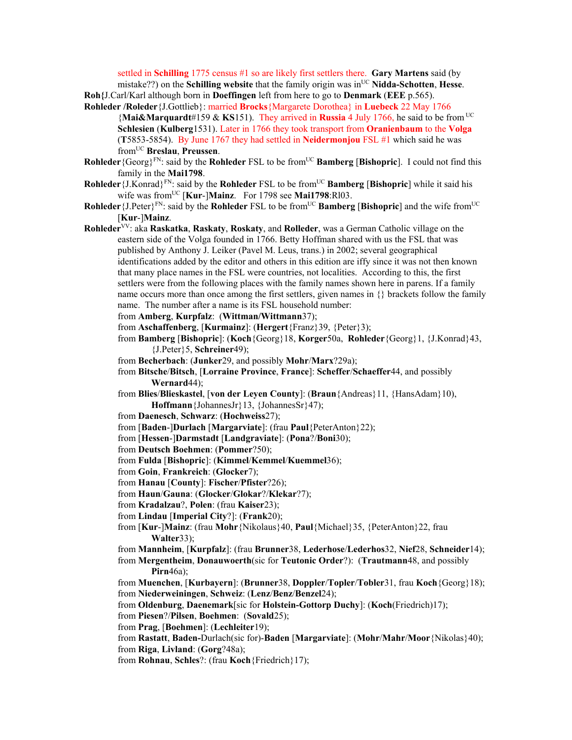settled in **Schilling** 1775 census #1 so are likely first settlers there. **Gary Martens** said (by mistake??) on the **Schilling website** that the family origin was in[UC] **Nidda-Schotten**, **Hesse**.

**Roh{**J.Carl/Karl although born in **Doeffingen** left from here to go to **Denmark** (**EEE** p.565).

**Rohleder /Roleder**{J.Gottlieb}: married **Brocks**{Margarete Dorothea} in **Luebeck** 22 May 1766 {**Mai&Marquardt**#159 & **KS**151). They arrived in **Russia** 4 July 1766, he said to be from [UC] **Schlesien** (**Kulberg**1531). Later in 1766 they took transport from **Oranienbaum** to the **Volga** (**T**5853-5854). By June 1767 they had settled in **Neidermonjou** FSL #1 which said he was from[UC] **Breslau**, **Preussen**.

**Rohleder**{Georg}[FN]: said by the **Rohleder** FSL to be from[UC] **Bamberg** [**Bishopric**]. I could not find this family in the **Mai1798**.

**Rohleder**{J.Konrad}[FN]: said by the **Rohleder** FSL to be from[UC] **Bamberg** [**Bishopric**] while it said his wife was from[UC] [**Kur**-]**Mainz**. For 1798 see **Mai1798**:Rl03.

**Rohleder**{J.Peter}[FN]: said by the **Rohleder** FSL to be from[UC] **Bamberg** [**Bishopric**] and the wife from[UC] [**Kur**-]**Mainz**.

**Rohleder**[VV]: aka **Raskatka**, **Raskaty**, **Roskaty**, and **Rolleder**, was a German Catholic village on the eastern side of the Volga founded in 1766. Betty Hoffman shared with us the FSL that was published by Anthony J. Leiker (Pavel M. Leus, trans.) in 2002; several geographical identifications added by the editor and others in this edition are iffy since it was not then known that many place names in the FSL were countries, not localities. According to this, the first settlers were from the following places with the family names shown here in parens. If a family name occurs more than once among the first settlers, given names in {} brackets follow the family name. The number after a name is its FSL household number:

from **Amberg**, **Kurpfalz**: (**Wittman/Wittmann**37);
from **Aschaffenberg**, [**Kurmainz**]: (**Hergert**{Franz}39, {Peter}3);
from **Bamberg** [**Bishopric**]: (**Koch**{Georg}18, **Korger**50a, **Rohleder**{Georg}1, {J.Konrad}43, {J.Peter}5, **Schreiner**49);
from **Becherbach**: (**Junker**29, and possibly **Mohr**/**Marx**?29a);
from **Bitsche**/**Bitsch**, [**Lorraine Province**, **France**]: **Scheffer**/**Schaeffer**44, and possibly **Wernard**44);
from **Blies**/**Blieskastel**, [**von der Leyen County**]: (**Braun**{Andreas}11, {HansAdam}10), **Hoffmann**{JohannesJr}13, {JohannesSr}47);
from **Daenesch**, **Schwarz**: (**Hochweiss**27);
from [**Baden**-]**Durlach** [**Margarviate**]: (frau **Paul**{PeterAnton}22);
from [**Hessen**-]**Darmstadt** [**Landgraviate**]: (**Pona**?/**Boni**30);
from **Deutsch Boehmen**: (**Pommer**?50);
from **Fulda** [**Bishopric**]: (**Kimmel**/**Kemmel**/**Kuemmel**36);
from **Goin**, **Frankreich**: (**Glocker**7);
from **Hanau** [**County**]: **Fischer**/**Pfister**?26);
from **Haun**/**Gauna**: (**Glocker**/**Glokar**?/**Klekar**?7);
from **Kradalzau**?, **Polen**: (frau **Kaiser**23);
from **Lindau** [**Imperial City**?]: (**Frank**20);
from [**Kur**-]**Mainz**: (frau **Mohr**{Nikolaus}40, **Paul**{Michael}35, {PeterAnton}22, frau **Walter**33);
from **Mannheim**, [**Kurpfalz**]: (frau **Brunner**38, **Lederhose**/**Lederhos**32, **Nief**28, **Schneider**14);
from **Mergentheim**, **Donauwoerth**(sic for **Teutonic Order**?): (**Trautmann**48, and possibly **Pirn**46a);
from **Muenchen**, [**Kurbayern**]: (**Brunner**38, **Doppler**/**Topler**/**Tobler**31, frau **Koch**{Georg}18);
from **Niederweiningen**, **Schweiz**: (**Lenz**/**Benz**/**Benzel**24);
from **Oldenburg**, **Daenemark**[sic for **Holstein-Gottorp Duchy**]: (**Koch**(Friedrich)17);
from **Piesen**?/**Pilsen**, **Boehmen**: (**Sovald**25);
from **Prag**, [**Boehmen**]: (**Lechleiter**19);
from **Rastatt**, **Baden-**Durlach(sic for)-**Baden** [**Margarviate**]: (**Mohr**/**Mahr**/**Moor**{Nikolas}40);
from **Riga**, **Livland**: (**Gorg**?48a);
from **Rohnau**, **Schles**?: (frau **Koch**{Friedrich}17);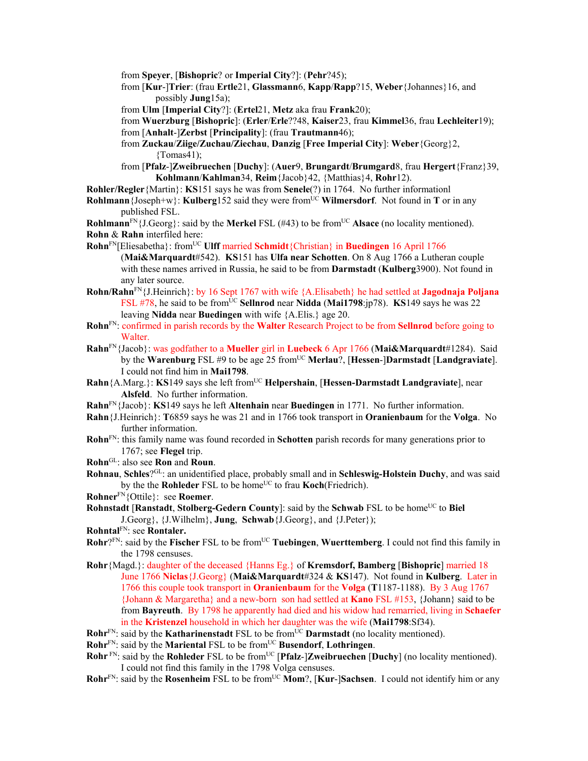from **Speyer**, [**Bishopric**? or **Imperial City**?]: (**Pehr**?45);

from [**Kur**-]**Trier**: (frau **Ertle**21, **Glassmann**6, **Kapp**/**Rapp**?15, **Weber**{Johannes}16, and possibly **Jung**15a);

from **Ulm** [**Imperial City**?]: (**Ertel**21, **Metz** aka frau **Frank**20);

from **Wuerzburg** [**Bishopric**]: (**Erler**/**Erle**??48, **Kaiser**23, frau **Kimmel**36, frau **Lechleiter**19);

from [**Anhalt**-]**Zerbst** [**Principality**]: (frau **Trautmann**46);

from **Zuckau**/**Ziige**/**Zuchau**/**Ziechau**, **Danzig** [**Free Imperial City**]: **Weber**{Georg}2, {Tomas41);

from [**Pfalz**-]**Zweibruechen** [**Duchy**]: (**Auer**9, **Brungardt**/**Brumgard**8, frau **Hergert**{Franz}39, **Kohlmann**/**Kahlman**34, **Reim**{Jacob}42, {Matthias}4, **Rohr**12).

**Rohler/Regler**{Martin}: **KS**151 says he was from **Senele**(?) in 1764. No further informationl

**Rohlmann**{Joseph+w}: **Kulberg**152 said they were from[UC] **Wilmersdorf**. Not found in **T** or in any published FSL.

**Rohlmann**[FN]{J.Georg}: said by the **Merkel** FSL (#43) to be from[UC] **Alsace** (no locality mentioned).

**Rohn** & **Rahn** interfiled here:

**Rohn**[FN][Eliesabetha}: from[UC] **Ulff** married **Schmidt**{Christian} in **Buedingen** 16 April 1766 (**Mai&Marquardt**#542). **KS**151 has **Ulfa near Schotten**. On 8 Aug 1766 a Lutheran couple with these names arrived in Russia, he said to be from **Darmstadt** (**Kulberg**3900). Not found in any later source.

**Rohn/Rahn**[FN]{J.Heinrich}: by 16 Sept 1767 with wife {A.Elisabeth} he had settled at **Jagodnaja Poljana** FSL #78, he said to be from[UC] **Sellnrod** near **Nidda** (**Mai1798**:jp78). **KS**149 says he was 22 leaving **Nidda** near **Buedingen** with wife {A.Elis.} age 20.

**Rohn**[FN]: confirmed in parish records by the **Walter** Research Project to be from **Sellnrod** before going to Walter.

**Rahn**[FN]{Jacob}: was godfather to a **Mueller** girl in **Luebeck** 6 Apr 1766 (**Mai&Marquardt**#1284). Said by the **Warenburg** FSL #9 to be age 25 from[UC] **Merlau**?, [**Hessen**-]**Darmstadt** [**Landgraviate**]. I could not find him in **Mai1798**.

**Rahn**{A.Marg.}: **KS**149 says she left from[UC] **Helpershain**, [**Hessen-Darmstadt Landgraviate**], near **Alsfeld**. No further information.

**Rahn**[FN]{Jacob}: **KS**149 says he left **Altenhain** near **Buedingen** in 1771. No further information.

**Rahn**{J.Heinrich}: **T**6859 says he was 21 and in 1766 took transport in **Oranienbaum** for the **Volga**. No further information.

**Rohn**[FN]: this family name was found recorded in **Schotten** parish records for many generations prior to 1767; see **Flegel** trip.

**Rohn**[GL]: also see **Ron** and **Roun**.

**Rohnau**, **Schles**?[GL]: an unidentified place, probably small and in **Schleswig-Holstein Duchy**, and was said by the the **Rohleder** FSL to be home[UC] to frau **Koch**(Friedrich).

**Rohner**[FN]{Ottile}: see **Roemer**.

**Rohnstadt** [**Ranstadt**, **Stolberg-Gedern County**]: said by the **Schwab** FSL to be home[UC] to **Biel** J.Georg}, {J.Wilhelm}, **Jung**, **Schwab**{J.Georg}, and {J.Peter});

**Rohntal**[FN]: see **Rontaler.**

**Rohr**?[FN]: said by the **Fischer** FSL to be from[UC] **Tuebingen**, **Wuerttemberg**. I could not find this family in the 1798 censuses.

**Rohr**{Magd.}: daughter of the deceased {Hanns Eg.} of **Kremsdorf, Bamberg** [**Bishopric**] married 18 June 1766 **Niclas**{J.Georg} (**Mai&Marquardt**#324 & **KS**147). Not found in **Kulberg**. Later in 1766 this couple took transport in **Oranienbaum** for the **Volga** (**T**1187-1188). By 3 Aug 1767 {Johann & Margaretha} and a new-born son had settled at **Kano** FSL #153, {Johann} said to be from **Bayreuth**. By 1798 he apparently had died and his widow had remarried, living in **Schaefer** in the **Kristenzel** household in which her daughter was the wife (**Mai1798**:Sf34).

**Rohr**[FN]: said by the **Katharinenstadt** FSL to be from[UC] **Darmstadt** (no locality mentioned).

**Rohr**[FN]: said by the **Mariental** FSL to be from[UC] **Busendorf**, **Lothringen**.

**Rohr** [FN]: said by the **Rohleder** FSL to be from[UC] [**Pfalz**-]**Zweibruechen** [**Duchy**] (no locality mentioned). I could not find this family in the 1798 Volga censuses.

**Rohr**[FN]: said by the **Rosenheim** FSL to be from[UC] **Mom**?, [**Kur**-]**Sachsen**. I could not identify him or any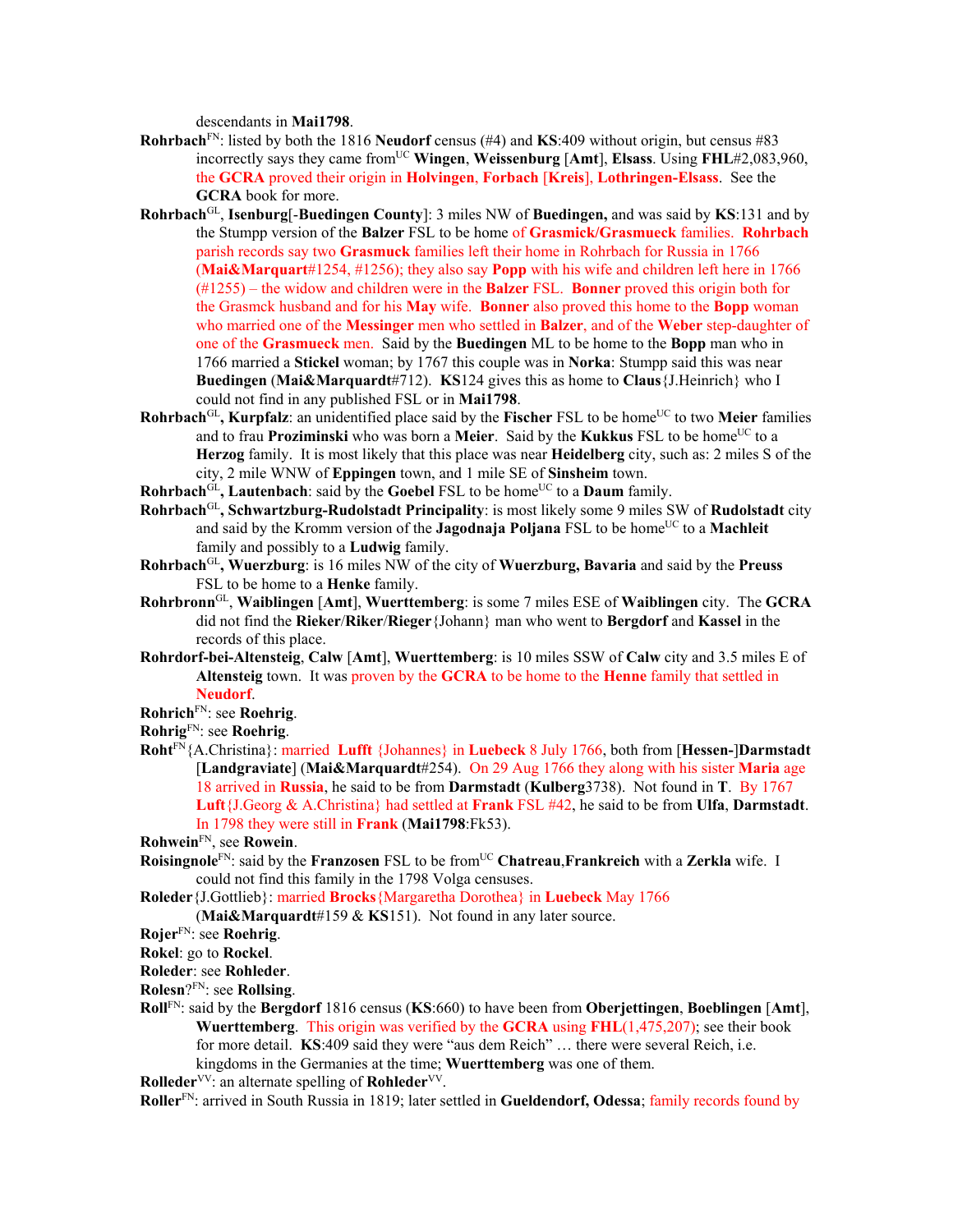descendants in **Mai1798**.

**Rohrbach**FN: listed by both the 1816 **Neudorf** census (#4) and **KS**:409 without origin, but census #83 incorrectly says they came fromUC **Wingen**, **Weissenburg** [**Amt**], **Elsass**. Using **FHL**#2,083,960, the **GCRA** proved their origin in **Holvingen**, **Forbach** [**Kreis**], **Lothringen-Elsass**. See the **GCRA** book for more.

**Rohrbach**GL, **Isenburg**[-**Buedingen County**]: 3 miles NW of **Buedingen,** and was said by **KS**:131 and by the Stumpp version of the **Balzer** FSL to be home of **Grasmick/Grasmueck** families. **Rohrbach** parish records say two **Grasmuck** families left their home in Rohrbach for Russia in 1766 (**Mai&Marquart**#1254, #1256); they also say **Popp** with his wife and children left here in 1766 (#1255) – the widow and children were in the **Balzer** FSL. **Bonner** proved this origin both for the Grasmck husband and for his **May** wife. **Bonner** also proved this home to the **Bopp** woman who married one of the **Messinger** men who settled in **Balzer**, and of the **Weber** step-daughter of one of the **Grasmueck** men. Said by the **Buedingen** ML to be home to the **Bopp** man who in 1766 married a **Stickel** woman; by 1767 this couple was in **Norka**: Stumpp said this was near **Buedingen** (**Mai&Marquardt**#712). **KS**124 gives this as home to **Claus**{J.Heinrich} who I could not find in any published FSL or in **Mai1798**.

**Rohrbach**GL**, Kurpfalz**: an unidentified place said by the **Fischer** FSL to be homeUC to two **Meier** families and to frau **Proziminski** who was born a **Meier**. Said by the **Kukkus** FSL to be homeUC to a **Herzog** family. It is most likely that this place was near **Heidelberg** city, such as: 2 miles S of the city, 2 mile WNW of **Eppingen** town, and 1 mile SE of **Sinsheim** town.

**Rohrbach**GL**, Lautenbach**: said by the **Goebel** FSL to be homeUC to a **Daum** family.

**Rohrbach**GL**, Schwartzburg-Rudolstadt Principality**: is most likely some 9 miles SW of **Rudolstadt** city and said by the Kromm version of the **Jagodnaja Poljana** FSL to be homeUC to a **Machleit** family and possibly to a **Ludwig** family.

**Rohrbach**GL**, Wuerzburg**: is 16 miles NW of the city of **Wuerzburg, Bavaria** and said by the **Preuss** FSL to be home to a **Henke** family.

**Rohrbronn**GL, **Waiblingen** [**Amt**], **Wuerttemberg**: is some 7 miles ESE of **Waiblingen** city. The **GCRA** did not find the **Rieker**/**Riker**/**Rieger**{Johann} man who went to **Bergdorf** and **Kassel** in the records of this place.

**Rohrdorf-bei-Altensteig**, **Calw** [**Amt**], **Wuerttemberg**: is 10 miles SSW of **Calw** city and 3.5 miles E of **Altensteig** town. It was proven by the **GCRA** to be home to the **Henne** family that settled in **Neudorf**.

**Rohrich**FN: see **Roehrig**.

**Rohrig**FN: see **Roehrig**.

**Roht**FN{A.Christina}: married **Lufft** {Johannes} in **Luebeck** 8 July 1766, both from [**Hessen-**]**Darmstadt** [**Landgraviate**] (**Mai&Marquardt**#254). On 29 Aug 1766 they along with his sister **Maria** age 18 arrived in **Russia**, he said to be from **Darmstadt** (**Kulberg**3738). Not found in **T**. By 1767 **Luft**{J.Georg & A.Christina} had settled at **Frank** FSL #42, he said to be from **Ulfa**, **Darmstadt**. In 1798 they were still in **Frank** (**Mai1798**:Fk53).

**Rohwein**FN, see **Rowein**.

**Roisingnole**FN: said by the **Franzosen** FSL to be fromUC **Chatreau**,**Frankreich** with a **Zerkla** wife. I could not find this family in the 1798 Volga censuses.

**Roleder**{J.Gottlieb}: married **Brocks**{Margaretha Dorothea} in **Luebeck** May 1766 (**Mai&Marquardt**#159 & **KS**151). Not found in any later source.

**Rojer**FN: see **Roehrig**.

**Rokel**: go to **Rockel**.

**Roleder**: see **Rohleder**.

**Rolesn**?FN: see **Rollsing**.

**Roll**FN: said by the **Bergdorf** 1816 census (**KS**:660) to have been from **Oberjettingen**, **Boeblingen** [**Amt**], **Wuerttemberg**. This origin was verified by the **GCRA** using **FHL**(1,475,207); see their book for more detail. **KS**:409 said they were "aus dem Reich" … there were several Reich, i.e. kingdoms in the Germanies at the time; **Wuerttemberg** was one of them.

**Rolleder**VV: an alternate spelling of **Rohleder**VV.

**Roller**FN: arrived in South Russia in 1819; later settled in **Gueldendorf, Odessa**; family records found by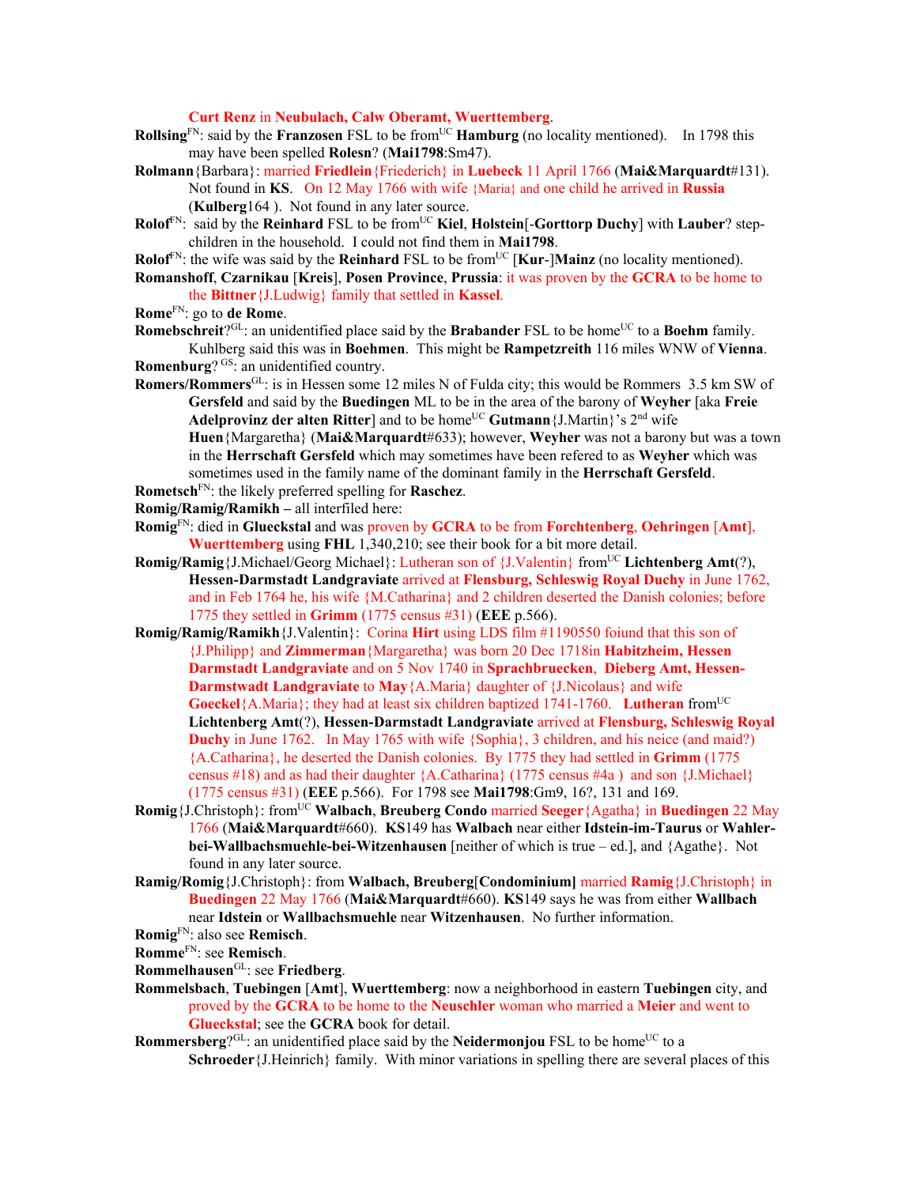**Curt Renz** in **Neubulach, Calw Oberamt, Wuerttemberg**.

**Rollsing**[FN]: said by the **Franzosen** FSL to be from[UC] **Hamburg** (no locality mentioned). In 1798 this may have been spelled **Rolesn**? (**Mai1798**:Sm47).

**Rolmann**{Barbara}: married **Friedlein**{Friederich} in **Luebeck** 11 April 1766 (**Mai&Marquardt**#131). Not found in **KS**. On 12 May 1766 with wife {Maria} and one child he arrived in **Russia** (**Kulberg**164 ). Not found in any later source.

**Rolof**[FN]: said by the **Reinhard** FSL to be from[UC] **Kiel**, **Holstein**[-**Gorttorp Duchy**] with **Lauber**? step-children in the household. I could not find them in **Mai1798**.

**Rolof**[FN]: the wife was said by the **Reinhard** FSL to be from[UC] [**Kur**-]**Mainz** (no locality mentioned).

**Romanshoff**, **Czarnikau** [**Kreis**], **Posen Province**, **Prussia**: it was proven by the **GCRA** to be home to the **Bittner**{J.Ludwig} family that settled in **Kassel**.

**Rome**[FN]: go to **de Rome**.

**Romebschreit**?[GL]: an unidentified place said by the **Brabander** FSL to be home[UC] to a **Boehm** family. Kuhlberg said this was in **Boehmen**. This might be **Rampetzreith** 116 miles WNW of **Vienna**.

**Romenburg**? [GS]: an unidentified country.

**Romers/Rommers**[GL]: is in Hessen some 12 miles N of Fulda city; this would be Rommers 3.5 km SW of **Gersfeld** and said by the **Buedingen** ML to be in the area of the barony of **Weyher** [aka **Freie Adelprovinz der alten Ritter**] and to be home[UC] **Gutmann**{J.Martin}'s 2nd wife **Huen**{Margaretha} (**Mai&Marquardt**#633); however, **Weyher** was not a barony but was a town in the **Herrschaft Gersfeld** which may sometimes have been refered to as **Weyher** which was sometimes used in the family name of the dominant family in the **Herrschaft Gersfeld**.

**Rometsch**[FN]: the likely preferred spelling for **Raschez**.

**Romig/Ramig/Ramikh** – all interfiled here:

**Romig**[FN]: died in **Glueckstal** and was proven by **GCRA** to be from **Forchtenberg**, **Oehringen** [**Amt**], **Wuerttemberg** using **FHL** 1,340,210; see their book for a bit more detail.

**Romig/Ramig**{J.Michael/Georg Michael}: Lutheran son of {J.Valentin} from[UC] **Lichtenberg Amt**(?), **Hessen-Darmstadt Landgraviate** arrived at **Flensburg, Schleswig Royal Duchy** in June 1762, and in Feb 1764 he, his wife {M.Catharina} and 2 children deserted the Danish colonies; before 1775 they settled in **Grimm** (1775 census #31) (**EEE** p.566).

**Romig/Ramig/Ramikh**{J.Valentin}: Corina **Hirt** using LDS film #1190550 foiund that this son of {J.Philipp} and **Zimmerman**{Margaretha} was born 20 Dec 1718in **Habitzheim, Hessen Darmstadt Landgraviate** and on 5 Nov 1740 in **Sprachbruecken**, **Dieberg Amt, Hessen-Darmstwadt Landgraviate** to **May**{A.Maria} daughter of {J.Nicolaus} and wife **Goeckel**{A.Maria}; they had at least six children baptized 1741-1760. **Lutheran** from[UC] **Lichtenberg Amt**(?), **Hessen-Darmstadt Landgraviate** arrived at **Flensburg, Schleswig Royal Duchy** in June 1762. In May 1765 with wife {Sophia}, 3 children, and his neice (and maid?) {A.Catharina}, he deserted the Danish colonies. By 1775 they had settled in **Grimm** (1775 census #18) and as had their daughter {A.Catharina} (1775 census #4a ) and son {J.Michael} (1775 census #31) (**EEE** p.566). For 1798 see **Mai1798**:Gm9, 16?, 131 and 169.

**Romig**{J.Christoph}: from[UC] **Walbach**, **Breuberg Condo** married **Seeger**{Agatha} in **Buedingen** 22 May 1766 (**Mai&Marquardt**#660). **KS**149 has **Walbach** near either **Idstein-im-Taurus** or **Wahler-bei-Wallbachsmuehle-bei-Witzenhausen** [neither of which is true – ed.], and {Agathe}. Not found in any later source.

**Ramig/Romig**{J.Christoph}: from **Walbach, Breuberg**[**Condominium**] married **Ramig**{J.Christoph} in **Buedingen** 22 May 1766 (**Mai&Marquardt**#660). **KS**149 says he was from either **Wallbach** near **Idstein** or **Wallbachsmuehle** near **Witzenhausen**. No further information.

**Romig**[FN]: also see **Remisch**.

**Romme**[FN]: see **Remisch**.

**Rommelhausen**[GL]: see **Friedberg**.

**Rommelsbach**, **Tuebingen** [**Amt**], **Wuerttemberg**: now a neighborhood in eastern **Tuebingen** city, and proved by the **GCRA** to be home to the **Neuschler** woman who married a **Meier** and went to **Glueckstal**; see the **GCRA** book for detail.

**Rommersberg**?[GL]: an unidentified place said by the **Neidermonjou** FSL to be home[UC] to a **Schroeder**{J.Heinrich} family. With minor variations in spelling there are several places of this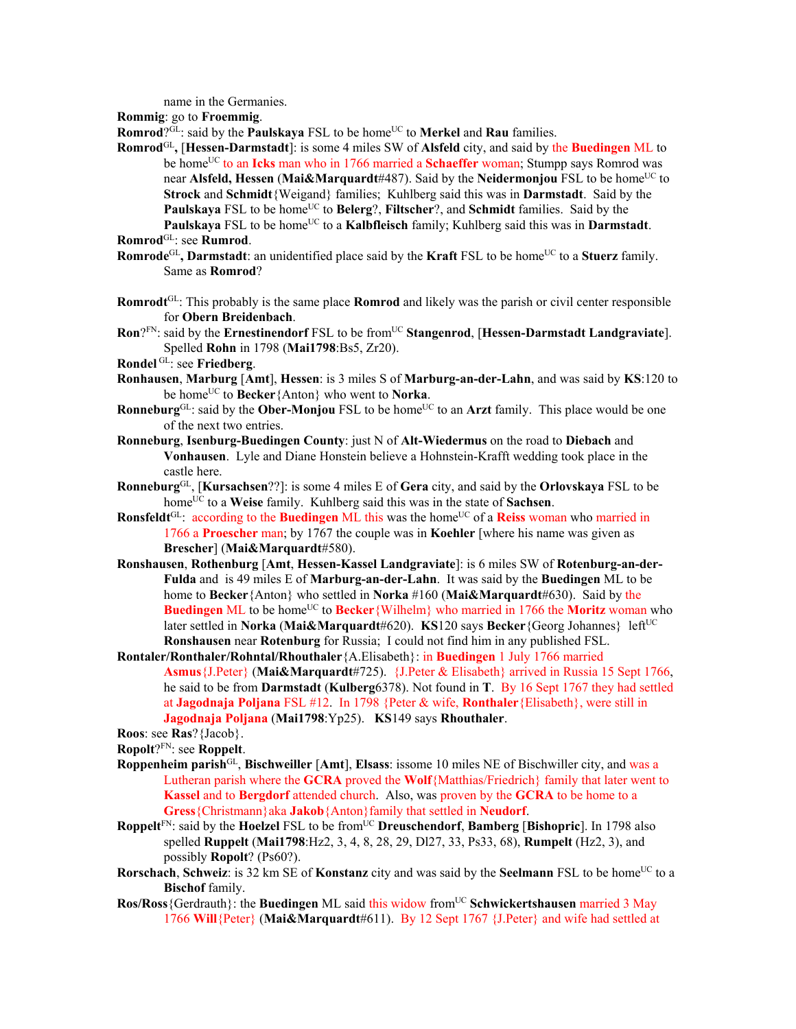name in the Germanies.

**Rommig**: go to **Froemmig**.

**Romrod**?[GL]: said by the **Paulskaya** FSL to be home[UC] to **Merkel** and **Rau** families.

**Romrod**[GL]**,** [**Hessen-Darmstadt**]: is some 4 miles SW of **Alsfeld** city, and said by the **Buedingen** ML to be home[UC] to an **Icks** man who in 1766 married a **Schaeffer** woman; Stumpp says Romrod was near **Alsfeld, Hessen** (**Mai&Marquardt**#487). Said by the **Neidermonjou** FSL to be home[UC] to **Strock** and **Schmidt**{Weigand} families; Kuhlberg said this was in **Darmstadt**. Said by the **Paulskaya** FSL to be home[UC] to **Belerg**?, **Filtscher**?, and **Schmidt** families. Said by the **Paulskaya** FSL to be home[UC] to a **Kalbfleisch** family; Kuhlberg said this was in **Darmstadt**.

**Romrod**[GL]: see **Rumrod**.

**Romrode**[GL]**, Darmstadt**: an unidentified place said by the **Kraft** FSL to be home[UC] to a **Stuerz** family. Same as **Romrod**?

**Romrodt**[GL]: This probably is the same place **Romrod** and likely was the parish or civil center responsible for **Obern Breidenbach**.

**Ron**?[FN]: said by the **Ernestinendorf** FSL to be from[UC] **Stangenrod**, [**Hessen-Darmstadt Landgraviate**]. Spelled **Rohn** in 1798 (**Mai1798**:Bs5, Zr20).

**Rondel** [GL]: see **Friedberg**.

**Ronhausen**, **Marburg** [**Amt**], **Hessen**: is 3 miles S of **Marburg-an-der-Lahn**, and was said by **KS**:120 to be home[UC] to **Becker**{Anton} who went to **Norka**.

**Ronneburg**[GL]: said by the **Ober-Monjou** FSL to be home[UC] to an **Arzt** family. This place would be one of the next two entries.

**Ronneburg**, **Isenburg-Buedingen County**: just N of **Alt-Wiedermus** on the road to **Diebach** and **Vonhausen**. Lyle and Diane Honstein believe a Hohnstein-Krafft wedding took place in the castle here.

**Ronneburg**[GL], [**Kursachsen**??]: is some 4 miles E of **Gera** city, and said by the **Orlovskaya** FSL to be home[UC] to a **Weise** family. Kuhlberg said this was in the state of **Sachsen**.

**Ronsfeldt**[GL]: according to the **Buedingen** ML this was the home[UC] of a **Reiss** woman who married in 1766 a **Proescher** man; by 1767 the couple was in **Koehler** [where his name was given as **Brescher**] (**Mai&Marquardt**#580).

**Ronshausen**, **Rothenburg** [**Amt**, **Hessen-Kassel Landgraviate**]: is 6 miles SW of **Rotenburg-an-der-Fulda** and is 49 miles E of **Marburg-an-der-Lahn**. It was said by the **Buedingen** ML to be home to **Becker**{Anton} who settled in **Norka** #160 (**Mai&Marquardt**#630). Said by the **Buedingen** ML to be home[UC] to **Becker**{Wilhelm} who married in 1766 the **Moritz** woman who later settled in **Norka** (**Mai&Marquardt**#620). **KS**120 says **Becker**{Georg Johannes} left[UC] **Ronshausen** near **Rotenburg** for Russia; I could not find him in any published FSL.

**Rontaler/Ronthaler/Rohntal/Rhouthaler**{A.Elisabeth}: in **Buedingen** 1 July 1766 married **Asmus**{J.Peter} (**Mai&Marquardt**#725). {J.Peter & Elisabeth} arrived in Russia 15 Sept 1766, he said to be from **Darmstadt** (**Kulberg**6378). Not found in **T**. By 16 Sept 1767 they had settled at **Jagodnaja Poljana** FSL #12. In 1798 {Peter & wife, **Ronthaler**{Elisabeth}, were still in **Jagodnaja Poljana** (**Mai1798**:Yp25). **KS**149 says **Rhouthaler**.

**Roos**: see **Ras**?{Jacob}.

**Ropolt**?[FN]: see **Roppelt**.

**Roppenheim parish**[GL], **Bischweiller** [**Amt**], **Elsass**: issome 10 miles NE of Bischwiller city, and was a Lutheran parish where the **GCRA** proved the **Wolf**{Matthias/Friedrich} family that later went to **Kassel** and to **Bergdorf** attended church. Also, was proven by the **GCRA** to be home to a **Gress**{Christmann}aka **Jakob**{Anton}family that settled in **Neudorf**.

**Roppelt**[FN]: said by the **Hoelzel** FSL to be from[UC] **Dreuschendorf**, **Bamberg** [**Bishopric**]. In 1798 also spelled **Ruppelt** (**Mai1798**:Hz2, 3, 4, 8, 28, 29, Dl27, 33, Ps33, 68), **Rumpelt** (Hz2, 3), and possibly **Ropolt**? (Ps60?).

**Rorschach**, **Schweiz**: is 32 km SE of **Konstanz** city and was said by the **Seelmann** FSL to be home[UC] to a **Bischof** family.

**Ros/Ross**{Gerdrauth}: the **Buedingen** ML said this widow from[UC] **Schwickertshausen** married 3 May 1766 **Will**{Peter} (**Mai&Marquardt**#611). By 12 Sept 1767 {J.Peter} and wife had settled at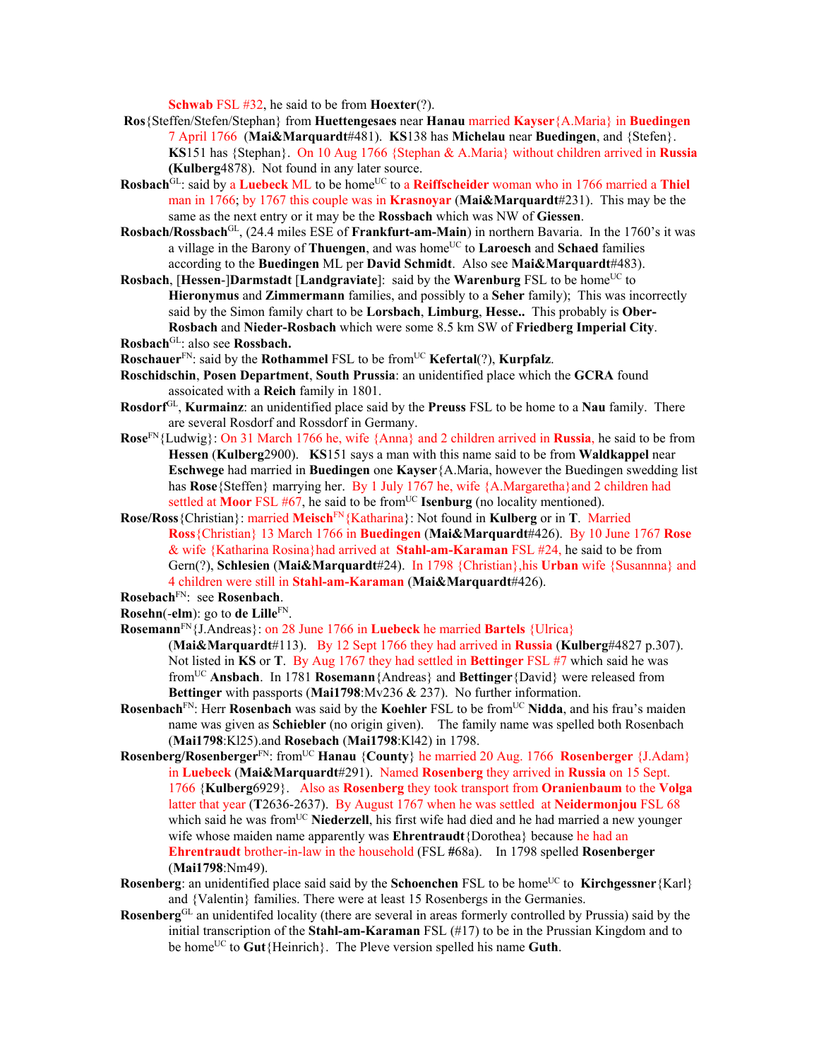**Schwab** FSL #32, he said to be from **Hoexter**(?).

**Ros**{Steffen/Stefen/Stephan} from **Huettengesaes** near **Hanau** married **Kayser**{A.Maria} in **Buedingen** 7 April 1766 (**Mai&Marquardt**#481). **KS**138 has **Michelau** near **Buedingen**, and {Stefen}. **KS**151 has {Stephan}. On 10 Aug 1766 {Stephan & A.Maria} without children arrived in **Russia** (**Kulberg**4878). Not found in any later source.

**Rosbach**[GL]: said by a **Luebeck** ML to be home[UC] to a **Reiffscheider** woman who in 1766 married a **Thiel** man in 1766; by 1767 this couple was in **Krasnoyar** (**Mai&Marquardt**#231). This may be the same as the next entry or it may be the **Rossbach** which was NW of **Giessen**.

**Rosbach/Rossbach**[GL], (24.4 miles ESE of **Frankfurt-am-Main**) in northern Bavaria. In the 1760's it was a village in the Barony of **Thuengen**, and was home[UC] to **Laroesch** and **Schaed** families according to the **Buedingen** ML per **David Schmidt**. Also see **Mai&Marquardt**#483).

**Rosbach**, [**Hessen**-]**Darmstadt** [**Landgraviate**]: said by the **Warenburg** FSL to be home[UC] to **Hieronymus** and **Zimmermann** families, and possibly to a **Seher** family); This was incorrectly said by the Simon family chart to be **Lorsbach**, **Limburg**, **Hesse..** This probably is **Ober-Rosbach** and **Nieder-Rosbach** which were some 8.5 km SW of **Friedberg Imperial City**.

**Rosbach**[GL]: also see **Rossbach.**

**Roschauer**[FN]: said by the **Rothammel** FSL to be from[UC] **Kefertal**(?), **Kurpfalz**.

**Roschidschin**, **Posen Department**, **South Prussia**: an unidentified place which the **GCRA** found assoicated with a **Reich** family in 1801.

**Rosdorf**[GL], **Kurmainz**: an unidentified place said by the **Preuss** FSL to be home to a **Nau** family. There are several Rosdorf and Rossdorf in Germany.

**Rose**[FN]{Ludwig}: On 31 March 1766 he, wife {Anna} and 2 children arrived in **Russia**, he said to be from **Hessen** (**Kulberg**2900). **KS**151 says a man with this name said to be from **Waldkappel** near **Eschwege** had married in **Buedingen** one **Kayser**{A.Maria, however the Buedingen swedding list has **Rose**{Steffen} marrying her. By 1 July 1767 he, wife {A.Margaretha}and 2 children had settled at **Moor** FSL #67, he said to be from[UC] **Isenburg** (no locality mentioned).

**Rose/Ross**{Christian}: married **Meisch**[FN]{Katharina}: Not found in **Kulberg** or in **T**. Married **Ross**{Christian} 13 March 1766 in **Buedingen** (**Mai&Marquardt**#426). By 10 June 1767 **Rose** & wife {Katharina Rosina}had arrived at **Stahl-am-Karaman** FSL #24, he said to be from Gern(?), **Schlesien** (**Mai&Marquardt**#24). In 1798 {Christian},his **Urban** wife {Susannna} and 4 children were still in **Stahl-am-Karaman** (**Mai&Marquardt**#426).

**Rosebach**[FN]: see **Rosenbach**.

**Rosehn**(**-elm**): go to **de Lille**[FN].

**Rosemann**[FN]{J.Andreas}: on 28 June 1766 in **Luebeck** he married **Bartels** {Ulrica} (**Mai&Marquardt**#113). By 12 Sept 1766 they had arrived in **Russia** (**Kulberg**#4827 p.307). Not listed in **KS** or **T**. By Aug 1767 they had settled in **Bettinger** FSL #7 which said he was from[UC] **Ansbach**. In 1781 **Rosemann**{Andreas} and **Bettinger**{David} were released from **Bettinger** with passports (**Mai1798**:Mv236 & 237). No further information.

**Rosenbach**[FN]: Herr **Rosenbach** was said by the **Koehler** FSL to be from[UC] **Nidda**, and his frau's maiden name was given as **Schiebler** (no origin given). The family name was spelled both Rosenbach (**Mai1798**:Kl25).and **Rosebach** (**Mai1798**:Kl42) in 1798.

**Rosenberg/Rosenberger**[FN]: from[UC] **Hanau** {**County**} he married 20 Aug. 1766 **Rosenberger** {J.Adam} in **Luebeck** (**Mai&Marquardt**#291). Named **Rosenberg** they arrived in **Russia** on 15 Sept. 1766 {**Kulberg**6929}. Also as **Rosenberg** they took transport from **Oranienbaum** to the **Volga** latter that year (**T**2636-2637). By August 1767 when he was settled at **Neidermonjou** FSL 68 which said he was from[UC] **Niederzell**, his first wife had died and he had married a new younger wife whose maiden name apparently was **Ehrentraudt**{Dorothea} because he had an **Ehrentraudt** brother-in-law in the household (FSL #68a). In 1798 spelled **Rosenberger** (**Mai1798**:Nm49).

**Rosenberg**: an unidentified place said said by the **Schoenchen** FSL to be home[UC] to **Kirchgessner**{Karl} and {Valentin} families. There were at least 15 Rosenbergs in the Germanies.

**Rosenberg**[GL] an unidentifed locality (there are several in areas formerly controlled by Prussia) said by the initial transcription of the **Stahl-am-Karaman** FSL (#17) to be in the Prussian Kingdom and to be home[UC] to **Gut**{Heinrich}. The Pleve version spelled his name **Guth**.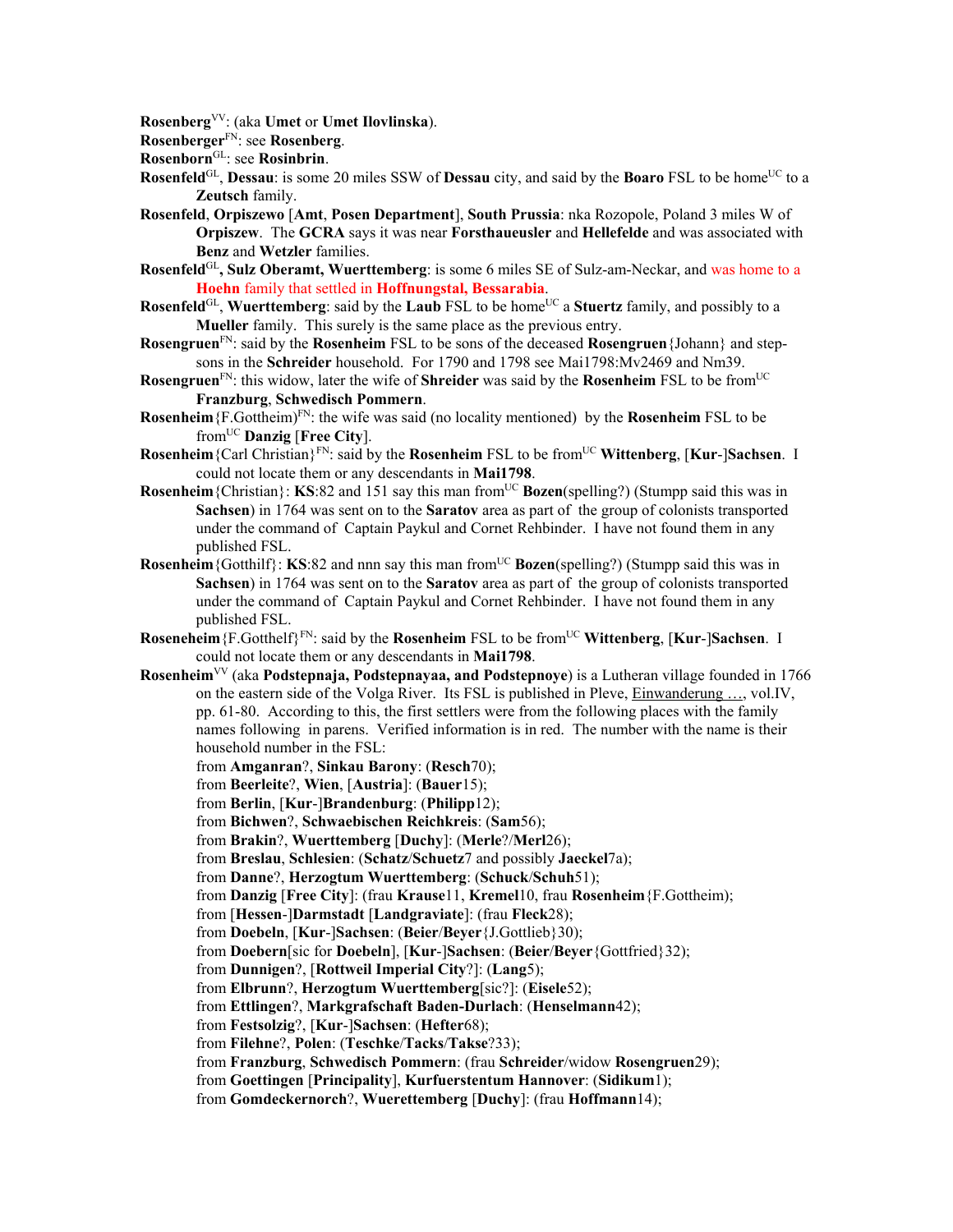**Rosenberg**[VV]: (aka **Umet** or **Umet Ilovlinska**).

**Rosenberger**[FN]: see **Rosenberg**.

**Rosenborn**[GL]: see **Rosinbrin**.

**Rosenfeld**[GL], **Dessau**: is some 20 miles SSW of **Dessau** city, and said by the **Boaro** FSL to be home[UC] to a **Zeutsch** family.

**Rosenfeld**, **Orpiszewo** [**Amt**, **Posen Department**], **South Prussia**: nka Rozopole, Poland 3 miles W of **Orpiszew**. The **GCRA** says it was near **Forsthaueusler** and **Hellefelde** and was associated with **Benz** and **Wetzler** families.

**Rosenfeld**[GL]**, Sulz Oberamt, Wuerttemberg**: is some 6 miles SE of Sulz-am-Neckar, and was home to a **Hoehn** family that settled in **Hoffnungstal, Bessarabia**.

**Rosenfeld**[GL], **Wuerttemberg**: said by the **Laub** FSL to be home[UC] a **Stuertz** family, and possibly to a **Mueller** family. This surely is the same place as the previous entry.

**Rosengruen**[FN]: said by the **Rosenheim** FSL to be sons of the deceased **Rosengruen**{Johann} and step-sons in the **Schreider** household. For 1790 and 1798 see Mai1798:Mv2469 and Nm39.

**Rosengruen**[FN]: this widow, later the wife of **Shreider** was said by the **Rosenheim** FSL to be from[UC] **Franzburg**, **Schwedisch Pommern**.

**Rosenheim**{F.Gottheim)[FN]: the wife was said (no locality mentioned) by the **Rosenheim** FSL to be from[UC] **Danzig** [**Free City**].

**Rosenheim**{Carl Christian}[FN]: said by the **Rosenheim** FSL to be from[UC] **Wittenberg**, [**Kur**-]**Sachsen**. I could not locate them or any descendants in **Mai1798**.

**Rosenheim**{Christian}: **KS**:82 and 151 say this man from[UC] **Bozen**(spelling?) (Stumpp said this was in **Sachsen**) in 1764 was sent on to the **Saratov** area as part of the group of colonists transported under the command of Captain Paykul and Cornet Rehbinder. I have not found them in any published FSL.

**Rosenheim**{Gotthilf}: **KS**:82 and nnn say this man from[UC] **Bozen**(spelling?) (Stumpp said this was in **Sachsen**) in 1764 was sent on to the **Saratov** area as part of the group of colonists transported under the command of Captain Paykul and Cornet Rehbinder. I have not found them in any published FSL.

**Roseneheim**{F.Gotthelf}[FN]: said by the **Rosenheim** FSL to be from[UC] **Wittenberg**, [**Kur**-]**Sachsen**. I could not locate them or any descendants in **Mai1798**.

**Rosenheim**[VV] (aka **Podstepnaja, Podstepnayaa, and Podstepnoye**) is a Lutheran village founded in 1766 on the eastern side of the Volga River. Its FSL is published in Pleve, Einwanderung …, vol.IV, pp. 61-80. According to this, the first settlers were from the following places with the family names following in parens. Verified information is in red. The number with the name is their household number in the FSL:

- from **Amganran**?, **Sinkau Barony**: (**Resch**70);
- from **Beerleite**?, **Wien**, [**Austria**]: (**Bauer**15);
- from **Berlin**, [**Kur**-]**Brandenburg**: (**Philipp**12);
- from **Bichwen**?, **Schwaebischen Reichkreis**: (**Sam**56);
- from **Brakin**?, **Wuerttemberg** [**Duchy**]: (**Merle**?/**Merl**26);
- from **Breslau**, **Schlesien**: (**Schatz**/**Schuetz**7 and possibly **Jaeckel**7a);
- from **Danne**?, **Herzogtum Wuerttemberg**: (**Schuck**/**Schuh**51);
- from **Danzig** [**Free City**]: (frau **Krause**11, **Kremel**10, frau **Rosenheim**{F.Gottheim);
- from [**Hessen**-]**Darmstadt** [**Landgraviate**]: (frau **Fleck**28);
- from **Doebeln**, [**Kur**-]**Sachsen**: (**Beier**/**Beyer**{J.Gottlieb}30);
- from **Doebern**[sic for **Doebeln**], [**Kur**-]**Sachsen**: (**Beier**/**Beyer**{Gottfried}32);
- from **Dunnigen**?, [**Rottweil Imperial City**?]: (**Lang**5);
- from **Elbrunn**?, **Herzogtum Wuerttemberg**[sic?]: (**Eisele**52);
- from **Ettlingen**?, **Markgrafschaft Baden-Durlach**: (**Henselmann**42);
- from **Festsolzig**?, [**Kur**-]**Sachsen**: (**Hefter**68);
- from **Filehne**?, **Polen**: (**Teschke**/**Tacks**/**Takse**?33);
- from **Franzburg**, **Schwedisch Pommern**: (frau **Schreider**/widow **Rosengruen**29);
- from **Goettingen** [**Principality**], **Kurfuerstentum Hannover**: (**Sidikum**1);
- from **Gomdeckernorch**?, **Wuerettemberg** [**Duchy**]: (frau **Hoffmann**14);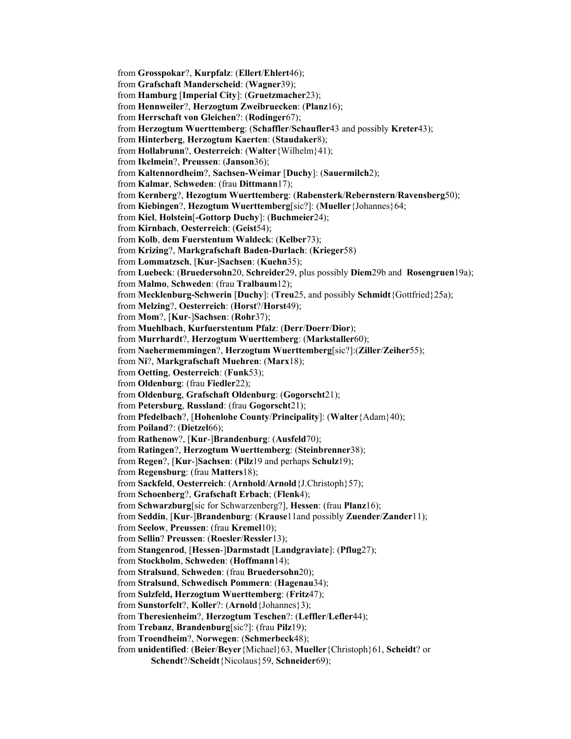from **Grosspokar**?, **Kurpfalz**: (**Ellert**/**Ehlert**46);
from **Grafschaft Manderscheid**: (**Wagner**39);
from **Hamburg** [**Imperial City**]: (**Gruetzmacher**23);
from **Hennweiler**?, **Herzogtum Zweibruecken**: (**Planz**16);
from **Herrschaft von Gleichen**?: (**Rodinger**67);
from **Herzogtum Wuerttemberg**: (**Schaffler**/**Schaufler**43 and possibly **Kreter**43);
from **Hinterberg**, **Herzogtum Kaerten**: (**Staudaker**8);
from **Hollabrunn**?, **Oesterreich**: (**Walter**{Wilhelm}41);
from **Ikelmein**?, **Preussen**: (**Janson**36);
from **Kaltennordheim**?, **Sachsen-Weimar** [**Duchy**]: (**Sauermilch**2);
from **Kalmar**, **Schweden**: (frau **Dittmann**17);
from **Kernberg**?, **Hezogtum Wuerttemberg**: (**Rabensterk**/**Rebernstern**/**Ravensberg**50);
from **Kiebingen**?, **Herzogtum Wuerttemberg**[sic?]: (**Mueller**{Johannes}64;
from **Kiel**, **Holstein**[**-Gottorp Duchy**]: (**Buchmeier**24);
from **Kirnbach**, **Oesterreich**: (**Geist**54);
from **Kolb**, **dem Fuerstentum Waldeck**: (**Kelber**73);
from **Krizing**?, **Markgrafschaft Baden-Durlach**: (**Krieger**58)
from **Lommatzsch**, [**Kur**-]**Sachsen**: (**Kuehn**35);
from **Luebeck**: (**Bruedersohn**20, **Schreider**29, plus possibly **Diem**29b and **Rosengruen**19a);
from **Malmo**, **Schweden**: (frau **Tralbaum**12);
from **Mecklenburg-Schwerin** [**Duchy**]: (**Treu**25, and possibly **Schmidt**{Gottfried}25a);
from **Melzing**?, **Oesterreich**: (**Horst**?/**Horst**49);
from **Mom**?, [**Kur**-]**Sachsen**: (**Rohr**37);
from **Muehlbach**, **Kurfuerstentum Pfalz**: (**Derr**/**Doerr**/**Dior**);
from **Murrhardt**?, **Herzogtum Wuerttemberg**: (**Markstaller**60);
from **Naehermemmingen**?, **Herzogtum Wuerttemberg**[sic?]:(**Ziller**/**Zeiher**55);
from **Ni**?, **Markgrafschaft Muehren**: (**Marx**18);
from **Oetting**, **Oesterreich**: (**Funk**53);
from **Oldenburg**: (frau **Fiedler**22);
from **Oldenburg**, **Grafschaft Oldenburg**: (**Gogorscht**21);
from **Petersburg**, **Russland**: (frau **Gogorscht**21);
from **Pfedelbach**?, [**Hohenlohe County**/**Principality**]: (**Walter**{Adam}40);
from **Poiland**?: (**Dietzel**66);
from **Rathenow**?, [**Kur**-]**Brandenburg**: (**Ausfeld**70);
from **Ratingen**?, **Herzogtum Wuerttemberg**: (**Steinbrenner**38);
from **Regen**?, [**Kur**-]**Sachsen**: (**Pilz**19 and perhaps **Schulz**19);
from **Regensburg**: (frau **Matters**18);
from **Sackfeld**, **Oesterreich**: (**Arnhold**/**Arnold**{J.Christoph}57);
from **Schoenberg**?, **Grafschaft Erbach**; (**Flenk**4);
from **Schwarzburg**[sic for Schwarzenberg?], **Hessen**: (frau **Planz**16);
from **Seddin**, [**Kur**-]**Brandenburg**: (**Krause**11and possibly **Zuender**/**Zander**11);
from **Seelow**, **Preussen**: (frau **Kremel**10);
from **Sellin**? **Preussen**: (**Roesler**/**Ressler**13);
from **Stangenrod**, [**Hessen**-]**Darmstadt** [**Landgraviate**]: (**Pflug**27);
from **Stockholm**, **Schweden**: (**Hoffmann**14);
from **Stralsund**, **Schweden**: (frau **Bruedersohn**20);
from **Stralsund**, **Schwedisch Pommern**: (**Hagenau**34);
from **Sulzfeld, Herzogtum Wuerttemberg**: (**Fritz**47);
from **Sunstorfelt**?, **Koller**?: (**Arnold**{Johannes}3);
from **Theresienheim**?, **Herzogtum Teschen**?: (**Leffler**/**Lefler**44);
from **Trebanz**, **Brandenburg**[sic?]: (frau **Pilz**19);
from **Troendheim**?, **Norwegen**: (**Schmerbeck**48);
from **unidentified**: (**Beier**/**Beyer**{Michael}63, **Mueller**{Christoph}61, **Scheidt**? or **Schendt**?/**Scheidt**{Nicolaus}59, **Schneider**69);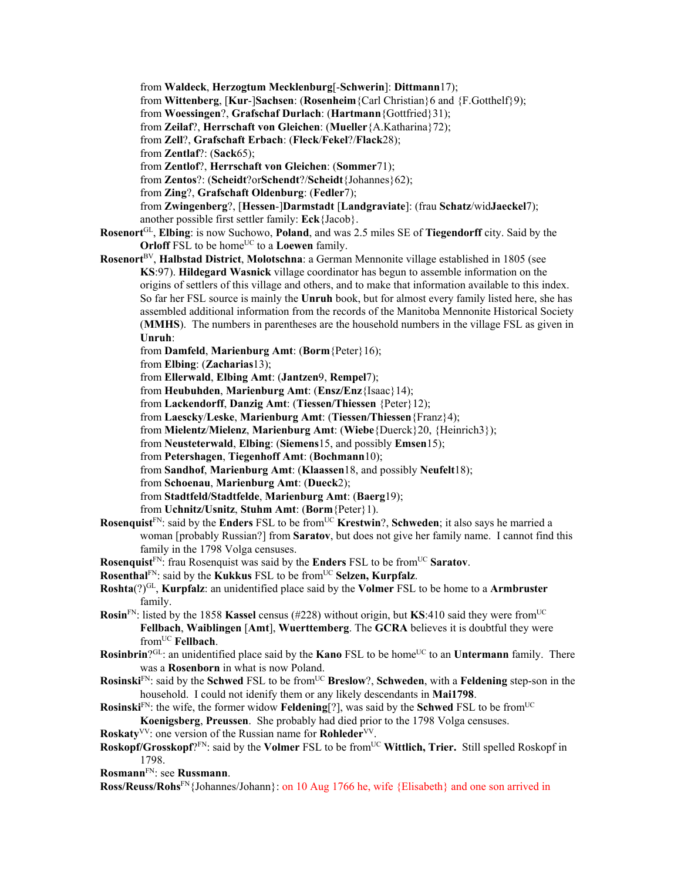from **Waldeck**, **Herzogtum Mecklenburg**[-**Schwerin**]: **Dittmann**17);
from **Wittenberg**, [**Kur**-]**Sachsen**: (**Rosenheim**{Carl Christian}6 and {F.Gotthelf}9);
from **Woessingen**?, **Grafschaf Durlach**: (**Hartmann**{Gottfried}31);
from **Zeilaf**?, **Herrschaft von Gleichen**: (**Mueller**{A.Katharina}72);
from **Zell**?, **Grafschaft Erbach**: (**Fleck**/**Fekel**?/**Flack**28);
from **Zentlaf**?: (**Sack**65);
from **Zentlof**?, **Herrschaft von Gleichen**: (**Sommer**71);
from **Zentos**?: (**Scheidt**?or**Schendt**?/**Scheidt**{Johannes}62);
from **Zing**?, **Grafschaft Oldenburg**: (**Fedler**7);
from **Zwingenberg**?, [**Hessen**-]**Darmstadt** [**Landgraviate**]: (frau **Schatz**/wid**Jaeckel**7);
another possible first settler family: **Eck**{Jacob}.

**Rosenort**[GL], **Elbing**: is now Suchowo, **Poland**, and was 2.5 miles SE of **Tiegendorff** city. Said by the **Orloff** FSL to be home[UC] to a **Loewen** family.

**Rosenort**[BV], **Halbstad District**, **Molotschna**: a German Mennonite village established in 1805 (see **KS**:97). **Hildegard Wasnick** village coordinator has begun to assemble information on the origins of settlers of this village and others, and to make that information available to this index. So far her FSL source is mainly the **Unruh** book, but for almost every family listed here, she has assembled additional information from the records of the Manitoba Mennonite Historical Society (**MMHS**). The numbers in parentheses are the household numbers in the village FSL as given in **Unruh**:
from **Damfeld**, **Marienburg Amt**: (**Borm**{Peter}16);
from **Elbing**: (**Zacharias**13);
from **Ellerwald**, **Elbing Amt**: (**Jantzen**9, **Rempel**7);
from **Heubuhden**, **Marienburg Amt**: (**Ensz/Enz**{Isaac}14);
from **Lackendorff**, **Danzig Amt**: (**Tiessen/Thiessen** {Peter}12);
from **Laescky**/**Leske**, **Marienburg Amt**: (**Tiessen/Thiessen**{Franz}4);
from **Mielentz**/**Mielenz**, **Marienburg Amt**: (**Wiebe**{Duerck}20, {Heinrich3});
from **Neusteterwald**, **Elbing**: (**Siemens**15, and possibly **Emsen**15);
from **Petershagen**, **Tiegenhoff Amt**: (**Bochmann**10);
from **Sandhof**, **Marienburg Amt**: (**Klaassen**18, and possibly **Neufelt**18);
from **Schoenau**, **Marienburg Amt**: (**Dueck**2);
from **Stadtfeld/Stadtfelde**, **Marienburg Amt**: (**Baerg**19);
from **Uchnitz/Usnitz**, **Stuhm Amt**: (**Borm**{Peter}1).

**Rosenquist**[FN]: said by the **Enders** FSL to be from[UC] **Krestwin**?, **Schweden**; it also says he married a woman [probably Russian?] from **Saratov**, but does not give her family name. I cannot find this family in the 1798 Volga censuses.

**Rosenquist**[FN]: frau Rosenquist was said by the **Enders** FSL to be from[UC] **Saratov**.

**Rosenthal**[FN]: said by the **Kukkus** FSL to be from[UC] **Selzen, Kurpfalz**.

**Roshta**(?)[GL], **Kurpfalz**: an unidentified place said by the **Volmer** FSL to be home to a **Armbruster** family.

**Rosin**[FN]: listed by the 1858 **Kassel** census (#228) without origin, but **KS**:410 said they were from[UC] **Fellbach**, **Waiblingen** [**Amt**], **Wuerttemberg**. The **GCRA** believes it is doubtful they were from[UC] **Fellbach**.

**Rosinbrin**?[GL]: an unidentified place said by the **Kano** FSL to be home[UC] to an **Untermann** family. There was a **Rosenborn** in what is now Poland.

**Rosinski**[FN]: said by the **Schwed** FSL to be from[UC] **Breslow**?, **Schweden**, with a **Feldening** step-son in the household. I could not idenify them or any likely descendants in **Mai1798**.

**Rosinski**[FN]: the wife, the former widow **Feldening**[?], was said by the **Schwed** FSL to be from[UC] **Koenigsberg**, **Preussen**. She probably had died prior to the 1798 Volga censuses.

**Roskaty**[VV]: one version of the Russian name for **Rohleder**[VV].

**Roskopf/Grosskopf**?[FN]: said by the **Volmer** FSL to be from[UC] **Wittlich, Trier.** Still spelled Roskopf in 1798.

**Rosmann**[FN]: see **Russmann**.

**Ross/Reuss/Rohs**[FN]{Johannes/Johann}: on 10 Aug 1766 he, wife {Elisabeth} and one son arrived in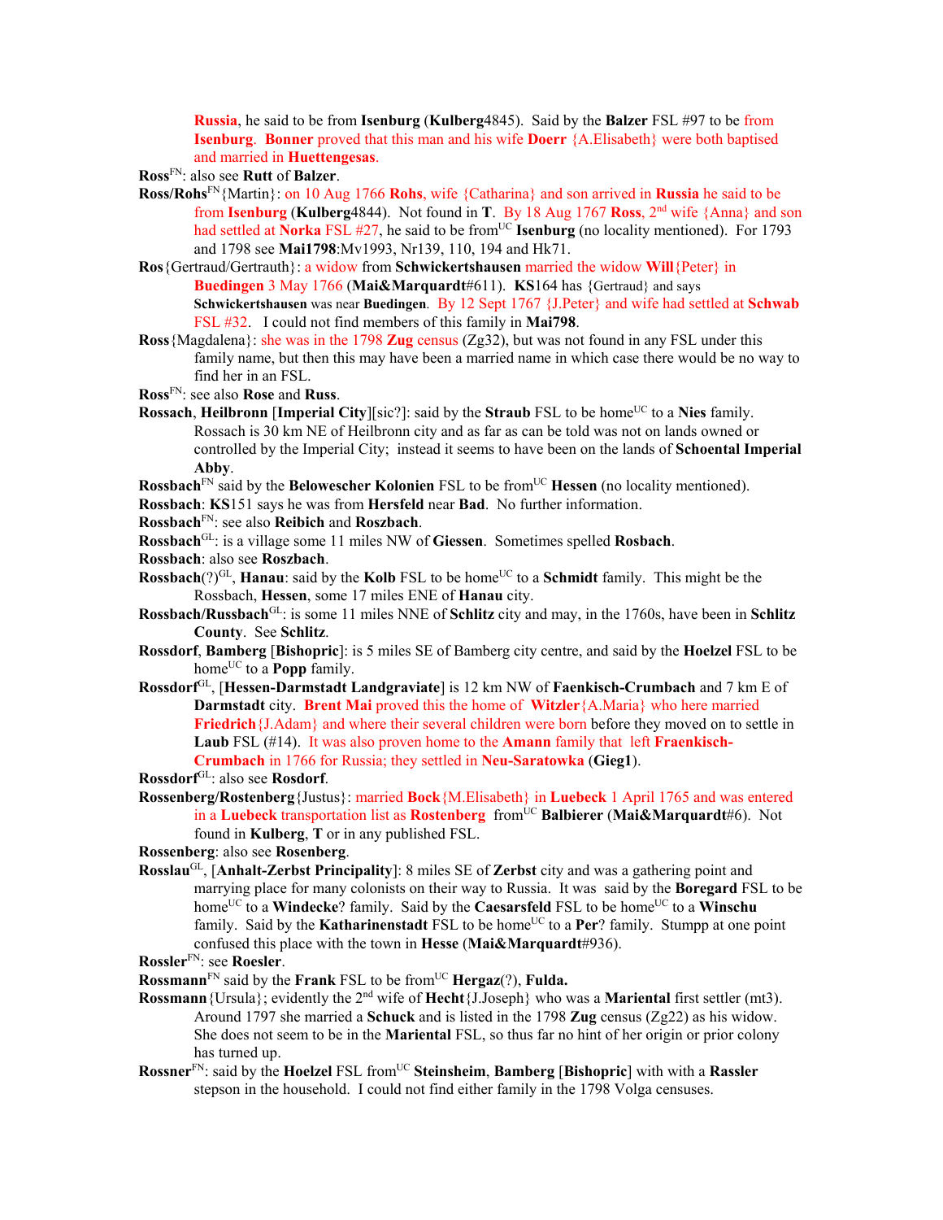**Russia**, he said to be from **Isenburg** (**Kulberg**4845). Said by the **Balzer** FSL #97 to be from **Isenburg**. **Bonner** proved that this man and his wife **Doerr** {A.Elisabeth} were both baptised and married in **Huettengesas**.

**Ross**[FN]: also see **Rutt** of **Balzer**.

**Ross/Rohs**[FN]{Martin}: on 10 Aug 1766 **Rohs**, wife {Catharina} and son arrived in **Russia** he said to be from **Isenburg** (**Kulberg**4844). Not found in **T**. By 18 Aug 1767 **Ross**, 2nd wife {Anna} and son had settled at **Norka** FSL #27, he said to be from[UC] **Isenburg** (no locality mentioned). For 1793 and 1798 see **Mai1798**:Mv1993, Nr139, 110, 194 and Hk71.

**Ros**{Gertraud/Gertrauth}: a widow from **Schwickertshausen** married the widow **Will**{Peter} in **Buedingen** 3 May 1766 (**Mai&Marquardt**#611). **KS**164 has {Gertraud} and says **Schwickertshausen** was near **Buedingen**. By 12 Sept 1767 {J.Peter} and wife had settled at **Schwab** FSL #32. I could not find members of this family in **Mai798**.

**Ross**{Magdalena}: she was in the 1798 **Zug** census (Zg32), but was not found in any FSL under this family name, but then this may have been a married name in which case there would be no way to find her in an FSL.

**Ross**[FN]: see also **Rose** and **Russ**.

**Rossach**, **Heilbronn** [**Imperial City**][sic?]: said by the **Straub** FSL to be home[UC] to a **Nies** family. Rossach is 30 km NE of Heilbronn city and as far as can be told was not on lands owned or controlled by the Imperial City; instead it seems to have been on the lands of **Schoental Imperial Abby**.

**Rossbach**[FN] said by the **Belowescher Kolonien** FSL to be from[UC] **Hessen** (no locality mentioned).

**Rossbach**: **KS**151 says he was from **Hersfeld** near **Bad**. No further information.

**Rossbach**[FN]: see also **Reibich** and **Roszbach**.

**Rossbach**[GL]: is a village some 11 miles NW of **Giessen**. Sometimes spelled **Rosbach**.

**Rossbach**: also see **Roszbach**.

**Rossbach**(?)[GL], **Hanau**: said by the **Kolb** FSL to be home[UC] to a **Schmidt** family. This might be the Rossbach, **Hessen**, some 17 miles ENE of **Hanau** city.

**Rossbach/Russbach**[GL]: is some 11 miles NNE of **Schlitz** city and may, in the 1760s, have been in **Schlitz County**. See **Schlitz**.

**Rossdorf**, **Bamberg** [**Bishopric**]: is 5 miles SE of Bamberg city centre, and said by the **Hoelzel** FSL to be home[UC] to a **Popp** family.

**Rossdorf**[GL], [**Hessen-Darmstadt Landgraviate**] is 12 km NW of **Faenkisch-Crumbach** and 7 km E of **Darmstadt** city. **Brent Mai** proved this the home of **Witzler**{A.Maria} who here married **Friedrich**{J.Adam} and where their several children were born before they moved on to settle in **Laub** FSL (#14). It was also proven home to the **Amann** family that left **Fraenkisch-Crumbach** in 1766 for Russia; they settled in **Neu-Saratowka** (**Gieg1**).

**Rossdorf**[GL]: also see **Rosdorf**.

**Rossenberg/Rostenberg**{Justus}: married **Bock**{M.Elisabeth} in **Luebeck** 1 April 1765 and was entered in a **Luebeck** transportation list as **Rostenberg** from[UC] **Balbierer** (**Mai&Marquardt**#6). Not found in **Kulberg**, **T** or in any published FSL.

**Rossenberg**: also see **Rosenberg**.

**Rosslau**[GL], [**Anhalt-Zerbst Principality**]: 8 miles SE of **Zerbst** city and was a gathering point and marrying place for many colonists on their way to Russia. It was said by the **Boregard** FSL to be home[UC] to a **Windecke**? family. Said by the **Caesarsfeld** FSL to be home[UC] to a **Winschu** family. Said by the **Katharinenstadt** FSL to be home[UC] to a **Per**? family. Stumpp at one point confused this place with the town in **Hesse** (**Mai&Marquardt**#936).

**Rossler**[FN]: see **Roesler**.

**Rossmann**[FN] said by the **Frank** FSL to be from[UC] **Hergaz**(?), **Fulda.**

**Rossmann**{Ursula}; evidently the 2nd wife of **Hecht**{J.Joseph} who was a **Mariental** first settler (mt3). Around 1797 she married a **Schuck** and is listed in the 1798 **Zug** census (Zg22) as his widow. She does not seem to be in the **Mariental** FSL, so thus far no hint of her origin or prior colony has turned up.

**Rossner**[FN]: said by the **Hoelzel** FSL from[UC] **Steinsheim**, **Bamberg** [**Bishopric**] with with a **Rassler** stepson in the household. I could not find either family in the 1798 Volga censuses.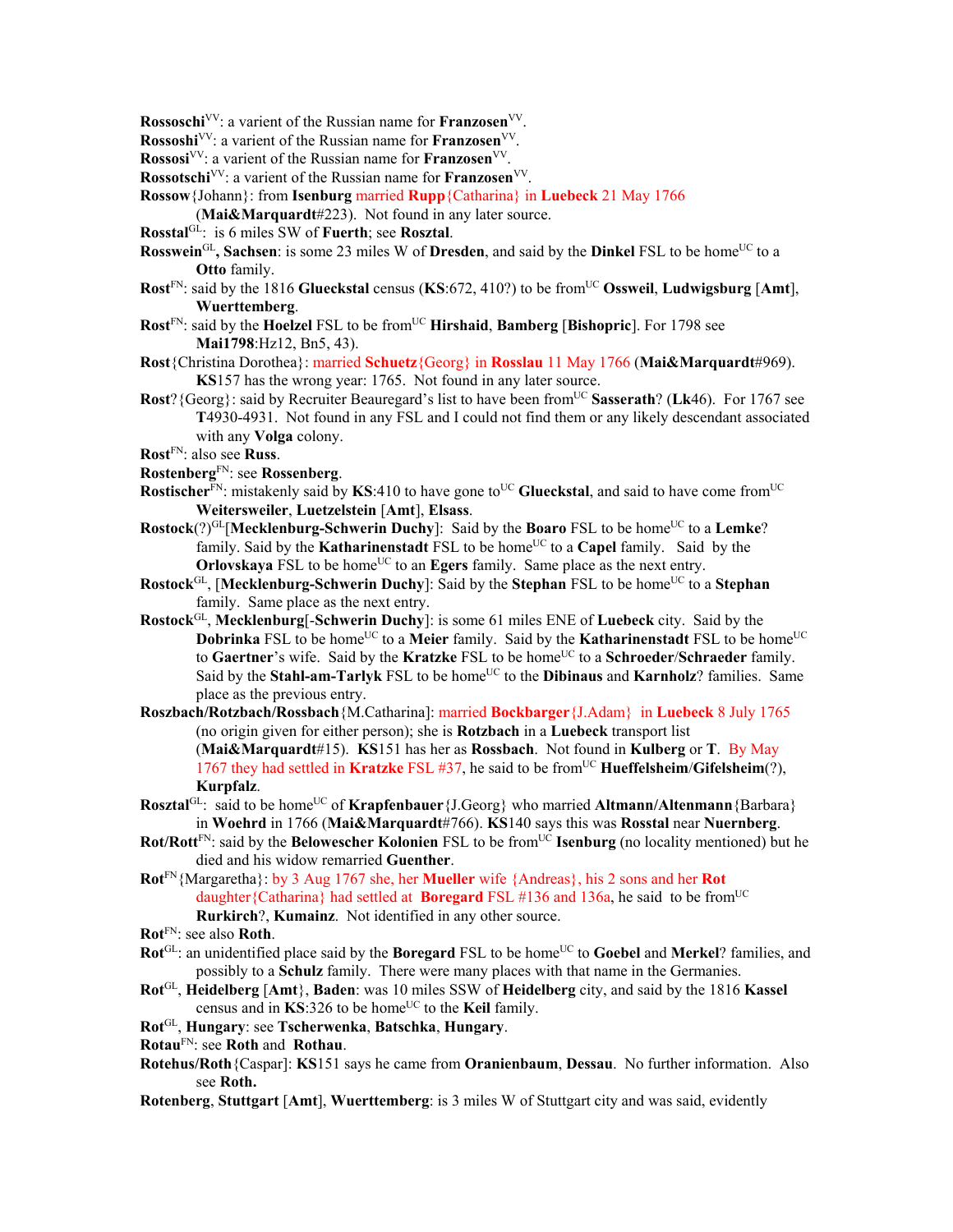**Rossoschi**[VV]: a varient of the Russian name for **Franzosen**[VV].

**Rossoshi**[VV]: a varient of the Russian name for **Franzosen**[VV].

**Rossosi**[VV]: a varient of the Russian name for **Franzosen**[VV].

**Rossotschi**[VV]: a varient of the Russian name for **Franzosen**[VV].

**Rossow**{Johann}: from **Isenburg** married **Rupp**{Catharina} in **Luebeck** 21 May 1766 (**Mai&Marquardt**#223). Not found in any later source.

**Rosstal**[GL]: is 6 miles SW of **Fuerth**; see **Rosztal**.

**Rosswein**[GL]**, Sachsen**: is some 23 miles W of **Dresden**, and said by the **Dinkel** FSL to be home[UC] to a **Otto** family.

**Rost**[FN]: said by the 1816 **Glueckstal** census (**KS**:672, 410?) to be from[UC] **Ossweil**, **Ludwigsburg** [**Amt**], **Wuerttemberg**.

**Rost**[FN]: said by the **Hoelzel** FSL to be from[UC] **Hirshaid**, **Bamberg** [**Bishopric**]. For 1798 see **Mai1798**:Hz12, Bn5, 43).

**Rost**{Christina Dorothea}: married **Schuetz**{Georg} in **Rosslau** 11 May 1766 (**Mai&Marquardt**#969). **KS**157 has the wrong year: 1765. Not found in any later source.

**Rost**?{Georg}: said by Recruiter Beauregard's list to have been from[UC] **Sasserath**? (**Lk**46). For 1767 see **T**4930-4931. Not found in any FSL and I could not find them or any likely descendant associated with any **Volga** colony.

**Rost**[FN]: also see **Russ**.

**Rostenberg**[FN]: see **Rossenberg**.

**Rostischer**[FN]: mistakenly said by **KS**:410 to have gone to[UC] **Glueckstal**, and said to have come from[UC] **Weitersweiler**, **Luetzelstein** [**Amt**], **Elsass**.

**Rostock**(?)[GL][**Mecklenburg-Schwerin Duchy**]: Said by the **Boaro** FSL to be home[UC] to a **Lemke**? family. Said by the **Katharinenstadt** FSL to be home[UC] to a **Capel** family. Said by the **Orlovskaya** FSL to be home[UC] to an **Egers** family. Same place as the next entry.

**Rostock**[GL], [**Mecklenburg-Schwerin Duchy**]: Said by the **Stephan** FSL to be home[UC] to a **Stephan** family. Same place as the next entry.

**Rostock**[GL], **Mecklenburg**[**-Schwerin Duchy**]: is some 61 miles ENE of **Luebeck** city. Said by the **Dobrinka** FSL to be home[UC] to a **Meier** family. Said by the **Katharinenstadt** FSL to be home[UC] to **Gaertner**'s wife. Said by the **Kratzke** FSL to be home[UC] to a **Schroeder**/**Schraeder** family. Said by the **Stahl-am-Tarlyk** FSL to be home[UC] to the **Dibinaus** and **Karnholz**? families. Same place as the previous entry.

**Roszbach**/**Rotzbach**/**Rossbach**{M.Catharina]: married **Bockbarger**{J.Adam} in **Luebeck** 8 July 1765 (no origin given for either person); she is **Rotzbach** in a **Luebeck** transport list (**Mai&Marquardt**#15). **KS**151 has her as **Rossbach**. Not found in **Kulberg** or **T**. By May 1767 they had settled in **Kratzke** FSL #37, he said to be from[UC] **Hueffelsheim**/**Gifelsheim**(?), **Kurpfalz**.

**Rosztal**[GL]: said to be home[UC] of **Krapfenbauer**{J.Georg} who married **Altmann**/**Altenmann**{Barbara} in **Woehrd** in 1766 (**Mai&Marquardt**#766). **KS**140 says this was **Rosstal** near **Nuernberg**.

**Rot**/**Rott**[FN]: said by the **Belowescher Kolonien** FSL to be from[UC] **Isenburg** (no locality mentioned) but he died and his widow remarried **Guenther**.

**Rot**[FN]{Margaretha}: by 3 Aug 1767 she, her **Mueller** wife {Andreas}, his 2 sons and her **Rot** daughter{Catharina} had settled at **Boregard** FSL #136 and 136a, he said to be from[UC] **Rurkirch**?, **Kumainz**. Not identified in any other source.

**Rot**[FN]: see also **Roth**.

**Rot**[GL]: an unidentified place said by the **Boregard** FSL to be home[UC] to **Goebel** and **Merkel**? families, and possibly to a **Schulz** family. There were many places with that name in the Germanies.

**Rot**[GL], **Heidelberg** [**Amt**}, **Baden**: was 10 miles SSW of **Heidelberg** city, and said by the 1816 **Kassel** census and in **KS**:326 to be home[UC] to the **Keil** family.

**Rot**[GL], **Hungary**: see **Tscherwenka**, **Batschka**, **Hungary**.

**Rotau**[FN]: see **Roth** and **Rothau**.

**Rotehus**/**Roth**{Caspar]: **KS**151 says he came from **Oranienbaum**, **Dessau**. No further information. Also see **Roth.**

**Rotenberg**, **Stuttgart** [**Amt**], **Wuerttemberg**: is 3 miles W of Stuttgart city and was said, evidently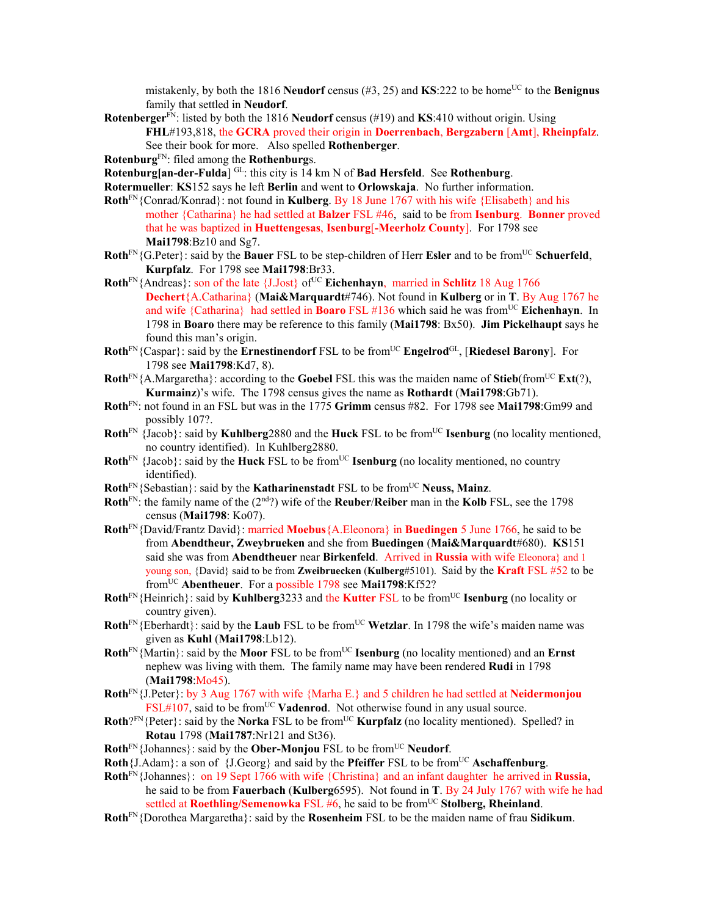mistakenly, by both the 1816 **Neudorf** census (#3, 25) and **KS**:222 to be home[UC] to the **Benignus** family that settled in **Neudorf**.

**Rotenberger**[FN]: listed by both the 1816 **Neudorf** census (#19) and **KS**:410 without origin. Using **FHL**#193,818, the **GCRA** proved their origin in **Doerrenbach**, **Bergzabern** [**Amt**], **Rheinpfalz**. See their book for more. Also spelled **Rothenberger**.

**Rotenburg**[FN]: filed among the **Rothenburg**s.

**Rotenburg[an-der-Fulda]** [GL]: this city is 14 km N of **Bad Hersfeld**. See **Rothenburg**.

**Rotermueller**: **KS**152 says he left **Berlin** and went to **Orlowskaja**. No further information.

**Roth**[FN]{Conrad/Konrad}: not found in **Kulberg**. By 18 June 1767 with his wife {Elisabeth} and his mother {Catharina} he had settled at **Balzer** FSL #46, said to be from **Isenburg**. **Bonner** proved that he was baptized in **Huettengesas**, **Isenburg**[**-Meerholz County**]. For 1798 see **Mai1798**:Bz10 and Sg7.

**Roth**[FN]{G.Peter}: said by the **Bauer** FSL to be step-children of Herr **Esler** and to be from[UC] **Schuerfeld**, **Kurpfalz**. For 1798 see **Mai1798**:Br33.

**Roth**[FN]{Andreas}: son of the late {J.Jost} of[UC] **Eichenhayn**, married in **Schlitz** 18 Aug 1766 **Dechert**{A.Catharina} (**Mai&Marquardt**#746). Not found in **Kulberg** or in **T**. By Aug 1767 he and wife {Catharina} had settled in **Boaro** FSL #136 which said he was from[UC] **Eichenhayn**. In 1798 in **Boaro** there may be reference to this family (**Mai1798**: Bx50). **Jim Pickelhaupt** says he found this man's origin.

**Roth**[FN]{Caspar}: said by the **Ernestinendorf** FSL to be from[UC] **Engelrod**[GL], [**Riedesel Barony**]. For 1798 see **Mai1798**:Kd7, 8).

**Roth**[FN]{A.Margaretha}: according to the **Goebel** FSL this was the maiden name of **Stieb**(from[UC] **Ext**(?), **Kurmainz**)'s wife. The 1798 census gives the name as **Rothardt** (**Mai1798**:Gb71).

**Roth**[FN]: not found in an FSL but was in the 1775 **Grimm** census #82. For 1798 see **Mai1798**:Gm99 and possibly 107?.

**Roth**[FN] {Jacob}: said by **Kuhlberg**2880 and the **Huck** FSL to be from[UC] **Isenburg** (no locality mentioned, no country identified). In Kuhlberg2880.

**Roth**[FN] {Jacob}: said by the **Huck** FSL to be from[UC] **Isenburg** (no locality mentioned, no country identified).

**Roth**[FN]{Sebastian}: said by the **Katharinenstadt** FSL to be from[UC] **Neuss, Mainz**.

**Roth**[FN]: the family name of the (2[nd]?) wife of the **Reuber**/**Reiber** man in the **Kolb** FSL, see the 1798 census (**Mai1798**: Ko07).

**Roth**[FN]{David/Frantz David}: married **Moebus**{A.Eleonora} in **Buedingen** 5 June 1766, he said to be from **Abendtheur, Zweybrueken** and she from **Buedingen** (**Mai&Marquardt**#680). **KS**151 said she was from **Abendtheuer** near **Birkenfeld**. Arrived in **Russia** with wife Eleonora} and 1 young son, {David} said to be from **Zweibruecken** (**Kulberg**#5101). Said by the **Kraft** FSL #52 to be from[UC] **Abentheuer**. For a possible 1798 see **Mai1798**:Kf52?

**Roth**[FN]{Heinrich}: said by **Kuhlberg**3233 and the **Kutter** FSL to be from[UC] **Isenburg** (no locality or country given).

**Roth**[FN]{Eberhardt}: said by the **Laub** FSL to be from[UC] **Wetzlar**. In 1798 the wife's maiden name was given as **Kuhl** (**Mai1798**:Lb12).

**Roth**[FN]{Martin}: said by the **Moor** FSL to be from[UC] **Isenburg** (no locality mentioned) and an **Ernst** nephew was living with them. The family name may have been rendered **Rudi** in 1798 (**Mai1798**:Mo45).

**Roth**[FN]{J.Peter}: by 3 Aug 1767 with wife {Marha E.} and 5 children he had settled at **Neidermonjou** FSL#107, said to be from[UC] **Vadenrod**. Not otherwise found in any usual source.

**Roth**?[FN]{Peter}: said by the **Norka** FSL to be from[UC] **Kurpfalz** (no locality mentioned). Spelled? in **Rotau** 1798 (**Mai1787**:Nr121 and St36).

**Roth**[FN]{Johannes}: said by the **Ober-Monjou** FSL to be from[UC] **Neudorf**.

**Roth**{J.Adam}: a son of {J.Georg} and said by the **Pfeiffer** FSL to be from[UC] **Aschaffenburg**.

**Roth**[FN]{Johannes}: on 19 Sept 1766 with wife {Christina} and an infant daughter he arrived in **Russia**, he said to be from **Fauerbach** (**Kulberg**6595). Not found in **T**. By 24 July 1767 with wife he had settled at **Roethling/Semenowka** FSL #6, he said to be from[UC] **Stolberg, Rheinland**.

**Roth**[FN]{Dorothea Margaretha}: said by the **Rosenheim** FSL to be the maiden name of frau **Sidikum**.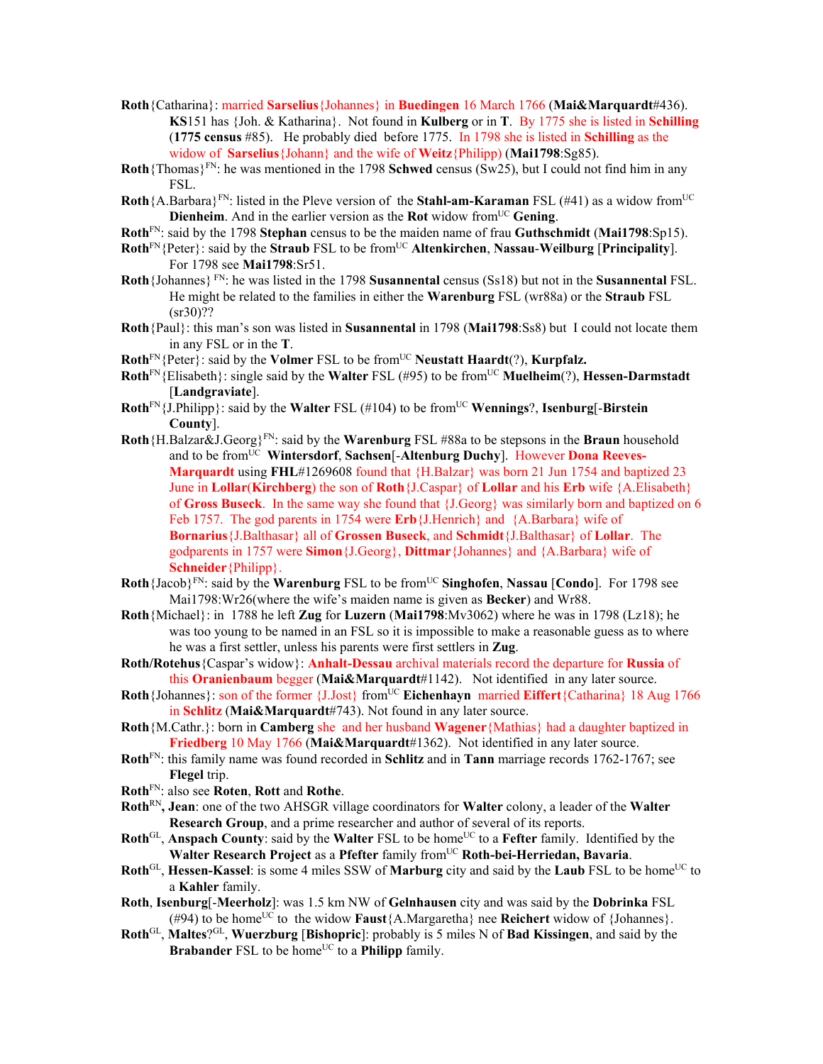**Roth**{Catharina}: married **Sarselius**{Johannes} in **Buedingen** 16 March 1766 (**Mai&Marquardt**#436). **KS**151 has {Joh. & Katharina}. Not found in **Kulberg** or in **T**. By 1775 she is listed in **Schilling** (**1775 census** #85). He probably died before 1775. In 1798 she is listed in **Schilling** as the widow of **Sarselius**{Johann} and the wife of **Weitz**{Philipp} (**Mai1798**:Sg85).

**Roth**{Thomas}[FN]: he was mentioned in the 1798 **Schwed** census (Sw25), but I could not find him in any FSL.

**Roth**{A.Barbara}[FN]: listed in the Pleve version of the **Stahl-am-Karaman** FSL (#41) as a widow from[UC] **Dienheim**. And in the earlier version as the **Rot** widow from[UC] **Gening**.

**Roth**[FN]: said by the 1798 **Stephan** census to be the maiden name of frau **Guthschmidt** (**Mai1798**:Sp15).

**Roth**[FN]{Peter}: said by the **Straub** FSL to be from[UC] **Altenkirchen**, **Nassau**-**Weilburg** [**Principality**]. For 1798 see **Mai1798**:Sr51.

**Roth**{Johannes}[FN]: he was listed in the 1798 **Susannental** census (Ss18) but not in the **Susannental** FSL. He might be related to the families in either the **Warenburg** FSL (wr88a) or the **Straub** FSL (sr30)??

**Roth**{Paul}: this man's son was listed in **Susannental** in 1798 (**Mai1798**:Ss8) but I could not locate them in any FSL or in the **T**.

**Roth**[FN]{Peter}: said by the **Volmer** FSL to be from[UC] **Neustatt Haardt**(?), **Kurpfalz.**

**Roth**[FN]{Elisabeth}: single said by the **Walter** FSL (#95) to be from[UC] **Muelheim**(?), **Hessen-Darmstadt** [**Landgraviate**].

**Roth**[FN]{J.Philipp}: said by the **Walter** FSL (#104) to be from[UC] **Wennings**?, **Isenburg**[-**Birstein County**].

**Roth**{H.Balzar&J.Georg}[FN]: said by the **Warenburg** FSL #88a to be stepsons in the **Braun** household and to be from[UC] **Wintersdorf**, **Sachsen**[-**Altenburg Duchy**]. However **Dona Reeves-Marquardt** using **FHL**#1269608 found that {H.Balzar} was born 21 Jun 1754 and baptized 23 June in **Lollar**(**Kirchberg**) the son of **Roth**{J.Caspar} of **Lollar** and his **Erb** wife {A.Elisabeth} of **Gross Buseck**. In the same way she found that {J.Georg} was similarly born and baptized on 6 Feb 1757. The god parents in 1754 were **Erb**{J.Henrich} and {A.Barbara} wife of **Bornarius**{J.Balthasar} all of **Grossen Buseck**, and **Schmidt**{J.Balthasar} of **Lollar**. The godparents in 1757 were **Simon**{J.Georg}, **Dittmar**{Johannes} and {A.Barbara} wife of **Schneider**{Philipp}.

**Roth**{Jacob}[FN]: said by the **Warenburg** FSL to be from[UC] **Singhofen**, **Nassau** [**Condo**]. For 1798 see Mai1798:Wr26(where the wife's maiden name is given as **Becker**) and Wr88.

**Roth**{Michael}: in 1788 he left **Zug** for **Luzern** (**Mai1798**:Mv3062) where he was in 1798 (Lz18); he was too young to be named in an FSL so it is impossible to make a reasonable guess as to where he was a first settler, unless his parents were first settlers in **Zug**.

**Roth/Rotehus**{Caspar's widow}: **Anhalt-Dessau** archival materials record the departure for **Russia** of this **Oranienbaum** begger (**Mai&Marquardt**#1142). Not identified in any later source.

**Roth**{Johannes}: son of the former {J.Jost} from[UC] **Eichenhayn** married **Eiffert**{Catharina} 18 Aug 1766 in **Schlitz** (**Mai&Marquardt**#743). Not found in any later source.

**Roth**{M.Cathr.}: born in **Camberg** she and her husband **Wagener**{Mathias} had a daughter baptized in **Friedberg** 10 May 1766 (**Mai&Marquardt**#1362). Not identified in any later source.

**Roth**[FN]: this family name was found recorded in **Schlitz** and in **Tann** marriage records 1762-1767; see **Flegel** trip.

**Roth**[FN]: also see **Roten**, **Rott** and **Rothe**.

**Roth**[RN]**, Jean**: one of the two AHSGR village coordinators for **Walter** colony, a leader of the **Walter Research Group**, and a prime researcher and author of several of its reports.

**Roth**[GL], **Anspach County**: said by the **Walter** FSL to be home[UC] to a **Fefter** family. Identified by the **Walter Research Project** as a **Pfefter** family from[UC] **Roth-bei-Herriedan, Bavaria**.

**Roth**[GL], **Hessen-Kassel**: is some 4 miles SSW of **Marburg** city and said by the **Laub** FSL to be home[UC] to a **Kahler** family.

**Roth**, **Isenburg**[-**Meerholz**]: was 1.5 km NW of **Gelnhausen** city and was said by the **Dobrinka** FSL (#94) to be home[UC] to the widow **Faust**{A.Margaretha} nee **Reichert** widow of {Johannes}.

**Roth**[GL], **Maltes**?[GL], **Wuerzburg** [**Bishopric**]: probably is 5 miles N of **Bad Kissingen**, and said by the **Brabander** FSL to be home[UC] to a **Philipp** family.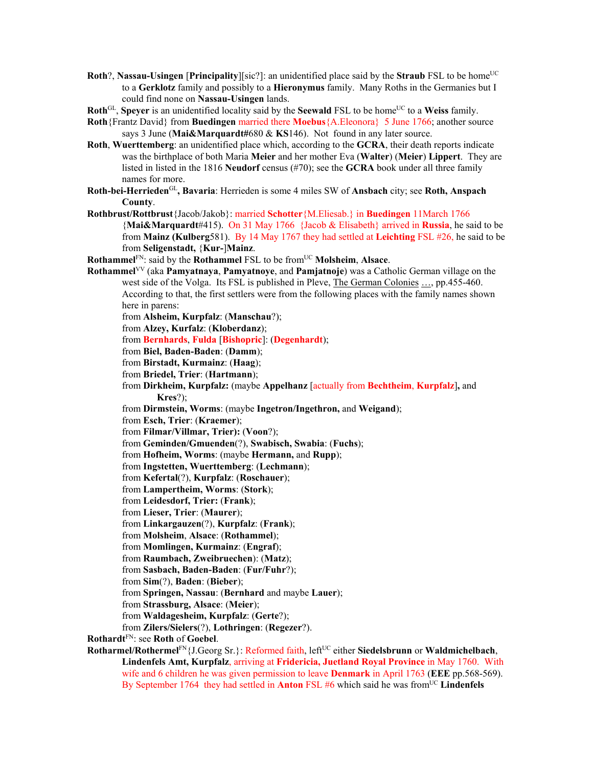**Roth**?, **Nassau-Usingen** [**Principality**][sic?]: an unidentified place said by the **Straub** FSL to be home[UC] to a **Gerklotz** family and possibly to a **Hieronymus** family. Many Roths in the Germanies but I could find none on **Nassau-Usingen** lands.

**Roth**[GL], **Speyer** is an unidentified locality said by the **Seewald** FSL to be home[UC] to a **Weiss** family.

**Roth**{Frantz David} from **Buedingen** married there **Moebus**{A.Eleonora} 5 June 1766; another source says 3 June (**Mai&Marquardt#**680 & **KS**146). Not found in any later source.

**Roth**, **Wuerttemberg**: an unidentified place which, according to the **GCRA**, their death reports indicate was the birthplace of both Maria **Meier** and her mother Eva (**Walter**) (**Meier**) **Lippert**. They are listed in listed in the 1816 **Neudorf** census (#70); see the **GCRA** book under all three family names for more.

**Roth-bei-Herrieden**[GL], **Bavaria**: Herrieden is some 4 miles SW of **Ansbach** city; see **Roth, Anspach County**.

**Rothbrust/Rottbrust**{Jacob/Jakob}: married **Schotter**{M.Eliesab.} in **Buedingen** 11March 1766 {**Mai&Marquardt**#415). On 31 May 1766 {Jacob & Elisabeth} arrived in **Russia**, he said to be from **Mainz (Kulberg**581). By 14 May 1767 they had settled at **Leichting** FSL #26, he said to be from **Seligenstadt,** {**Kur-**]**Mainz**.

**Rothammel**[FN]: said by the **Rothammel** FSL to be from[UC] **Molsheim**, **Alsace**.

**Rothammel**[VV] (aka **Pamyatnaya**, **Pamyatnoye**, and **Pamjatnoje**) was a Catholic German village on the west side of the Volga. Its FSL is published in Pleve, The German Colonies …, pp.455-460. According to that, the first settlers were from the following places with the family names shown here in parens:

from **Alsheim, Kurpfalz**: (**Manschau**?);
from **Alzey, Kurfalz**: (**Kloberdanz**);
from **Bernhards**, **Fulda** [**Bishopric**]: (**Degenhardt**);
from **Biel, Baden-Baden**: (**Damm**);
from **Birstadt, Kurmainz**: (**Haag**);
from **Briedel, Trier**: (**Hartmann**);
from **Dirkheim, Kurpfalz:** (maybe **Appelhanz** [actually from **Bechtheim**, **Kurpfalz**]**,** and **Kres**?);
from **Dirmstein, Worms**: (maybe **Ingetron/Ingethron,** and **Weigand**);
from **Esch, Trier**: (**Kraemer**);
from **Filmar/Villmar, Trier): (Voon**?);
from **Geminden/Gmuenden**(?), **Swabisch, Swabia**: (**Fuchs**);
from **Hofheim, Worms**: (maybe **Hermann,** and **Rupp**);
from **Ingstetten, Wuerttemberg**: (**Lechmann**);
from **Kefertal**(?), **Kurpfalz**: (**Roschauer**);
from **Lampertheim, Worms**: (**Stork**);
from **Leidesdorf, Trier: (Frank**);
from **Lieser, Trier**: (**Maurer**);
from **Linkargauzen**(?), **Kurpfalz**: (**Frank**);
from **Molsheim**, **Alsace**: (**Rothammel**);
from **Momlingen, Kurmainz**: (**Engraf**);
from **Raumbach, Zweibruechen**): (**Matz**);
from **Sasbach, Baden-Baden**: (**Fur/Fuhr**?);
from **Sim**(?), **Baden**: (**Bieber**);
from **Springen, Nassau**: (**Bernhard** and maybe **Lauer**);
from **Strassburg, Alsace**: (**Meier**);
from **Waldagesheim, Kurpfalz**: (**Gerte**?);
from **Zilers/Sielers**(?), **Lothringen**: (**Regezer**?).

**Rothardt**[FN]: see **Roth** of **Goebel**.

**Rotharmel/Rothermel**[FN]{J.Georg Sr.}: Reformed faith, left[UC] either **Siedelsbrunn** or **Waldmichelbach**, **Lindenfels Amt, Kurpfalz**, arriving at **Fridericia, Juetland Royal Province** in May 1760. With wife and 6 children he was given permission to leave **Denmark** in April 1763 (**EEE** pp.568-569). By September 1764 they had settled in **Anton** FSL #6 which said he was from[UC] **Lindenfels**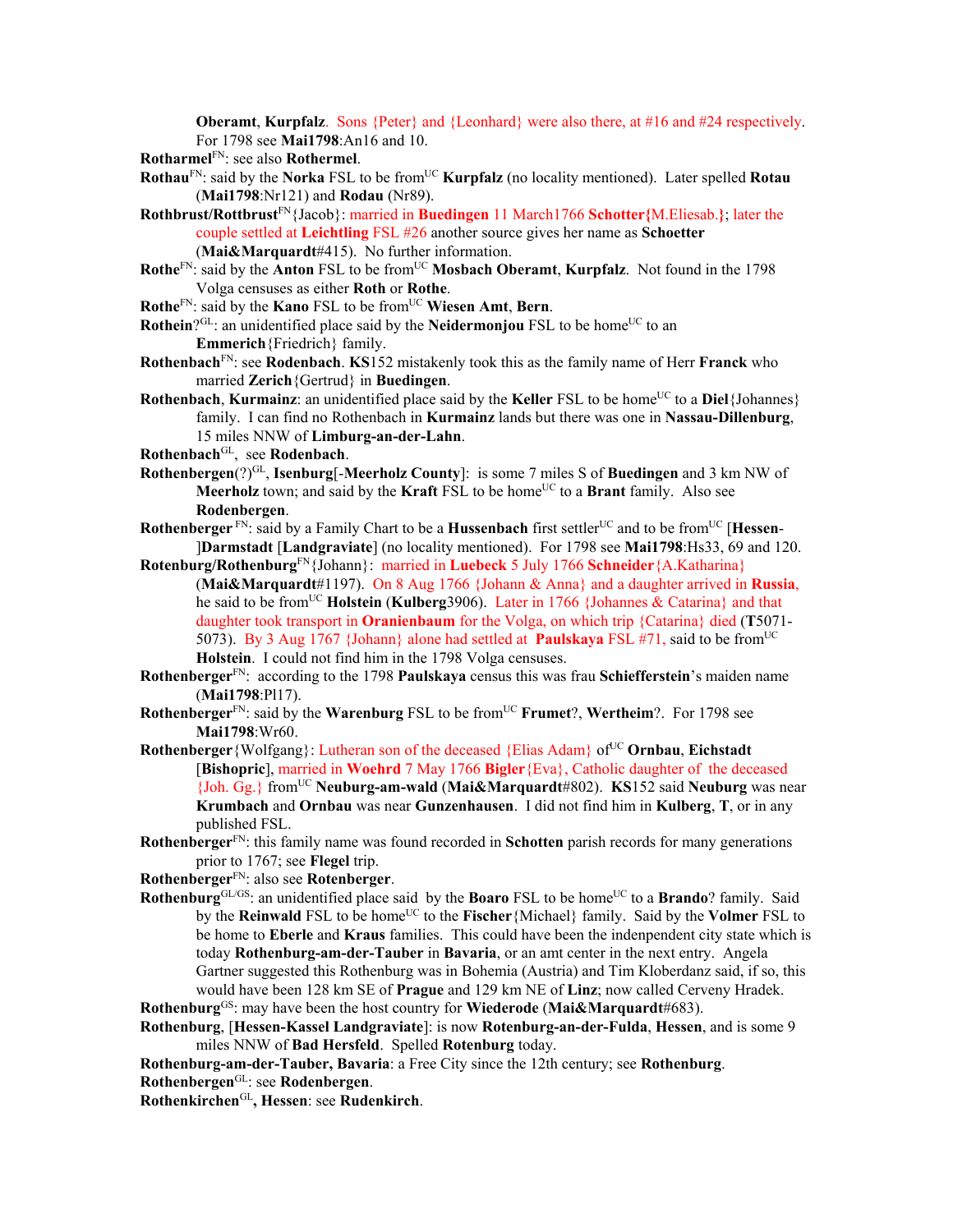**Oberamt**, **Kurpfalz**. Sons {Peter} and {Leonhard} were also there, at #16 and #24 respectively. For 1798 see **Mai1798**:An16 and 10.

**Rotharmel**[FN]: see also **Rothermel**.

**Rothau**[FN]: said by the **Norka** FSL to be from[UC] **Kurpfalz** (no locality mentioned). Later spelled **Rotau** (**Mai1798**:Nr121) and **Rodau** (Nr89).

**Rothbrust/Rottbrust**[FN]{Jacob}: married in **Buedingen** 11 March1766 **Schotter{**M.Eliesab.**}**; later the couple settled at **Leichtling** FSL #26 another source gives her name as **Schoetter** (**Mai&Marquardt**#415). No further information.

**Rothe**[FN]: said by the **Anton** FSL to be from[UC] **Mosbach Oberamt**, **Kurpfalz**. Not found in the 1798 Volga censuses as either **Roth** or **Rothe**.

**Rothe**[FN]: said by the **Kano** FSL to be from[UC] **Wiesen Amt**, **Bern**.

**Rothein**?[GL]: an unidentified place said by the **Neidermonjou** FSL to be home[UC] to an **Emmerich**{Friedrich} family.

**Rothenbach**[FN]: see **Rodenbach**. **KS**152 mistakenly took this as the family name of Herr **Franck** who married **Zerich**{Gertrud} in **Buedingen**.

**Rothenbach**, **Kurmainz**: an unidentified place said by the **Keller** FSL to be home[UC] to a **Diel**{Johannes} family. I can find no Rothenbach in **Kurmainz** lands but there was one in **Nassau-Dillenburg**, 15 miles NNW of **Limburg-an-der-Lahn**.

**Rothenbach**[GL], see **Rodenbach**.

**Rothenbergen**(?)[GL], **Isenburg**[-**Meerholz County**]: is some 7 miles S of **Buedingen** and 3 km NW of **Meerholz** town; and said by the **Kraft** FSL to be home[UC] to a **Brant** family. Also see **Rodenbergen**.

**Rothenberger** [FN]: said by a Family Chart to be a **Hussenbach** first settler[UC] and to be from[UC] [**Hessen-**]**Darmstadt** [**Landgraviate**] (no locality mentioned). For 1798 see **Mai1798**:Hs33, 69 and 120.

**Rotenburg/Rothenburg**[FN]{Johann}: married in **Luebeck** 5 July 1766 **Schneider**{A.Katharina} (**Mai&Marquardt**#1197). On 8 Aug 1766 {Johann & Anna} and a daughter arrived in **Russia**, he said to be from[UC] **Holstein** (**Kulberg**3906). Later in 1766 {Johannes & Catarina} and that daughter took transport in **Oranienbaum** for the Volga, on which trip {Catarina} died (**T**5071-5073). By 3 Aug 1767 {Johann} alone had settled at **Paulskaya** FSL #71, said to be from[UC] **Holstein**. I could not find him in the 1798 Volga censuses.

**Rothenberger**[FN]: according to the 1798 **Paulskaya** census this was frau **Schiefferstein**'s maiden name (**Mai1798**:Pl17).

**Rothenberger**[FN]: said by the **Warenburg** FSL to be from[UC] **Frumet**?, **Wertheim**?. For 1798 see **Mai1798**:Wr60.

**Rothenberger**{Wolfgang}: Lutheran son of the deceased {Elias Adam} of[UC] **Ornbau**, **Eichstadt** [**Bishopric**], married in **Woehrd** 7 May 1766 **Bigler**{Eva}, Catholic daughter of the deceased {Joh. Gg.} from[UC] **Neuburg-am-wald** (**Mai&Marquardt**#802). **KS**152 said **Neuburg** was near **Krumbach** and **Ornbau** was near **Gunzenhausen**. I did not find him in **Kulberg**, **T**, or in any published FSL.

**Rothenberger**[FN]: this family name was found recorded in **Schotten** parish records for many generations prior to 1767; see **Flegel** trip.

**Rothenberger**[FN]: also see **Rotenberger**.

**Rothenburg**[GL/GS]: an unidentified place said by the **Boaro** FSL to be home[UC] to a **Brando**? family. Said by the **Reinwald** FSL to be home[UC] to the **Fischer**{Michael} family. Said by the **Volmer** FSL to be home to **Eberle** and **Kraus** families. This could have been the indenpendent city state which is today **Rothenburg-am-der-Tauber** in **Bavaria**, or an amt center in the next entry. Angela Gartner suggested this Rothenburg was in Bohemia (Austria) and Tim Kloberdanz said, if so, this would have been 128 km SE of **Prague** and 129 km NE of **Linz**; now called Cerveny Hradek.

**Rothenburg**[GS]: may have been the host country for **Wiederode** (**Mai&Marquardt**#683).

**Rothenburg**, [**Hessen-Kassel Landgraviate**]: is now **Rotenburg-an-der-Fulda**, **Hessen**, and is some 9 miles NNW of **Bad Hersfeld**. Spelled **Rotenburg** today.

**Rothenburg-am-der-Tauber, Bavaria**: a Free City since the 12th century; see **Rothenburg**.

**Rothenbergen**[GL]: see **Rodenbergen**.

**Rothenkirchen**[GL]**, Hessen**: see **Rudenkirch**.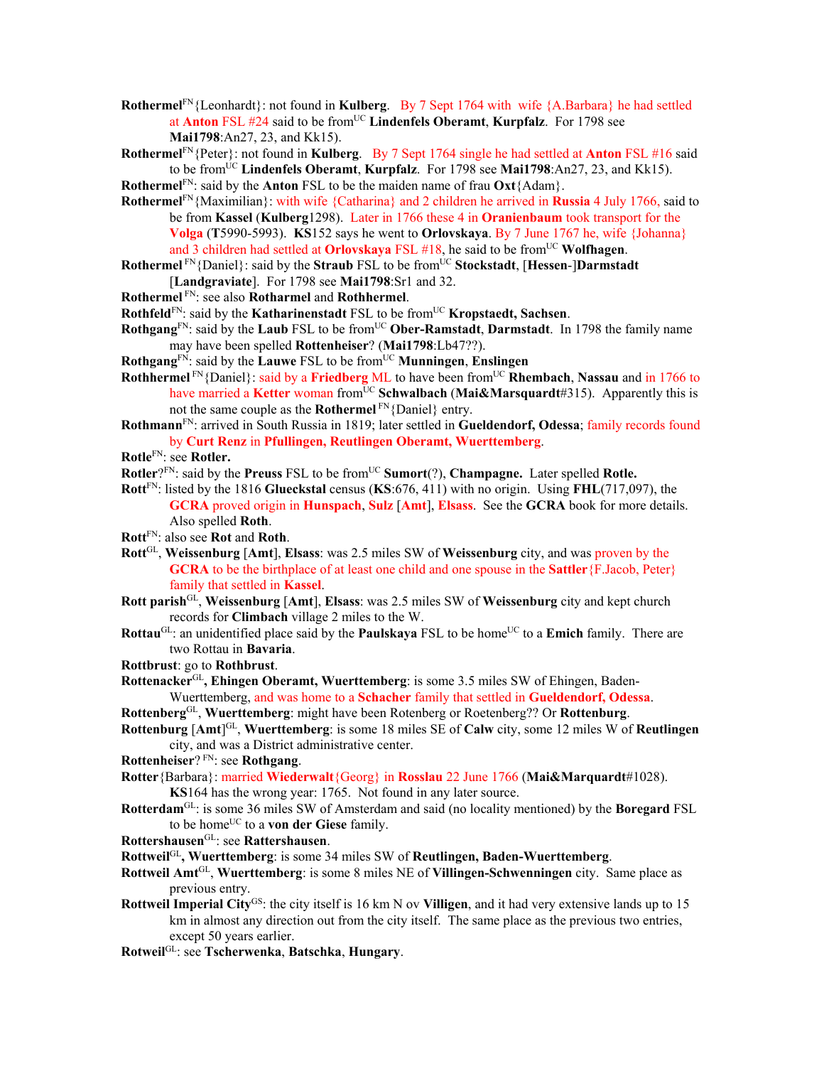**Rothermel**[FN]{Leonhardt}: not found in **Kulberg**. By 7 Sept 1764 with wife {A.Barbara} he had settled at **Anton** FSL #24 said to be from[UC] **Lindenfels Oberamt**, **Kurpfalz**. For 1798 see **Mai1798**:An27, 23, and Kk15).

**Rothermel**[FN]{Peter}: not found in **Kulberg**. By 7 Sept 1764 single he had settled at **Anton** FSL #16 said to be from[UC] **Lindenfels Oberamt**, **Kurpfalz**. For 1798 see **Mai1798**:An27, 23, and Kk15).

**Rothermel**[FN]: said by the **Anton** FSL to be the maiden name of frau **Oxt**{Adam}.

**Rothermel**[FN]{Maximilian}: with wife {Catharina} and 2 children he arrived in **Russia** 4 July 1766, said to be from **Kassel** (**Kulberg**1298). Later in 1766 these 4 in **Oranienbaum** took transport for the **Volga** (**T**5990-5993). **KS**152 says he went to **Orlovskaya**. By 7 June 1767 he, wife {Johanna} and 3 children had settled at **Orlovskaya** FSL #18, he said to be from[UC] **Wolfhagen**.

**Rothermel** [FN]{Daniel}: said by the **Straub** FSL to be from[UC] **Stockstadt**, [**Hessen**-]**Darmstadt** [**Landgraviate**]. For 1798 see **Mai1798**:Sr1 and 32.

**Rothermel** [FN]: see also **Rotharmel** and **Rothhermel**.

**Rothfeld**[FN]: said by the **Katharinenstadt** FSL to be from[UC] **Kropstaedt, Sachsen**.

**Rothgang**[FN]: said by the **Laub** FSL to be from[UC] **Ober-Ramstadt**, **Darmstadt**. In 1798 the family name may have been spelled **Rottenheiser**? (**Mai1798**:Lb47??).

**Rothgang**[FN]: said by the **Lauwe** FSL to be from[UC] **Munningen**, **Enslingen**

**Rothhermel** [FN]{Daniel}: said by a **Friedberg** ML to have been from[UC] **Rhembach**, **Nassau** and in 1766 to have married a **Ketter** woman from[UC] **Schwalbach** (**Mai&Marsquardt**#315). Apparently this is not the same couple as the **Rothermel** [FN]{Daniel} entry.

**Rothmann**[FN]: arrived in South Russia in 1819; later settled in **Gueldendorf, Odessa**; family records found by **Curt Renz** in **Pfullingen, Reutlingen Oberamt, Wuerttemberg**.

**Rotle**[FN]: see **Rotler.**

**Rotler**?[FN]: said by the **Preuss** FSL to be from[UC] **Sumort**(?), **Champagne.** Later spelled **Rotle.**

**Rott**[FN]: listed by the 1816 **Glueckstal** census (**KS**:676, 411) with no origin. Using **FHL**(717,097), the **GCRA** proved origin in **Hunspach**, **Sulz** [**Amt**], **Elsass**. See the **GCRA** book for more details. Also spelled **Roth**.

**Rott**[FN]: also see **Rot** and **Roth**.

**Rott**[GL], **Weissenburg** [**Amt**], **Elsass**: was 2.5 miles SW of **Weissenburg** city, and was proven by the **GCRA** to be the birthplace of at least one child and one spouse in the **Sattler**{F.Jacob, Peter} family that settled in **Kassel**.

**Rott parish**[GL], **Weissenburg** [**Amt**], **Elsass**: was 2.5 miles SW of **Weissenburg** city and kept church records for **Climbach** village 2 miles to the W.

**Rottau**[GL]: an unidentified place said by the **Paulskaya** FSL to be home[UC] to a **Emich** family. There are two Rottau in **Bavaria**.

**Rottbrust**: go to **Rothbrust**.

**Rottenacker**[GL]**, Ehingen Oberamt, Wuerttemberg**: is some 3.5 miles SW of Ehingen, Baden-Wuerttemberg, and was home to a **Schacher** family that settled in **Gueldendorf, Odessa**.

**Rottenberg**[GL], **Wuerttemberg**: might have been Rotenberg or Roetenberg?? Or **Rottenburg**.

**Rottenburg** [**Amt**][GL], **Wuerttemberg**: is some 18 miles SE of **Calw** city, some 12 miles W of **Reutlingen** city, and was a District administrative center.

**Rottenheiser**? [FN]: see **Rothgang**.

**Rotter**{Barbara}: married **Wiederwalt**{Georg} in **Rosslau** 22 June 1766 (**Mai&Marquardt**#1028). **KS**164 has the wrong year: 1765. Not found in any later source.

**Rotterdam**[GL]: is some 36 miles SW of Amsterdam and said (no locality mentioned) by the **Boregard** FSL to be home[UC] to a **von der Giese** family.

**Rottershausen**[GL]: see **Rattershausen**.

**Rottweil**[GL]**, Wuerttemberg**: is some 34 miles SW of **Reutlingen, Baden-Wuerttemberg**.

**Rottweil Amt**[GL], **Wuerttemberg**: is some 8 miles NE of **Villingen-Schwenningen** city. Same place as previous entry.

**Rottweil Imperial City**[GS]: the city itself is 16 km N ov **Villigen**, and it had very extensive lands up to 15 km in almost any direction out from the city itself. The same place as the previous two entries, except 50 years earlier.

**Rotweil**[GL]: see **Tscherwenka**, **Batschka**, **Hungary**.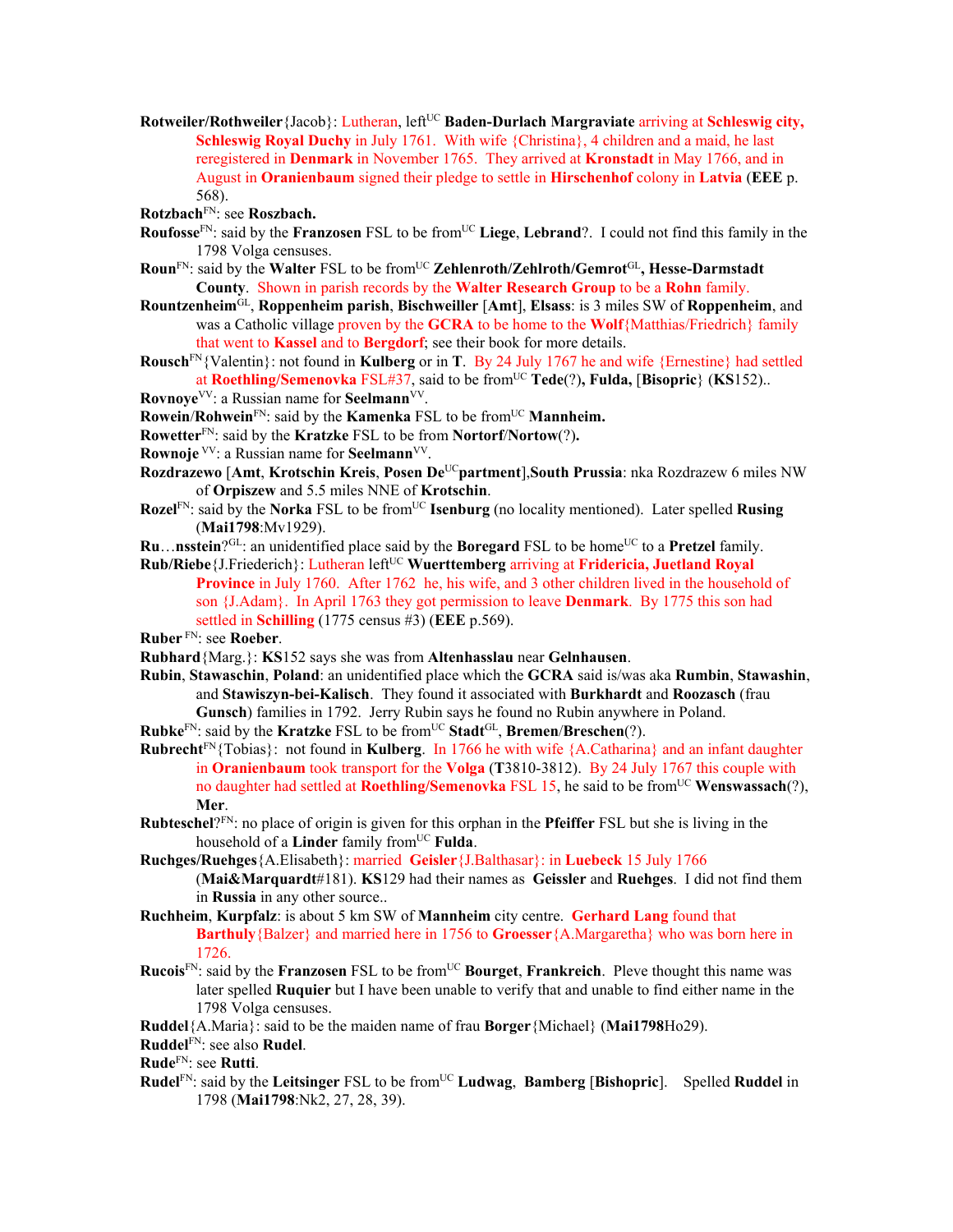**Rotweiler/Rothweiler**{Jacob}: Lutheran, left[UC] **Baden-Durlach Margraviate** arriving at **Schleswig city, Schleswig Royal Duchy** in July 1761. With wife {Christina}, 4 children and a maid, he last reregistered in **Denmark** in November 1765. They arrived at **Kronstadt** in May 1766, and in August in **Oranienbaum** signed their pledge to settle in **Hirschenhof** colony in **Latvia** (**EEE** p. 568).

**Rotzbach**[FN]: see **Roszbach.**

**Roufosse**[FN]: said by the **Franzosen** FSL to be from[UC] **Liege**, **Lebrand**?. I could not find this family in the 1798 Volga censuses.

**Roun**[FN]: said by the **Walter** FSL to be from[UC] **Zehlenroth/Zehlroth/Gemrot**[GL]**, Hesse-Darmstadt County**. Shown in parish records by the **Walter Research Group** to be a **Rohn** family.

**Rountzenheim**[GL], **Roppenheim parish**, **Bischweiller** [**Amt**], **Elsass**: is 3 miles SW of **Roppenheim**, and was a Catholic village proven by the **GCRA** to be home to the **Wolf**{Matthias/Friedrich} family that went to **Kassel** and to **Bergdorf**; see their book for more details.

**Rousch**[FN]{Valentin}: not found in **Kulberg** or in **T**. By 24 July 1767 he and wife {Ernestine} had settled at **Roethling/Semenovka** FSL#37, said to be from[UC] **Tede**(?)**, Fulda,** [**Bisopric**} (**KS**152)..

**Rovnoye**[VV]: a Russian name for **Seelmann**[VV].

**Rowein**/**Rohwein**[FN]: said by the **Kamenka** FSL to be from[UC] **Mannheim.**

**Rowetter**[FN]: said by the **Kratzke** FSL to be from **Nortorf**/**Nortow**(?)**.**

**Rownoje** [VV]: a Russian name for **Seelmann**[VV].

**Rozdrazewo** [**Amt**, **Krotschin Kreis**, **Posen De**[UC]**partment**],**South Prussia**: nka Rozdrazew 6 miles NW of **Orpiszew** and 5.5 miles NNE of **Krotschin**.

**Rozel**[FN]: said by the **Norka** FSL to be from[UC] **Isenburg** (no locality mentioned). Later spelled **Rusing** (**Mai1798**:Mv1929).

**Ru**…**nsstein**?[GL]: an unidentified place said by the **Boregard** FSL to be home[UC] to a **Pretzel** family.

**Rub/Riebe**{J.Friederich}: Lutheran left[UC] **Wuerttemberg** arriving at **Fridericia, Juetland Royal Province** in July 1760. After 1762 he, his wife, and 3 other children lived in the household of son {J.Adam}. In April 1763 they got permission to leave **Denmark**. By 1775 this son had settled in **Schilling** (1775 census #3) (**EEE** p.569).

**Ruber** [FN]: see **Roeber**.

**Rubhard**{Marg.}: **KS**152 says she was from **Altenhasslau** near **Gelnhausen**.

**Rubin**, **Stawaschin**, **Poland**: an unidentified place which the **GCRA** said is/was aka **Rumbin**, **Stawashin**, and **Stawiszyn-bei-Kalisch**. They found it associated with **Burkhardt** and **Roozasch** (frau **Gunsch**) families in 1792. Jerry Rubin says he found no Rubin anywhere in Poland.

**Rubke**[FN]: said by the **Kratzke** FSL to be from[UC] **Stadt**[GL], **Bremen**/**Breschen**(?).

**Rubrecht**[FN]{Tobias}: not found in **Kulberg**. In 1766 he with wife {A.Catharina} and an infant daughter in **Oranienbaum** took transport for the **Volga** (**T**3810-3812). By 24 July 1767 this couple with no daughter had settled at **Roethling/Semenovka** FSL 15, he said to be from[UC] **Wenswassach**(?), **Mer**.

**Rubteschel**?[FN]: no place of origin is given for this orphan in the **Pfeiffer** FSL but she is living in the household of a **Linder** family from[UC] **Fulda**.

**Ruchges/Ruehges**{A.Elisabeth}: married **Geisler**{J.Balthasar}: in **Luebeck** 15 July 1766 (**Mai&Marquardt**#181). **KS**129 had their names as **Geissler** and **Ruehges**. I did not find them in **Russia** in any other source..

**Ruchheim**, **Kurpfalz**: is about 5 km SW of **Mannheim** city centre. **Gerhard Lang** found that **Barthuly**{Balzer} and married here in 1756 to **Groesser**{A.Margaretha} who was born here in 1726.

**Rucois**[FN]: said by the **Franzosen** FSL to be from[UC] **Bourget**, **Frankreich**. Pleve thought this name was later spelled **Ruquier** but I have been unable to verify that and unable to find either name in the 1798 Volga censuses.

**Ruddel**{A.Maria}: said to be the maiden name of frau **Borger**{Michael} (**Mai1798**Ho29).

**Ruddel**[FN]: see also **Rudel**.

**Rude**[FN]: see **Rutti**.

**Rudel**[FN]: said by the **Leitsinger** FSL to be from[UC] **Ludwag**, **Bamberg** [**Bishopric**]. Spelled **Ruddel** in 1798 (**Mai1798**:Nk2, 27, 28, 39).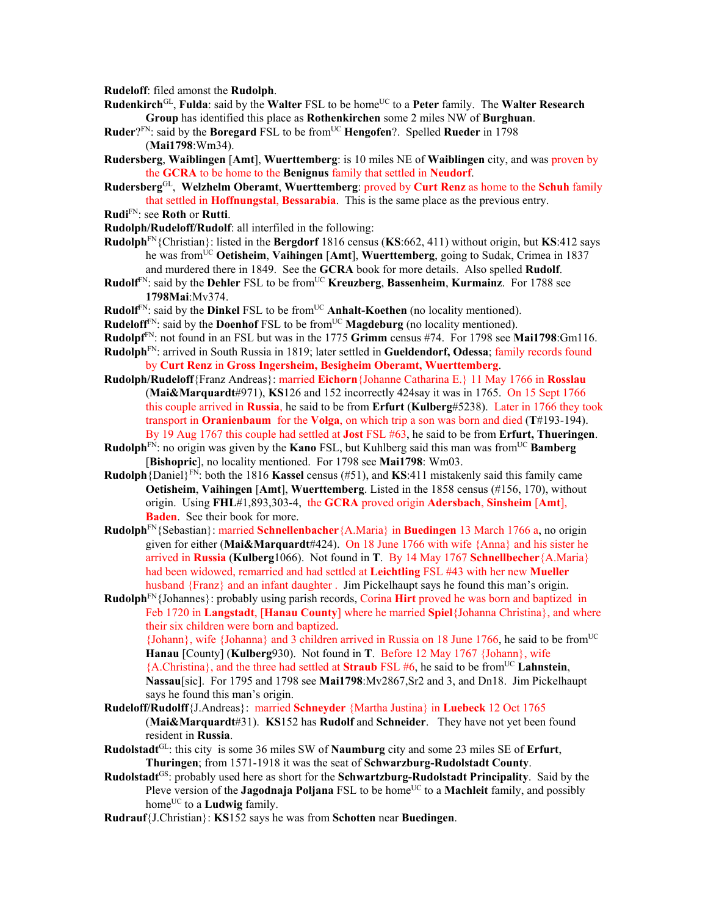**Rudeloff**: filed amonst the **Rudolph**.

**Rudenkirch**[GL], **Fulda**: said by the **Walter** FSL to be home[UC] to a **Peter** family. The **Walter Research Group** has identified this place as **Rothenkirchen** some 2 miles NW of **Burghuan**.

**Ruder**?[FN]: said by the **Boregard** FSL to be from[UC] **Hengofen**?. Spelled **Rueder** in 1798 (**Mai1798**:Wm34).

**Rudersberg**, **Waiblingen** [**Amt**], **Wuerttemberg**: is 10 miles NE of **Waiblingen** city, and was proven by the **GCRA** to be home to the **Benignus** family that settled in **Neudorf**.

**Rudersberg**[GL], **Welzhelm Oberamt**, **Wuerttemberg**: proved by **Curt Renz** as home to the **Schuh** family that settled in **Hoffnungstal**, **Bessarabia**. This is the same place as the previous entry.

**Rudi**[FN]: see **Roth** or **Rutti**.

**Rudolph/Rudeloff/Rudolf**: all interfiled in the following:

**Rudolph**[FN]{Christian}: listed in the **Bergdorf** 1816 census (**KS**:662, 411) without origin, but **KS**:412 says he was from[UC] **Oetisheim**, **Vaihingen** [**Amt**], **Wuerttemberg**, going to Sudak, Crimea in 1837 and murdered there in 1849. See the **GCRA** book for more details. Also spelled **Rudolf**.

**Rudolf**[FN]: said by the **Dehler** FSL to be from[UC] **Kreuzberg**, **Bassenheim**, **Kurmainz**. For 1788 see **1798Mai**:Mv374.

**Rudolf**[FN]: said by the **Dinkel** FSL to be from[UC] **Anhalt-Koethen** (no locality mentioned).

**Rudeloff**[FN]: said by the **Doenhof** FSL to be from[UC] **Magdeburg** (no locality mentioned).

**Rudolpf**[FN]: not found in an FSL but was in the 1775 **Grimm** census #74. For 1798 see **Mai1798**:Gm116.

**Rudolph**[FN]: arrived in South Russia in 1819; later settled in **Gueldendorf, Odessa**; family records found by **Curt Renz** in **Gross Ingersheim**, **Besigheim Oberamt**, **Wuerttemberg**.

**Rudolph/Rudeloff**{Franz Andreas}: married **Eichorn**{Johanne Catharina E.} 11 May 1766 in **Rosslau** (**Mai&Marquardt**#971), **KS**126 and 152 incorrectly 424say it was in 1765. On 15 Sept 1766 this couple arrived in **Russia**, he said to be from **Erfurt** (**Kulberg**#5238). Later in 1766 they took transport in **Oranienbaum** for the **Volga**, on which trip a son was born and died (**T**#193-194). By 19 Aug 1767 this couple had settled at **Jost** FSL #63, he said to be from **Erfurt, Thueringen**.

**Rudolph**[FN]: no origin was given by the **Kano** FSL, but Kuhlberg said this man was from[UC] **Bamberg** [**Bishopric**], no locality mentioned. For 1798 see **Mai1798**: Wm03.

**Rudolph**{Daniel}[FN]: both the 1816 **Kassel** census (#51), and **KS**:411 mistakenly said this family came **Oetisheim**, **Vaihingen** [**Amt**], **Wuerttemberg**. Listed in the 1858 census (#156, 170), without origin. Using **FHL**#1,893,303-4, the **GCRA** proved origin **Adersbach**, **Sinsheim** [**Amt**], **Baden**. See their book for more.

**Rudolph**[FN]{Sebastian}: married **Schnellenbacher**{A.Maria} in **Buedingen** 13 March 1766 a, no origin given for either (**Mai&Marquardt**#424). On 18 June 1766 with wife {Anna} and his sister he arrived in **Russia** (**Kulberg**1066). Not found in **T**. By 14 May 1767 **Schnellbecher**{A.Maria} had been widowed, remarried and had settled at **Leichtling** FSL #43 with her new **Mueller** husband {Franz} and an infant daughter . Jim Pickelhaupt says he found this man's origin.

**Rudolph**[FN]{Johannes}: probably using parish records, Corina **Hirt** proved he was born and baptized in Feb 1720 in **Langstadt**, [**Hanau County**] where he married **Spiel**{Johanna Christina}, and where their six children were born and baptized.
{Johann}, wife {Johanna} and 3 children arrived in Russia on 18 June 1766, he said to be from[UC] **Hanau** [County] (**Kulberg**930). Not found in **T**. Before 12 May 1767 {Johann}, wife {A.Christina}, and the three had settled at **Straub** FSL #6, he said to be from[UC] **Lahnstein**, **Nassau**[sic]. For 1795 and 1798 see **Mai1798**:Mv2867,Sr2 and 3, and Dn18. Jim Pickelhaupt says he found this man's origin.

**Rudeloff/Rudolff**{J.Andreas}: married **Schneyder** {Martha Justina} in **Luebeck** 12 Oct 1765 (**Mai&Marquardt**#31). **KS**152 has **Rudolf** and **Schneider**. They have not yet been found resident in **Russia**.

**Rudolstadt**[GL]: this city is some 36 miles SW of **Naumburg** city and some 23 miles SE of **Erfurt**, **Thuringen**; from 1571-1918 it was the seat of **Schwarzburg-Rudolstadt County**.

**Rudolstadt**[GS]: probably used here as short for the **Schwartzburg-Rudolstadt Principality**. Said by the Pleve version of the **Jagodnaja Poljana** FSL to be home[UC] to a **Machleit** family, and possibly home[UC] to a **Ludwig** family.

**Rudrauf**{J.Christian}: **KS**152 says he was from **Schotten** near **Buedingen**.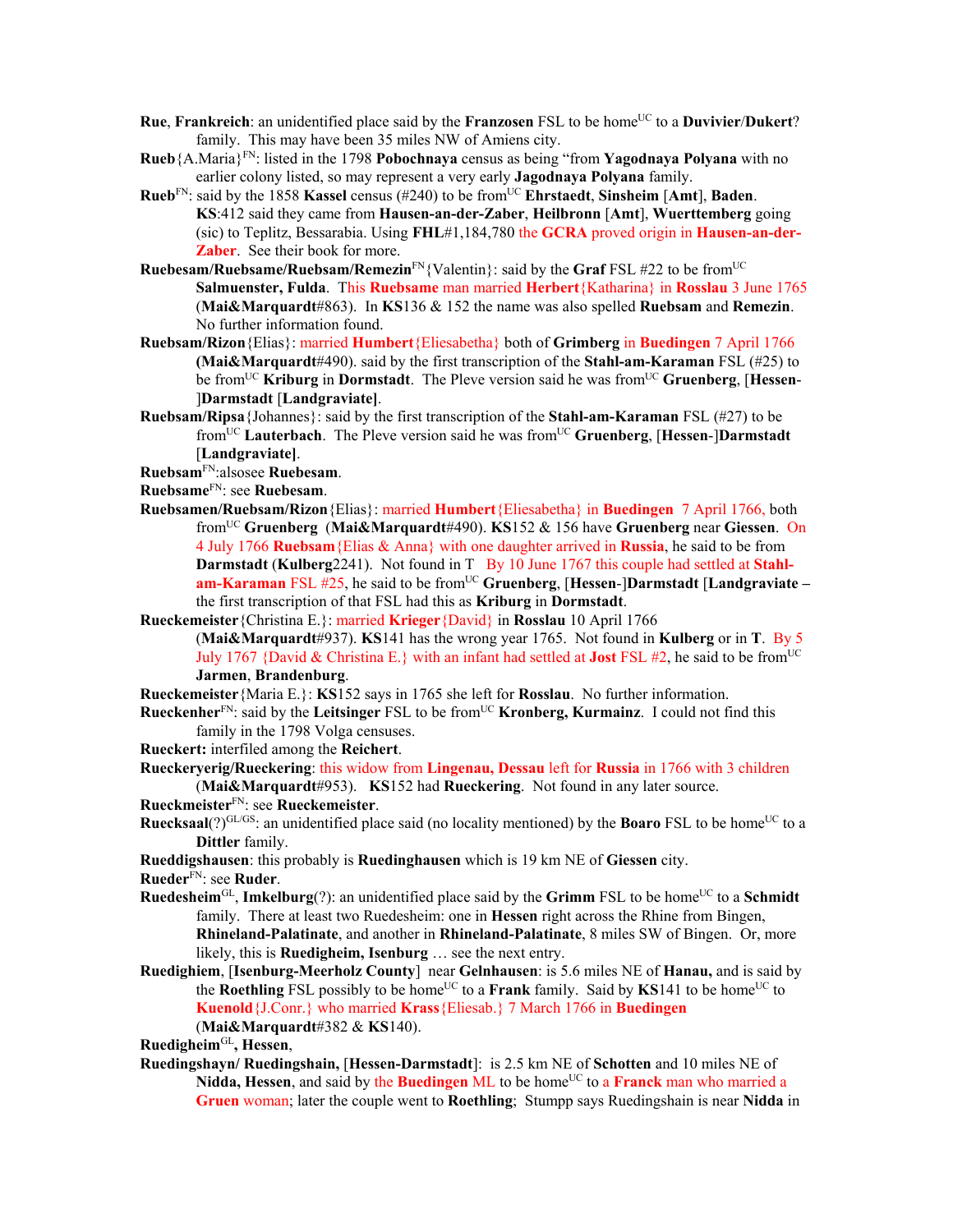**Rue**, **Frankreich**: an unidentified place said by the **Franzosen** FSL to be home[UC] to a **Duvivier**/**Dukert**? family. This may have been 35 miles NW of Amiens city.

**Rueb**{A.Maria}[FN]: listed in the 1798 **Pobochnaya** census as being "from **Yagodnaya Polyana** with no earlier colony listed, so may represent a very early **Jagodnaya Polyana** family.

**Rueb**[FN]: said by the 1858 **Kassel** census (#240) to be from[UC] **Ehrstaedt**, **Sinsheim** [**Amt**], **Baden**. **KS**:412 said they came from **Hausen-an-der-Zaber**, **Heilbronn** [**Amt**], **Wuerttemberg** going (sic) to Teplitz, Bessarabia. Using **FHL**#1,184,780 the **GCRA** proved origin in **Hausen-an-der-Zaber**. See their book for more.

**Ruebesam/Ruebsame/Ruebsam/Remezin**[FN]{Valentin}: said by the **Graf** FSL #22 to be from[UC] **Salmuenster, Fulda**. This **Ruebsame** man married **Herbert**{Katharina} in **Rosslau** 3 June 1765 (**Mai&Marquardt**#863). In **KS**136 & 152 the name was also spelled **Ruebsam** and **Remezin**. No further information found.

**Ruebsam/Rizon**{Elias}: married **Humbert**{Eliesabetha} both of **Grimberg** in **Buedingen** 7 April 1766 **(Mai&Marquardt**#490). said by the first transcription of the **Stahl-am-Karaman** FSL (#25) to be from[UC] **Kriburg** in **Dormstadt**. The Pleve version said he was from[UC] **Gruenberg**, [**Hessen**-]**Darmstadt** [**Landgraviate**].

**Ruebsam/Ripsa**{Johannes}: said by the first transcription of the **Stahl-am-Karaman** FSL (#27) to be from[UC] **Lauterbach**. The Pleve version said he was from[UC] **Gruenberg**, [**Hessen**-]**Darmstadt** [**Landgraviate**].

**Ruebsam**[FN]:alsosee **Ruebesam**.

**Ruebsame**[FN]: see **Ruebesam**.

**Ruebsamen/Ruebsam/Rizon**{Elias}: married **Humbert**{Eliesabetha} in **Buedingen** 7 April 1766, both from[UC] **Gruenberg** (**Mai&Marquardt**#490). **KS**152 & 156 have **Gruenberg** near **Giessen**. On 4 July 1766 **Ruebsam**{Elias & Anna} with one daughter arrived in **Russia**, he said to be from **Darmstadt** (**Kulberg**2241). Not found in T By 10 June 1767 this couple had settled at **Stahl-am-Karaman** FSL #25, he said to be from[UC] **Gruenberg**, [**Hessen**-]**Darmstadt** [**Landgraviate** – the first transcription of that FSL had this as **Kriburg** in **Dormstadt**.

**Rueckemeister**{Christina E.}: married **Krieger**{David} in **Rosslau** 10 April 1766 (**Mai&Marquardt**#937). **KS**141 has the wrong year 1765. Not found in **Kulberg** or in **T**. By 5 July 1767 {David & Christina E.} with an infant had settled at **Jost** FSL #2, he said to be from[UC] **Jarmen**, **Brandenburg**.

**Rueckemeister**{Maria E.}: **KS**152 says in 1765 she left for **Rosslau**. No further information.

**Rueckenher**[FN]: said by the **Leitsinger** FSL to be from[UC] **Kronberg, Kurmainz**. I could not find this family in the 1798 Volga censuses.

**Rueckert:** interfiled among the **Reichert**.

**Rueckeryerig/Rueckering**: this widow from **Lingenau, Dessau** left for **Russia** in 1766 with 3 children (**Mai&Marquardt**#953). **KS**152 had **Rueckering**. Not found in any later source.

**Rueckmeister**[FN]: see **Rueckemeister**.

**Ruecksaal**(?)[GL/GS]: an unidentified place said (no locality mentioned) by the **Boaro** FSL to be home[UC] to a **Dittler** family.

**Rueddigshausen**: this probably is **Ruedinghausen** which is 19 km NE of **Giessen** city.

**Rueder**[FN]: see **Ruder**.

**Ruedesheim**[GL], **Imkelburg**(?): an unidentified place said by the **Grimm** FSL to be home[UC] to a **Schmidt** family. There at least two Ruedesheim: one in **Hessen** right across the Rhine from Bingen, **Rhineland-Palatinate**, and another in **Rhineland-Palatinate**, 8 miles SW of Bingen. Or, more likely, this is **Ruedigheim, Isenburg** … see the next entry.

**Ruedighiem**, [**Isenburg-Meerholz County**] near **Gelnhausen**: is 5.6 miles NE of **Hanau,** and is said by the **Roethling** FSL possibly to be home[UC] to a **Frank** family. Said by **KS**141 to be home[UC] to **Kuenold**{J.Conr.} who married **Krass**{Eliesab.} 7 March 1766 in **Buedingen** (**Mai&Marquardt**#382 & **KS**140).

**Ruedigheim**[GL]**, Hessen**,

**Ruedingshayn/ Ruedingshain,** [**Hessen-Darmstadt**]: is 2.5 km NE of **Schotten** and 10 miles NE of **Nidda, Hessen**, and said by the **Buedingen** ML to be home[UC] to a **Franck** man who married a **Gruen** woman; later the couple went to **Roethling**; Stumpp says Ruedingshain is near **Nidda** in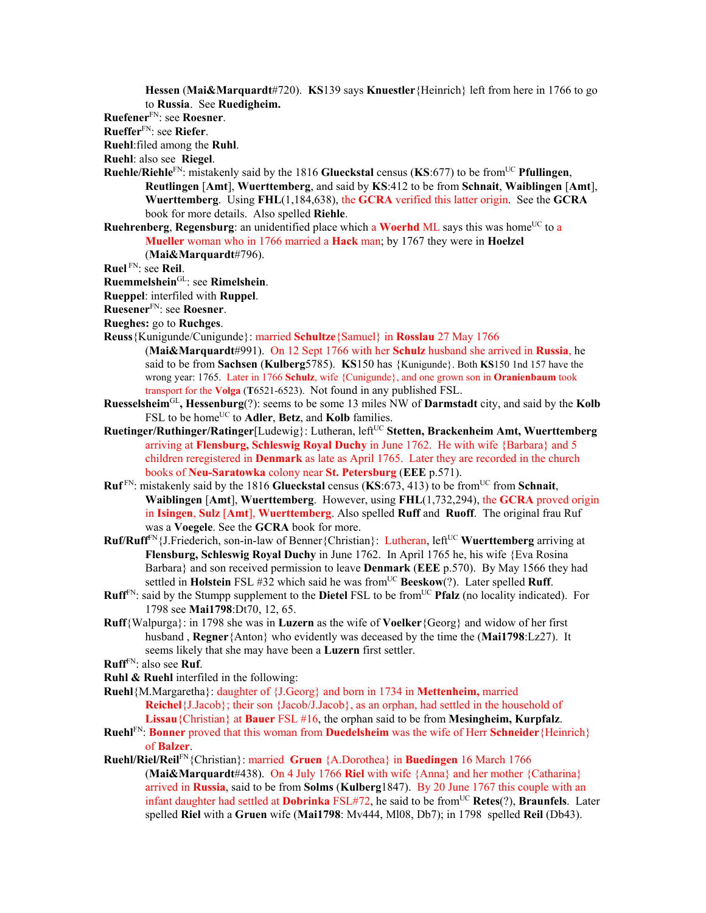**Hessen** (**Mai&Marquardt**#720). **KS**139 says **Knuestler**{Heinrich} left from here in 1766 to go to **Russia**. See **Ruedigheim.**

**Ruefener**[FN]: see **Roesner**.

**Rueffer**[FN]: see **Riefer**.

**Ruehl**:filed among the **Ruhl**.

**Ruehl**: also see **Riegel**.

**Ruehle/Riehle**[FN]: mistakenly said by the 1816 **Glueckstal** census (**KS**:677) to be from[UC] **Pfullingen**, **Reutlingen** [**Amt**], **Wuerttemberg**, and said by **KS**:412 to be from **Schnait**, **Waiblingen** [**Amt**], **Wuerttemberg**. Using **FHL**(1,184,638), the **GCRA** verified this latter origin. See the **GCRA** book for more details. Also spelled **Riehle**.

**Ruehrenberg**, **Regensburg**: an unidentified place which a **Woerhd** ML says this was home[UC] to a **Mueller** woman who in 1766 married a **Hack** man; by 1767 they were in **Hoelzel** (**Mai&Marquardt**#796).

**Ruel** [FN]: see **Reil**.

**Ruemmelshein**[GL]: see **Rimelshein**.

**Rueppel**: interfiled with **Ruppel**.

**Ruesener**[FN]: see **Roesner**.

**Rueghes:** go to **Ruchges**.

**Reuss**{Kunigunde/Cunigunde}: married **Schultze**{Samuel} in **Rosslau** 27 May 1766 (**Mai&Marquardt**#991). On 12 Sept 1766 with her **Schulz** husband she arrived in **Russia**, he said to be from **Sachsen** (**Kulberg**5785). **KS**150 has {Kunigunde}. Both **KS**150 1nd 157 have the wrong year: 1765. Later in 1766 **Schulz**, wife {Cunigunde}, and one grown son in **Oranienbaum** took transport for the **Volga** (**T**6521-6523). Not found in any published FSL.

**Ruesselsheim**[GL]**, Hessenburg**(?): seems to be some 13 miles NW of **Darmstadt** city, and said by the **Kolb** FSL to be home[UC] to **Adler**, **Betz**, and **Kolb** families.

**Ruetinger/Ruthinger/Ratinger**[Ludewig}: Lutheran, left[UC] **Stetten, Brackenheim Amt, Wuerttemberg** arriving at **Flensburg, Schleswig Royal Duchy** in June 1762. He with wife {Barbara} and 5 children reregistered in **Denmark** as late as April 1765. Later they are recorded in the church books of **Neu-Saratowka** colony near **St. Petersburg** (**EEE** p.571).

**Ruf** [FN]: mistakenly said by the 1816 **Glueckstal** census (**KS**:673, 413) to be from[UC] from **Schnait**, **Waiblingen** [**Amt**], **Wuerttemberg**. However, using **FHL**(1,732,294), the **GCRA** proved origin in **Isingen**, **Sulz** [**Amt**], **Wuerttemberg**. Also spelled **Ruff** and **Ruoff**. The original frau Ruf was a **Voegele**. See the **GCRA** book for more.

**Ruf/Ruff**[FN]{J.Friederich, son-in-law of Benner{Christian}: Lutheran, left[UC] **Wuerttemberg** arriving at **Flensburg, Schleswig Royal Duchy** in June 1762. In April 1765 he, his wife {Eva Rosina Barbara} and son received permission to leave **Denmark** (**EEE** p.570). By May 1566 they had settled in **Holstein** FSL #32 which said he was from[UC] **Beeskow**(?). Later spelled **Ruff**.

**Ruff**[FN]: said by the Stumpp supplement to the **Dietel** FSL to be from[UC] **Pfalz** (no locality indicated). For 1798 see **Mai1798**:Dt70, 12, 65.

**Ruff**{Walpurga}: in 1798 she was in **Luzern** as the wife of **Voelker**{Georg} and widow of her first husband , **Regner**{Anton} who evidently was deceased by the time the (**Mai1798**:Lz27). It seems likely that she may have been a **Luzern** first settler.

**Ruff**[FN]: also see **Ruf**.

**Ruhl & Ruehl** interfiled in the following:

**Ruehl**{M.Margaretha}: daughter of {J.Georg} and born in 1734 in **Mettenheim,** married **Reichel**{J.Jacob}; their son {Jacob/J.Jacob}, as an orphan, had settled in the household of **Lissau**{Christian} at **Bauer** FSL #16, the orphan said to be from **Mesingheim, Kurpfalz**.

**Ruehl**[FN]: **Bonner** proved that this woman from **Duedelsheim** was the wife of Herr **Schneider**{Heinrich} of **Balzer**.

**Ruehl/Riel/Reil**[FN]{Christian}: married **Gruen** {A.Dorothea} in **Buedingen** 16 March 1766 (**Mai&Marquardt**#438). On 4 July 1766 **Riel** with wife {Anna} and her mother {Catharina} arrived in **Russia**, said to be from **Solms** (**Kulberg**1847). By 20 June 1767 this couple with an infant daughter had settled at **Dobrinka** FSL#72, he said to be from[UC] **Retes**(?), **Braunfels**. Later spelled **Riel** with a **Gruen** wife (**Mai1798**: Mv444, Ml08, Db7); in 1798 spelled **Reil** (Db43).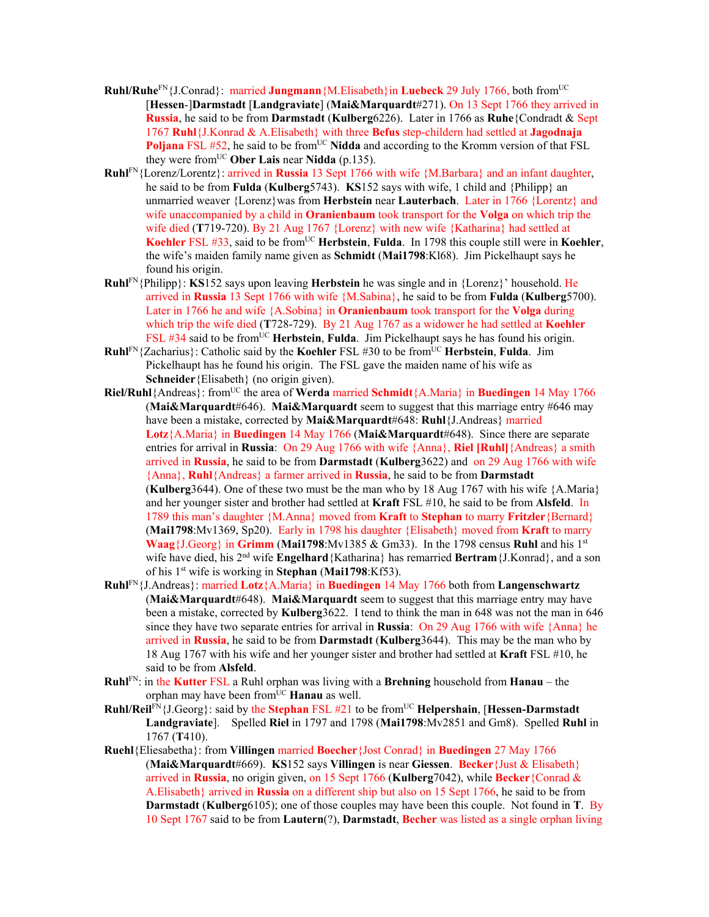**Ruhl/Ruhe**FN{J.Conrad}: married **Jungmann**{M.Elisabeth}in **Luebeck** 29 July 1766, both fromUC [**Hessen**-]**Darmstadt** [**Landgraviate**] (**Mai&Marquardt**#271). On 13 Sept 1766 they arrived in **Russia**, he said to be from **Darmstadt** (**Kulberg**6226). Later in 1766 as **Ruhe**{Condradt & Sept 1767 **Ruhl**{J.Konrad & A.Elisabeth} with three **Befus** step-childern had settled at **Jagodnaja Poljana** FSL #52, he said to be fromUC **Nidda** and according to the Kromm version of that FSL they were fromUC **Ober Lais** near **Nidda** (p.135).

**Ruhl**FN{Lorenz/Lorentz}: arrived in **Russia** 13 Sept 1766 with wife {M.Barbara} and an infant daughter, he said to be from **Fulda** (**Kulberg**5743). **KS**152 says with wife, 1 child and {Philipp} an unmarried weaver {Lorenz}was from **Herbstein** near **Lauterbach**. Later in 1766 {Lorentz} and wife unaccompanied by a child in **Oranienbaum** took transport for the **Volga** on which trip the wife died (**T**719-720). By 21 Aug 1767 {Lorenz} with new wife {Katharina} had settled at **Koehler** FSL #33, said to be fromUC **Herbstein**, **Fulda**. In 1798 this couple still were in **Koehler**, the wife's maiden family name given as **Schmidt** (**Mai1798**:Kl68). Jim Pickelhaupt says he found his origin.

**Ruhl**FN{Philipp}: **KS**152 says upon leaving **Herbstein** he was single and in {Lorenz}' household. He arrived in **Russia** 13 Sept 1766 with wife {M.Sabina}, he said to be from **Fulda** (**Kulberg**5700). Later in 1766 he and wife {A.Sobina} in **Oranienbaum** took transport for the **Volga** during which trip the wife died (**T**728-729). By 21 Aug 1767 as a widower he had settled at **Koehler** FSL #34 said to be fromUC **Herbstein**, **Fulda**. Jim Pickelhaupt says he has found his origin.

**Ruhl**FN{Zacharius}: Catholic said by the **Koehler** FSL #30 to be fromUC **Herbstein**, **Fulda**. Jim Pickelhaupt has he found his origin. The FSL gave the maiden name of his wife as **Schneider**{Elisabeth} (no origin given).

**Riel/Ruhl**{Andreas}: fromUC the area of **Werda** married **Schmidt**{A.Maria} in **Buedingen** 14 May 1766 (**Mai&Marquardt**#646). **Mai&Marquardt** seem to suggest that this marriage entry #646 may have been a mistake, corrected by **Mai&Marquardt**#648: **Ruhl**{J.Andreas} married **Lotz**{A.Maria} in **Buedingen** 14 May 1766 (**Mai&Marquardt**#648). Since there are separate entries for arrival in **Russia**: On 29 Aug 1766 with wife {Anna}, **Riel [Ruhl]**{Andreas} a smith arrived in **Russia**, he said to be from **Darmstadt** (**Kulberg**3622) and on 29 Aug 1766 with wife {Anna}, **Ruhl**{Andreas} a farmer arrived in **Russia**, he said to be from **Darmstadt** (**Kulberg**3644). One of these two must be the man who by 18 Aug 1767 with his wife {A.Maria} and her younger sister and brother had settled at **Kraft** FSL #10, he said to be from **Alsfeld**. In 1789 this man's daughter {M.Anna} moved from **Kraft** to **Stephan** to marry **Fritzler**{Bernard} (**Mai1798**:Mv1369, Sp20). Early in 1798 his daughter {Elisabeth} moved from **Kraft** to marry **Waag**{J.Georg} in **Grimm** (**Mai1798**:Mv1385 & Gm33). In the 1798 census **Ruhl** and his 1st wife have died, his 2nd wife **Engelhard**{Katharina} has remarried **Bertram**{J.Konrad}, and a son of his 1st wife is working in **Stephan** (**Mai1798**:Kf53).

**Ruhl**FN{J.Andreas}: married **Lotz**{A.Maria} in **Buedingen** 14 May 1766 both from **Langenschwartz** (**Mai&Marquardt**#648). **Mai&Marquardt** seem to suggest that this marriage entry may have been a mistake, corrected by **Kulberg**3622. I tend to think the man in 648 was not the man in 646 since they have two separate entries for arrival in **Russia**: On 29 Aug 1766 with wife {Anna} he arrived in **Russia**, he said to be from **Darmstadt** (**Kulberg**3644). This may be the man who by 18 Aug 1767 with his wife and her younger sister and brother had settled at **Kraft** FSL #10, he said to be from **Alsfeld**.

**Ruhl**FN: in the **Kutter** FSL a Ruhl orphan was living with a **Brehning** household from **Hanau** – the orphan may have been fromUC **Hanau** as well.

**Ruhl/Reil**FN{J.Georg}: said by the **Stephan** FSL #21 to be fromUC **Helpershain**, [**Hessen-Darmstadt Landgraviate**]. Spelled **Riel** in 1797 and 1798 (**Mai1798**:Mv2851 and Gm8). Spelled **Ruhl** in 1767 (**T**410).

**Ruehl**{Eliesabetha}: from **Villingen** married **Boecher**{Jost Conrad} in **Buedingen** 27 May 1766 (**Mai&Marquardt**#669). **KS**152 says **Villingen** is near **Giessen**. **Becker**{Just & Elisabeth} arrived in **Russia**, no origin given, on 15 Sept 1766 (**Kulberg**7042), while **Becker**{Conrad & A.Elisabeth} arrived in **Russia** on a different ship but also on 15 Sept 1766, he said to be from **Darmstadt** (**Kulberg**6105); one of those couples may have been this couple. Not found in **T**. By 10 Sept 1767 said to be from **Lautern**(?), **Darmstadt**, **Becher** was listed as a single orphan living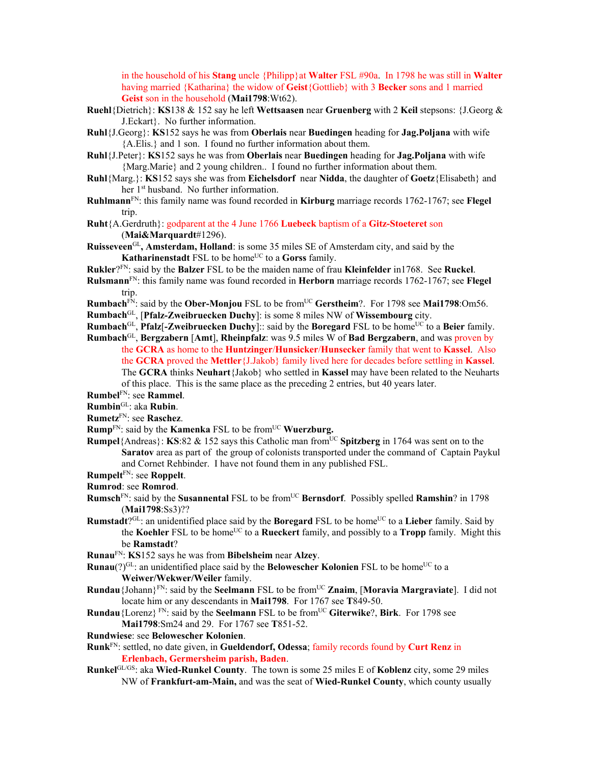in the household of his **Stang** uncle {Philipp}at **Walter** FSL #90a. In 1798 he was still in **Walter** having married {Katharina} the widow of **Geist**{Gottlieb} with 3 **Becker** sons and 1 married **Geist** son in the household (**Mai1798**:Wt62).

**Ruehl**{Dietrich}: **KS**138 & 152 say he left **Wettsaasen** near **Gruenberg** with 2 **Keil** stepsons: {J.Georg & J.Eckart}. No further information.

**Ruhl**{J.Georg}: **KS**152 says he was from **Oberlais** near **Buedingen** heading for **Jag.Poljana** with wife {A.Elis.} and 1 son. I found no further information about them.

**Ruhl**{J.Peter}: **KS**152 says he was from **Oberlais** near **Buedingen** heading for **Jag.Poljana** with wife {Marg.Marie} and 2 young children.. I found no further information about them.

**Ruhl**{Marg.}: **KS**152 says she was from **Eichelsdorf** near **Nidda**, the daughter of **Goetz**{Elisabeth} and her 1st husband. No further information.

**Ruhlmann**FN: this family name was found recorded in **Kirburg** marriage records 1762-1767; see **Flegel** trip.

**Ruht**{A.Gerdruth}: godparent at the 4 June 1766 **Luebeck** baptism of a **Gitz-Stoeteret** son (**Mai&Marquardt**#1296).

**Ruisseveen**GL**, Amsterdam, Holland**: is some 35 miles SE of Amsterdam city, and said by the **Katharinenstadt** FSL to be homeUC to a **Gorss** family.

**Rukler**?FN: said by the **Balzer** FSL to be the maiden name of frau **Kleinfelder** in1768. See **Ruckel**.

**Rulsmann**FN: this family name was found recorded in **Herborn** marriage records 1762-1767; see **Flegel** trip.

**Rumbach**FN: said by the **Ober-Monjou** FSL to be fromUC **Gerstheim**?. For 1798 see **Mai1798**:Om56.

**Rumbach**GL, [**Pfalz-Zweibruecken Duchy**]: is some 8 miles NW of **Wissembourg** city.

**Rumbach**GL, **Pfalz**[**-Zweibruecken Duchy**]:: said by the **Boregard** FSL to be homeUC to a **Beier** family.

**Rumbach**GL, **Bergzabern** [**Amt**], **Rheinpfalz**: was 9.5 miles W of **Bad Bergzabern**, and was proven by the **GCRA** as home to the **Huntzinger**/**Hunsicker**/**Hunsecker** family that went to **Kassel**. Also the **GCRA** proved the **Mettler**{J.Jakob} family lived here for decades before settling in **Kassel**. The **GCRA** thinks **Neuhart**{Jakob} who settled in **Kassel** may have been related to the Neuharts of this place. This is the same place as the preceding 2 entries, but 40 years later.

**Rumbel**FN: see **Rammel**.

**Rumbin**GL: aka **Rubin**.

**Rumetz**FN: see **Raschez**.

**Rump**FN: said by the **Kamenka** FSL to be fromUC **Wuerzburg.**

**Rumpel**{Andreas}: **KS**:82 & 152 says this Catholic man fromUC **Spitzberg** in 1764 was sent on to the **Saratov** area as part of the group of colonists transported under the command of Captain Paykul and Cornet Rehbinder. I have not found them in any published FSL.

**Rumpelt**FN: see **Roppelt**.

**Rumrod**: see **Romrod**.

**Rumsch**FN: said by the **Susannental** FSL to be fromUC **Bernsdorf**. Possibly spelled **Ramshin**? in 1798 (**Mai1798**:Ss3)??

**Rumstadt**?GL: an unidentified place said by the **Boregard** FSL to be homeUC to a **Lieber** family. Said by the **Koehler** FSL to be homeUC to a **Rueckert** family, and possibly to a **Tropp** family. Might this be **Ramstadt**?

**Runau**FN: **KS**152 says he was from **Bibelsheim** near **Alzey**.

**Runau**(?)GL: an unidentified place said by the **Belowescher Kolonien** FSL to be homeUC to a **Weiwer/Wekwer/Weiler** family.

**Rundau**{Johann}FN: said by the **Seelmann** FSL to be fromUC **Znaim**, [**Moravia Margraviate**]. I did not locate him or any descendants in **Mai1798**. For 1767 see **T**849-50.

**Rundau**{Lorenz} FN: said by the **Seelmann** FSL to be fromUC **Giterwike**?, **Birk**. For 1798 see **Mai1798**:Sm24 and 29. For 1767 see **T**851-52.

**Rundwiese**: see **Belowescher Kolonien**.

**Runk**FN: settled, no date given, in **Gueldendorf, Odessa**; family records found by **Curt Renz** in **Erlenbach, Germersheim parish, Baden**.

**Runkel**GL/GS: aka **Wied-Runkel County**. The town is some 25 miles E of **Koblenz** city, some 29 miles NW of **Frankfurt-am-Main,** and was the seat of **Wied-Runkel County**, which county usually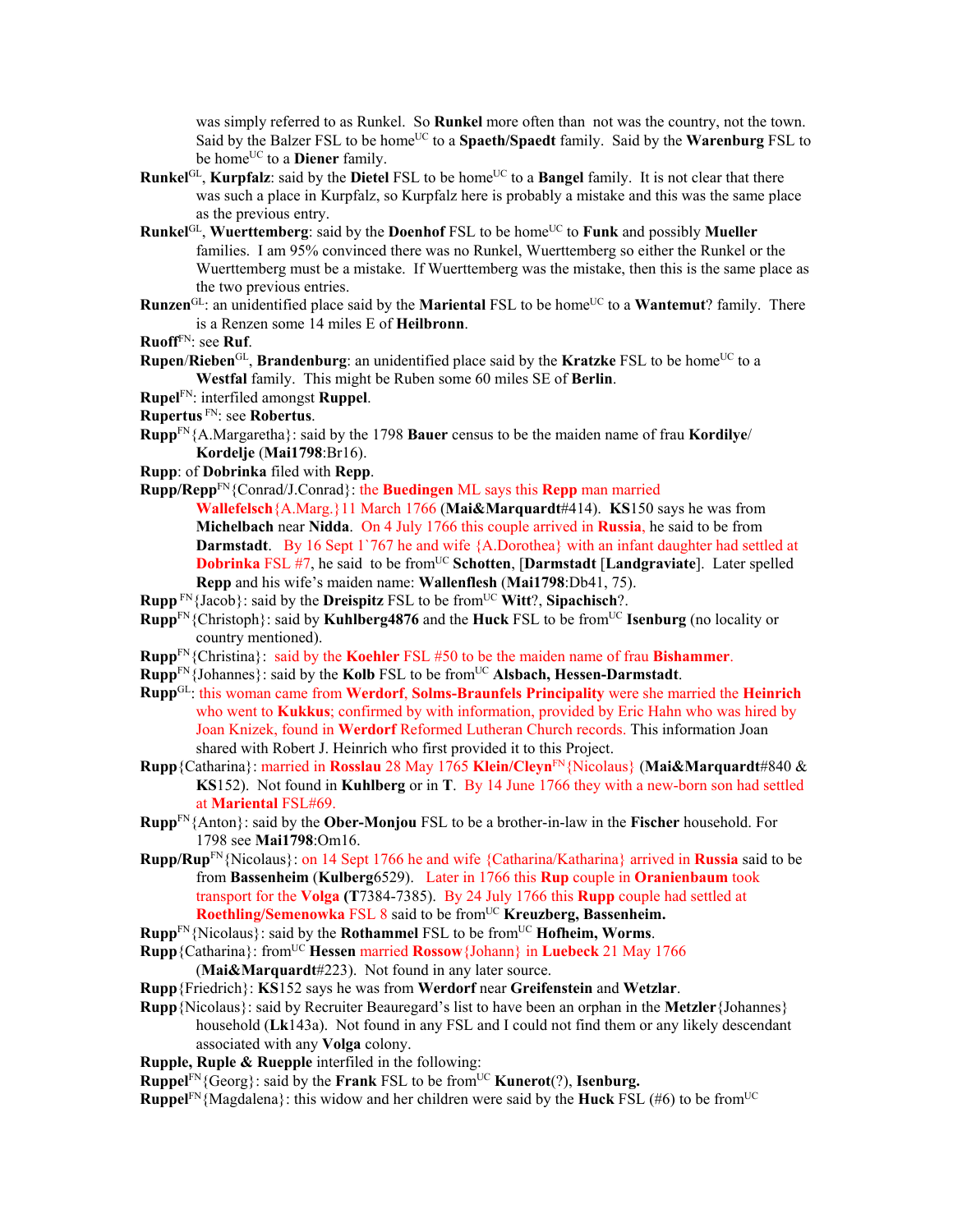was simply referred to as Runkel. So **Runkel** more often than not was the country, not the town. Said by the Balzer FSL to be home[UC] to a **Spaeth/Spaedt** family. Said by the **Warenburg** FSL to be home[UC] to a **Diener** family.

**Runkel**[GL], **Kurpfalz**: said by the **Dietel** FSL to be home[UC] to a **Bangel** family. It is not clear that there was such a place in Kurpfalz, so Kurpfalz here is probably a mistake and this was the same place as the previous entry.

**Runkel**[GL], **Wuerttemberg**: said by the **Doenhof** FSL to be home[UC] to **Funk** and possibly **Mueller** families. I am 95% convinced there was no Runkel, Wuerttemberg so either the Runkel or the Wuerttemberg must be a mistake. If Wuerttemberg was the mistake, then this is the same place as the two previous entries.

**Runzen**[GL]: an unidentified place said by the **Mariental** FSL to be home[UC] to a **Wantemut**? family. There is a Renzen some 14 miles E of **Heilbronn**.

**Ruoff**[FN]: see **Ruf**.

**Rupen**/**Rieben**[GL], **Brandenburg**: an unidentified place said by the **Kratzke** FSL to be home[UC] to a **Westfal** family. This might be Ruben some 60 miles SE of **Berlin**.

**Rupel**[FN]: interfiled amongst **Ruppel**.

**Rupertus** [FN]: see **Robertus**.

**Rupp**[FN]{A.Margaretha}: said by the 1798 **Bauer** census to be the maiden name of frau **Kordilye**/ **Kordelje** (**Mai1798**:Br16).

**Rupp**: of **Dobrinka** filed with **Repp**.

**Rupp/Repp**[FN]{Conrad/J.Conrad}: the **Buedingen** ML says this **Repp** man married **Wallefelsch**{A.Marg.}11 March 1766 (**Mai&Marquardt**#414). **KS**150 says he was from **Michelbach** near **Nidda**. On 4 July 1766 this couple arrived in **Russia**, he said to be from **Darmstadt**. By 16 Sept 1`767 he and wife {A.Dorothea} with an infant daughter had settled at **Dobrinka** FSL #7, he said to be from[UC] **Schotten**, [**Darmstadt** [**Landgraviate**]. Later spelled **Repp** and his wife's maiden name: **Wallenflesh** (**Mai1798**:Db41, 75).

**Rupp** [FN]{Jacob}: said by the **Dreispitz** FSL to be from[UC] **Witt**?, **Sipachisch**?.

**Rupp**[FN]{Christoph}: said by **Kuhlberg4876** and the **Huck** FSL to be from[UC] **Isenburg** (no locality or country mentioned).

**Rupp**[FN]{Christina}: said by the **Koehler** FSL #50 to be the maiden name of frau **Bishammer**.

**Rupp**[FN]{Johannes}: said by the **Kolb** FSL to be from[UC] **Alsbach, Hessen-Darmstadt**.

**Rupp**[GL]: this woman came from **Werdorf**, **Solms-Braunfels Principality** were she married the **Heinrich** who went to **Kukkus**; confirmed by with information, provided by Eric Hahn who was hired by Joan Knizek, found in **Werdorf** Reformed Lutheran Church records. This information Joan shared with Robert J. Heinrich who first provided it to this Project.

**Rupp**{Catharina}: married in **Rosslau** 28 May 1765 **Klein/Cleyn**[FN]{Nicolaus} (**Mai&Marquardt**#840 & **KS**152). Not found in **Kuhlberg** or in **T**. By 14 June 1766 they with a new-born son had settled at **Mariental** FSL#69.

**Rupp**[FN]{Anton}: said by the **Ober-Monjou** FSL to be a brother-in-law in the **Fischer** household. For 1798 see **Mai1798**:Om16.

**Rupp/Rup**[FN]{Nicolaus}: on 14 Sept 1766 he and wife {Catharina/Katharina} arrived in **Russia** said to be from **Bassenheim** (**Kulberg**6529). Later in 1766 this **Rup** couple in **Oranienbaum** took transport for the **Volga** (**T**7384-7385). By 24 July 1766 this **Rupp** couple had settled at **Roethling/Semenowka** FSL 8 said to be from[UC] **Kreuzberg, Bassenheim.**

**Rupp**[FN]{Nicolaus}: said by the **Rothammel** FSL to be from[UC] **Hofheim, Worms**.

**Rupp**{Catharina}: from[UC] **Hessen** married **Rossow**{Johann} in **Luebeck** 21 May 1766 (**Mai&Marquardt**#223). Not found in any later source.

**Rupp**{Friedrich}: **KS**152 says he was from **Werdorf** near **Greifenstein** and **Wetzlar**.

**Rupp**{Nicolaus}: said by Recruiter Beauregard's list to have been an orphan in the **Metzler**{Johannes} household (**Lk**143a). Not found in any FSL and I could not find them or any likely descendant associated with any **Volga** colony.

**Rupple, Ruple & Ruepple** interfiled in the following:

**Ruppel**[FN]{Georg}: said by the **Frank** FSL to be from[UC] **Kunerot**(?), **Isenburg.**

**Ruppel**[FN]{Magdalena}: this widow and her children were said by the **Huck** FSL (#6) to be from[UC]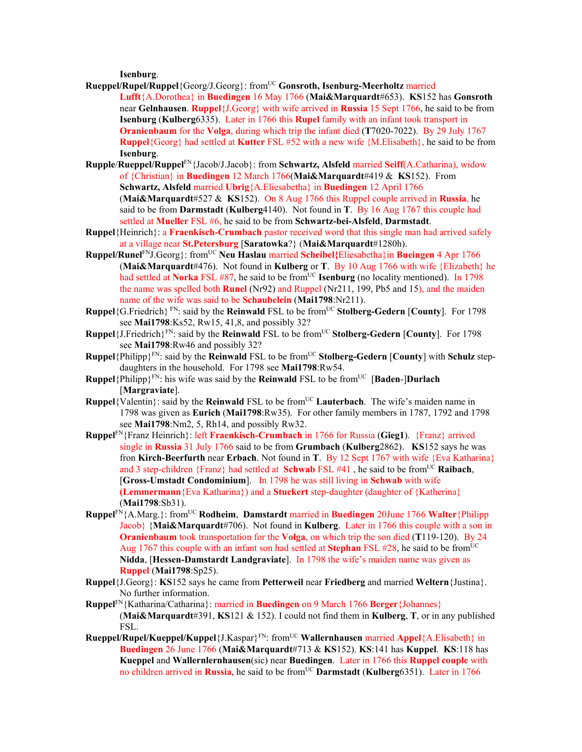**Isenburg**.

**Rueppel/Rupel/Ruppel**{Georg/J.Georg}: from[UC] **Gonsroth, Isenburg-Meerholtz** married **Lufft**{A.Dorothea} in **Buedingen** 16 May 1766 (**Mai&Marquardt**#653). **KS**152 has **Gonsroth** near **Gelnhausen**. **Ruppel**{J.Georg} with wife arrived in **Russia** 15 Sept 1766, he said to be from **Isenburg** (**Kulberg**6335). Later in 1766 this **Rupel** family with an infant took transport in **Oranienbaum** for the **Volga**, during which trip the infant died (**T**7020-7022). By 29 July 1767 **Ruppel**{Georg} had settled at **Kutter** FSL #52 with a new wife {M.Elisabeth}, he said to be from **Isenburg**.

**Rupple**/**Rueppel/Ruppel**[FN]{Jacob/J.Jacob}: from **Schwartz, Alsfeld** married **Seiff**(A.Catharina), widow of {Christian} in **Buedingen** 12 March 1766(**Mai&Marquardt**#419 & **KS**152). From **Schwartz, Alsfeld** married **Ubrig**{A.Eliesabetha} in **Buedingen** 12 April 1766 (**Mai&Marquardt**#527 & **KS**152). On 8 Aug 1766 this Ruppel couple arrived in **Russia**, he said to be from **Darmstadt** (**Kulberg**4140). Not found in **T**. By 16 Aug 1767 this couple had settled at **Mueller** FSL #6, he said to be from **Schwartz-bei-Alsfeld**, **Darmstadt**.

**Ruppel**{Heinrich}: a **Fraenkisch-Crumbach** pastor received word that this single man had arrived safely at a village near **St.Petersburg** [**Saratowka**?} (**Mai&Marquardt**#1280h).

**Ruppel/Runel**[FN]J.Georg}: from[UC] **Neu Haslau** married **Scheibel{**Eliesabetha}in **Bueingen** 4 Apr 1766 (**Mai&Marquardt**#476). Not found in **Kulberg** or **T**. By 10 Aug 1766 with wife {Elizabeth} he had settled at **Norka** FSL #87, he said to be from[UC] **Isenburg** (no locality mentioned). In 1798 the name was spelled both **Runel** (Nr92) and Ruppel (Nr211, 199, Pb5 and 15), and the maiden name of the wife was said to be **Schaubelein** (**Mai1798**:Nr211).

**Ruppel**{G.Friedrich} [FN]: said by the **Reinwald** FSL to be from[UC] **Stolberg-Gedern** [**County**]. For 1798 see **Mai1798**:Ks52, Rw15, 41,8, and possibly 32?

**Ruppel**{J.Friedrich}[FN]: said by the **Reinwald** FSL to be from[UC] **Stolberg-Gedern** [**County**]. For 1798 see **Mai1798**:Rw46 and possibly 32?

**Ruppel**{Philipp}[FN]: said by the **Reinwald** FSL to be from[UC] **Stolberg-Gedern** [**County**] with **Schulz** step-daughters in the household. For 1798 see **Mai1798**:Rw54.

**Ruppel**{Philipp}[FN]: his wife was said by the **Reinwald** FSL to be from[UC] [**Baden**-]**Durlach** [**Margraviate**].

**Ruppel**{Valentin}: said by the **Reinwald** FSL to be from[UC] **Lauterbach**. The wife's maiden name in 1798 was given as **Eurich** (**Mai1798**:Rw35). For other family members in 1787, 1792 and 1798 see **Mai1798**:Nm2, 5, Rh14, and possibly Rw32.

**Ruppel**[FN]{Franz Heinrich}: left **Fraenkisch-Crumbach** in 1766 for Russia (**Gieg1**). {Franz} arrived single in **Russia** 31 July 1766 said to be from **Grumbach** (**Kulberg**2862). **KS**152 says he was fron **Kirch-Beerfurth** near **Erbach**. Not found in **T**. By 12 Sept 1767 with wife {Eva Katharina} and 3 step-children {Franz} had settled at **Schwab** FSL #41 , he said to be from[UC] **Raibach**, [**Gross-Umstadt Condominium**]. In 1798 he was still living in **Schwab** with wife **(Lemmermann**{Eva Katharina}) and a **Stuckert** step-daughter (daughter of {Katherina} (**Mai1798**:Sb31).

**Ruppel**[FN]{A.Marg.}: from[UC] **Rodheim**, **Damstardt** married in **Buedingen** 20June 1766 **Walter**{Philipp Jacob} {**Mai&Marquardt**#706). Not found in **Kulberg**. Later in 1766 this couple with a son in **Oranienbaum** took transportation for the **Volga**, on which trip the son died (**T**119-120). By 24 Aug 1767 this couple with an infant son had settled at **Stephan** FSL #28, he said to be from[UC] **Nidda**, [**Hessen-Damstardt Landgraviate**]. In 1798 the wife's maiden name was given as **Ruppel** (**Mai1798**:Sp25).

**Ruppel**{J.Georg}: **KS**152 says he came from **Petterweil** near **Friedberg** and married **Welten**{Justina}. No further information.

**Ruppel**[FN]{Katharina/Catharina}: married in **Buedingen** on 9 March 1766 **Berger**{Johannes} (**Mai&Marquardt**#391, **KS**121 & 152). I could not find them in **Kulberg**, **T**, or in any published FSL.

**Rueppel/Rupel/Kueppel/Kuppel**{J.Kaspar}[FN]: from[UC] **Wallernhausen** married **Appel**{A.Elisabeth} in **Buedingen** 26 June 1766 (**Mai&Marquardt**#713 & **KS**152). **KS**:141 has **Kuppel**. **KS**:118 has **Kueppel** and **Wallernlernhausen**(sic) near **Buedingen**. Later in 1766 this **Ruppel couple** with no children arrived in **Russia**, he said to be from[UC] **Darmstadt** (**Kulberg**6351). Later in 1766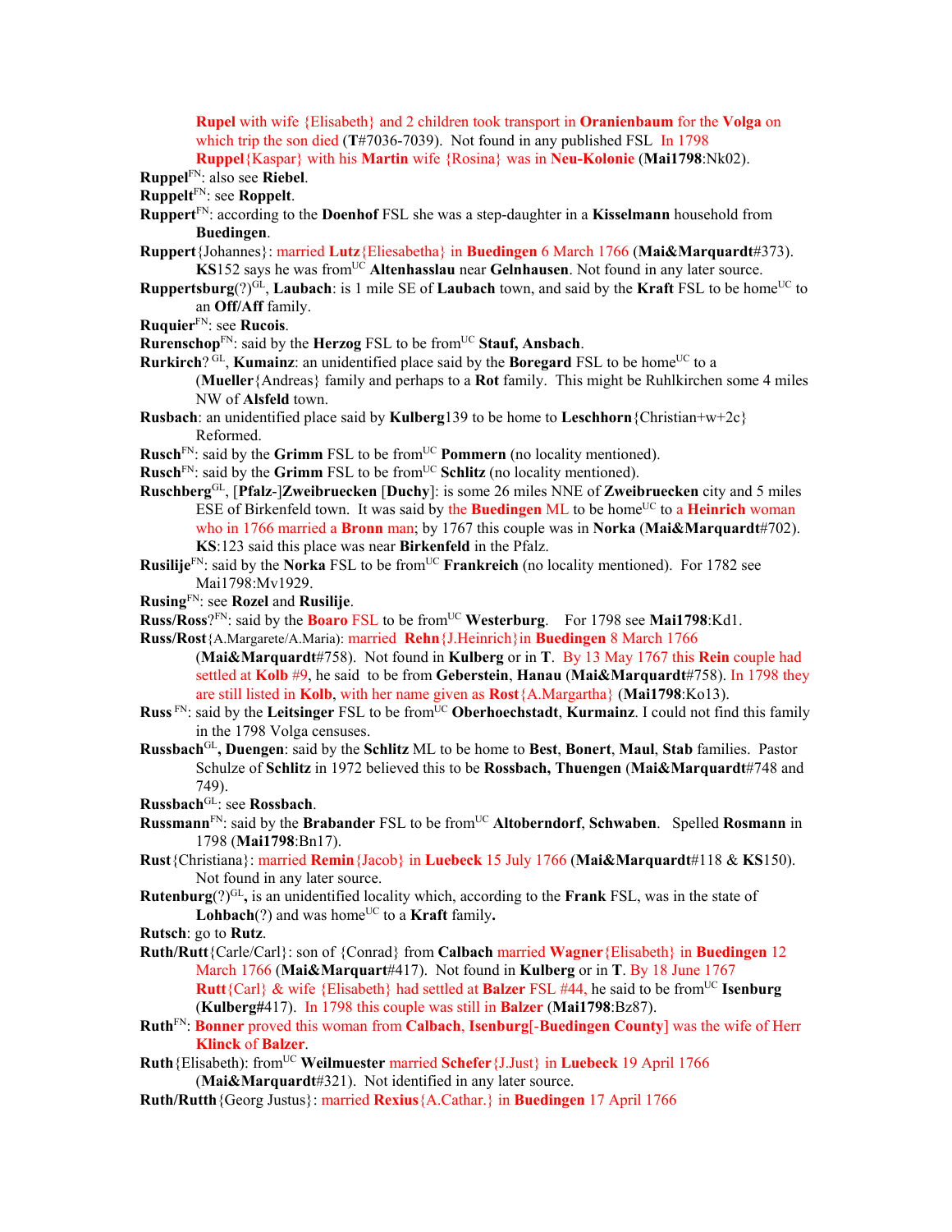**Rupel** with wife {Elisabeth} and 2 children took transport in **Oranienbaum** for the **Volga** on which trip the son died (**T**#7036-7039). Not found in any published FSL In 1798 **Ruppel**{Kaspar} with his **Martin** wife {Rosina} was in **Neu-Kolonie** (**Mai1798**:Nk02).

**Ruppel**[FN]: also see **Riebel**.

**Ruppelt**[FN]: see **Roppelt**.

**Ruppert**[FN]: according to the **Doenhof** FSL she was a step-daughter in a **Kisselmann** household from **Buedingen**.

**Ruppert**{Johannes}: married **Lutz**{Eliesabetha} in **Buedingen** 6 March 1766 (**Mai&Marquardt**#373). **KS**152 says he was from[UC] **Altenhasslau** near **Gelnhausen**. Not found in any later source.

**Ruppertsburg**(?)[GL], **Laubach**: is 1 mile SE of **Laubach** town, and said by the **Kraft** FSL to be home[UC] to an **Off/Aff** family.

**Ruquier**[FN]: see **Rucois**.

**Rurenschop**[FN]: said by the **Herzog** FSL to be from[UC] **Stauf, Ansbach**.

**Rurkirch**? [GL], **Kumainz**: an unidentified place said by the **Boregard** FSL to be home[UC] to a (**Mueller**{Andreas} family and perhaps to a **Rot** family. This might be Ruhlkirchen some 4 miles NW of **Alsfeld** town.

**Rusbach**: an unidentified place said by **Kulberg**139 to be home to **Leschhorn**{Christian+w+2c} Reformed.

**Rusch**[FN]: said by the **Grimm** FSL to be from[UC] **Pommern** (no locality mentioned).

**Rusch**[FN]: said by the **Grimm** FSL to be from[UC] **Schlitz** (no locality mentioned).

**Ruschberg**[GL], [**Pfalz**-]**Zweibruecken** [**Duchy**]: is some 26 miles NNE of **Zweibruecken** city and 5 miles ESE of Birkenfeld town. It was said by the **Buedingen** ML to be home[UC] to a **Heinrich** woman who in 1766 married a **Bronn** man; by 1767 this couple was in **Norka** (**Mai&Marquardt**#702). **KS**:123 said this place was near **Birkenfeld** in the Pfalz.

**Rusilije**[FN]: said by the **Norka** FSL to be from[UC] **Frankreich** (no locality mentioned). For 1782 see Mai1798:Mv1929.

**Rusing**[FN]: see **Rozel** and **Rusilije**.

**Russ/Ross**?[FN]: said by the **Boaro** FSL to be from[UC] **Westerburg**. For 1798 see **Mai1798**:Kd1.

**Russ/Rost**{A.Margarete/A.Maria): married **Rehn**{J.Heinrich}in **Buedingen** 8 March 1766 (**Mai&Marquardt**#758). Not found in **Kulberg** or in **T**. By 13 May 1767 this **Rein** couple had settled at **Kolb** #9, he said to be from **Geberstein**, **Hanau** (**Mai&Marquardt**#758). In 1798 they are still listed in **Kolb**, with her name given as **Rost**{A.Margartha} (**Mai1798**:Ko13).

**Russ** [FN]: said by the **Leitsinger** FSL to be from[UC] **Oberhoechstadt**, **Kurmainz**. I could not find this family in the 1798 Volga censuses.

**Russbach**[GL]**, Duengen**: said by the **Schlitz** ML to be home to **Best**, **Bonert**, **Maul**, **Stab** families. Pastor Schulze of **Schlitz** in 1972 believed this to be **Rossbach, Thuengen** (**Mai&Marquardt**#748 and 749).

**Russbach**[GL]: see **Rossbach**.

**Russmann**[FN]: said by the **Brabander** FSL to be from[UC] **Altoberndorf**, **Schwaben**. Spelled **Rosmann** in 1798 (**Mai1798**:Bn17).

**Rust**{Christiana}: married **Remin**{Jacob} in **Luebeck** 15 July 1766 (**Mai&Marquardt**#118 & **KS**150). Not found in any later source.

**Rutenburg**(?)[GL]**,** is an unidentified locality which, according to the **Frank** FSL, was in the state of **Lohbach**(?) and was home[UC] to a **Kraft** family**.**

**Rutsch**: go to **Rutz**.

**Ruth/Rutt**{Carle/Carl}: son of {Conrad} from **Calbach** married **Wagner**{Elisabeth} in **Buedingen** 12 March 1766 (**Mai&Marquart**#417). Not found in **Kulberg** or in **T**. By 18 June 1767 **Rutt**{Carl} & wife {Elisabeth} had settled at **Balzer** FSL #44, he said to be from[UC] **Isenburg** (**Kulberg**#417). In 1798 this couple was still in **Balzer** (**Mai1798**:Bz87).

**Ruth**[FN]: **Bonner** proved this woman from **Calbach**, **Isenburg**[-**Buedingen County**] was the wife of Herr **Klinck** of **Balzer**.

**Ruth**{Elisabeth): from[UC] **Weilmuester** married **Schefer**{J.Just} in **Luebeck** 19 April 1766 (**Mai&Marquardt**#321). Not identified in any later source.

**Ruth/Rutth**{Georg Justus}: married **Rexius**{A.Cathar.} in **Buedingen** 17 April 1766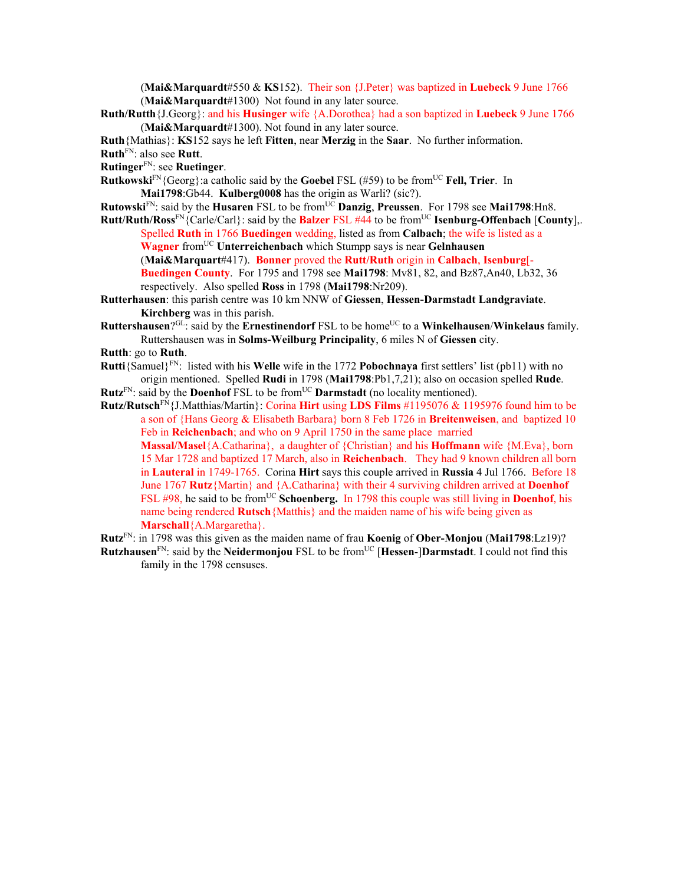(**Mai&Marquardt**#550 & **KS**152). Their son {J.Peter} was baptized in **Luebeck** 9 June 1766 (**Mai&Marquardt**#1300) Not found in any later source.

**Ruth/Rutth**{J.Georg}: and his **Husinger** wife {A.Dorothea} had a son baptized in **Luebeck** 9 June 1766 (**Mai&Marquardt**#1300). Not found in any later source.

**Ruth**{Mathias}: **KS**152 says he left **Fitten**, near **Merzig** in the **Saar**. No further information.

**Ruth**[FN]: also see **Rutt**.

**Rutinger**[FN]: see **Ruetinger**.

**Rutkowski**[FN]{Georg}:a catholic said by the **Goebel** FSL (#59) to be from[UC] **Fell, Trier**. In **Mai1798**:Gb44. **Kulberg0008** has the origin as Warli? (sic?).

**Rutowski**[FN]: said by the **Husaren** FSL to be from[UC] **Danzig**, **Preussen**. For 1798 see **Mai1798**:Hn8.

**Rutt/Ruth/Ross**[FN]{Carle/Carl}: said by the **Balzer** FSL #44 to be from[UC] **Isenburg-Offenbach** [**County**],. Spelled **Ruth** in 1766 **Buedingen** wedding, listed as from **Calbach**; the wife is listed as a **Wagner** from[UC] **Unterreichenbach** which Stumpp says is near **Gelnhausen** (**Mai&Marquart**#417). **Bonner** proved the **Rutt/Ruth** origin in **Calbach**, **Isenburg[-Buedingen County**. For 1795 and 1798 see **Mai1798**: Mv81, 82, and Bz87,An40, Lb32, 36 respectively. Also spelled **Ross** in 1798 (**Mai1798**:Nr209).

**Rutterhausen**: this parish centre was 10 km NNW of **Giessen**, **Hessen-Darmstadt Landgraviate**. **Kirchberg** was in this parish.

**Ruttershausen**?[GL]: said by the **Ernestinendorf** FSL to be home[UC] to a **Winkelhausen**/**Winkelaus** family. Ruttershausen was in **Solms-Weilburg Principality**, 6 miles N of **Giessen** city.

**Rutth**: go to **Ruth**.

**Rutti**{Samuel}[FN]: listed with his **Welle** wife in the 1772 **Pobochnaya** first settlers' list (pb11) with no origin mentioned. Spelled **Rudi** in 1798 (**Mai1798**:Pb1,7,21); also on occasion spelled **Rude**.

**Rutz**[FN]: said by the **Doenhof** FSL to be from[UC] **Darmstadt** (no locality mentioned).

**Rutz/Rutsch**[FN]{J.Matthias/Martin}: Corina **Hirt** using **LDS Films** #1195076 & 1195976 found him to be a son of {Hans Georg & Elisabeth Barbara} born 8 Feb 1726 in **Breitenweisen**, and baptized 10 Feb in **Reichenbach**; and who on 9 April 1750 in the same place married **Massal/Masel**{A.Catharina}, a daughter of {Christian} and his **Hoffmann** wife {M.Eva}, born 15 Mar 1728 and baptized 17 March, also in **Reichenbach**. They had 9 known children all born in **Lauteral** in 1749-1765. Corina **Hirt** says this couple arrived in **Russia** 4 Jul 1766. Before 18 June 1767 **Rutz**{Martin} and {A.Catharina} with their 4 surviving children arrived at **Doenhof** FSL #98, he said to be from[UC] **Schoenberg.** In 1798 this couple was still living in **Doenhof**, his name being rendered **Rutsch**{Matthis} and the maiden name of his wife being given as **Marschall**{A.Margaretha}.

**Rutz**[FN]: in 1798 was this given as the maiden name of frau **Koenig** of **Ober-Monjou** (**Mai1798**:Lz19)?

**Rutzhausen**[FN]: said by the **Neidermonjou** FSL to be from[UC] [**Hessen-**]**Darmstadt**. I could not find this family in the 1798 censuses.